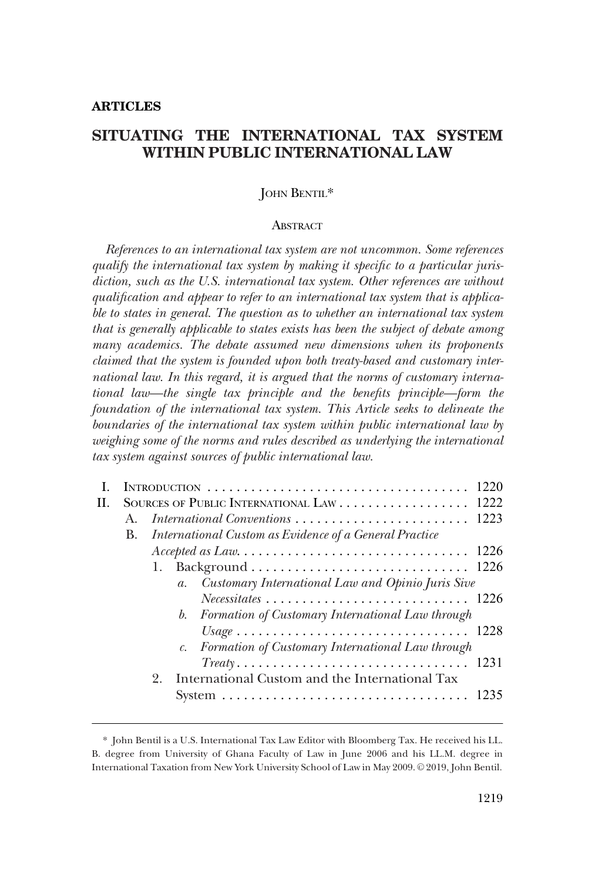**ARTICLES**

# SITUATING THE INTERNATIONAL TAX SYSTEM WITHIN PUBLIC INTERNATIONAL LAW

JOHN BENTIL*

ABSTRACT

*References to an international tax system are not uncommon. Some references qualify the international tax system by making it specific to a particular jurisdiction, such as the U.S. international tax system. Other references are without qualification and appear to refer to an international tax system that is applicable to states in general. The question as to whether an international tax system that is generally applicable to states exists has been the subject of debate among many academics. The debate assumed new dimensions when its proponents claimed that the system is founded upon both treaty-based and customary international law. In this regard, it is argued that the norms of customary international law—the single tax principle and the benefits principle—form the foundation of the international tax system. This Article seeks to delineate the boundaries of the international tax system within public international law by weighing some of the norms and rules described as underlying the international tax system against sources of public international law.*

- I. INTRODUCTION . . . . . . . . . . . . . . . . . . . . . . . . . . . . . . . . . . . . 1220
- II. SOURCES OF PUBLIC INTERNATIONAL LAW . . . . . . . . . . . . . . . . . . 1222
  - A. *International Conventions* . . . . . . . . . . . . . . . . . . . . . . . . 1223
  - B. *International Custom as Evidence of a General Practice Accepted as Law.* . . . . . . . . . . . . . . . . . . . . . . . . . . . . . . 1226
    - 1. Background . . . . . . . . . . . . . . . . . . . . . . . . . . . . . 1226
      - *a. Customary International Law and Opinio Juris Sive Necessitates* . . . . . . . . . . . . . . . . . . . . . . . . . . . . 1226
      - *b. Formation of Customary International Law through Usage* . . . . . . . . . . . . . . . . . . . . . . . . . . . . . . . . 1228
      - *c. Formation of Customary International Law through Treaty* . . . . . . . . . . . . . . . . . . . . . . . . . . . . . . . . 1231
    - 2. International Custom and the International Tax System . . . . . . . . . . . . . . . . . . . . . . . . . . . . . . . . . . 1235

---

\* John Bentil is a U.S. International Tax Law Editor with Bloomberg Tax. He received his LL.B. degree from University of Ghana Faculty of Law in June 2006 and his LL.M. degree in International Taxation from New York University School of Law in May 2009. © 2019, John Bentil.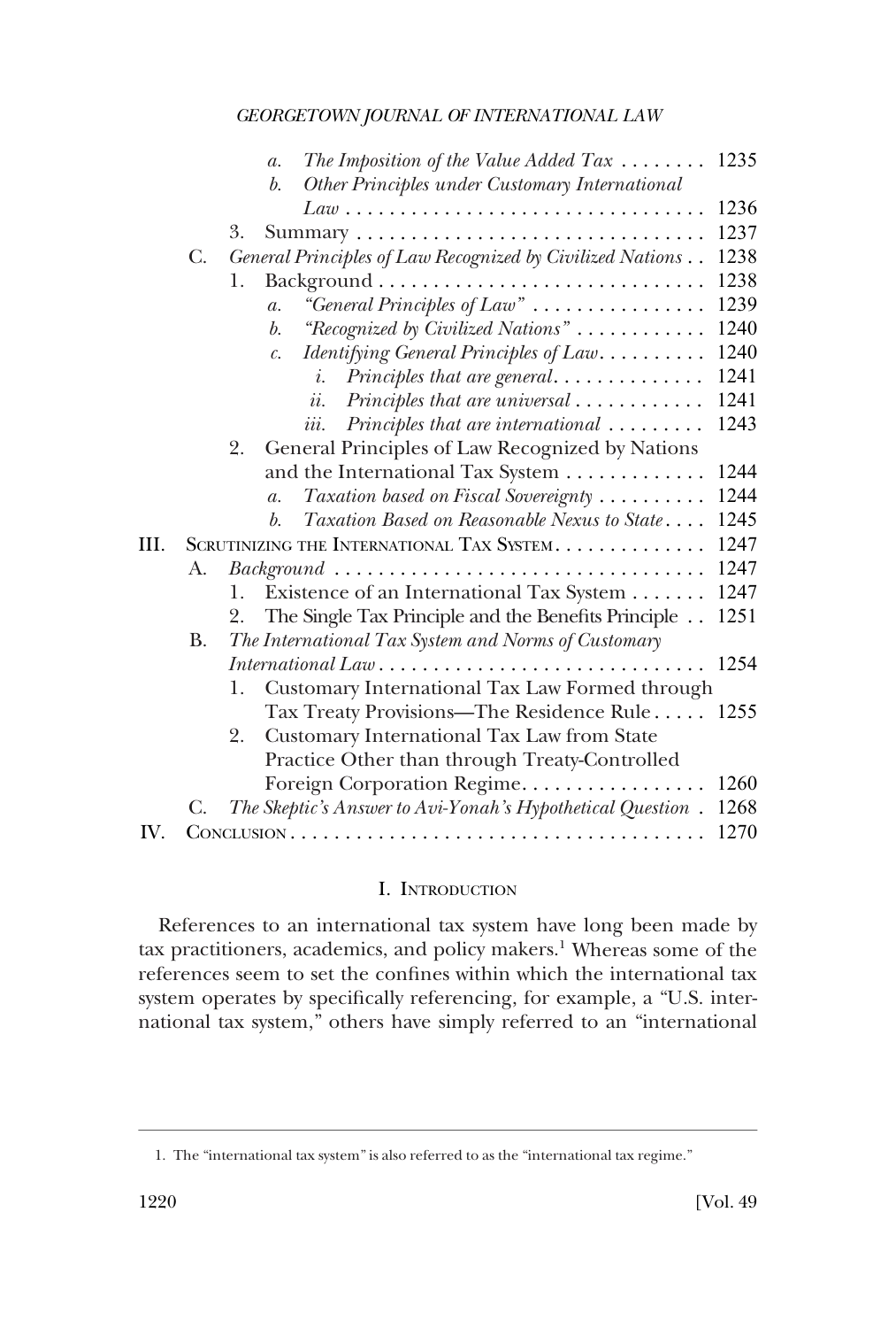a. *The Imposition of the Value Added Tax* . . . . . . . . 1235
b. *Other Principles under Customary International Law* . . . . . . . . . . . . . . . . . . . . . . . . . . . . . . . . . 1236
3. Summary . . . . . . . . . . . . . . . . . . . . . . . . . . . . . . . . 1237

C. *General Principles of Law Recognized by Civilized Nations* . . 1238
1. Background . . . . . . . . . . . . . . . . . . . . . . . . . . . . . . 1238
a. *"General Principles of Law"* . . . . . . . . . . . . . . . . 1239
b. *"Recognized by Civilized Nations"* . . . . . . . . . . . . 1240
c. *Identifying General Principles of Law*. . . . . . . . . . 1240
i. *Principles that are general*. . . . . . . . . . . . . . 1241
ii. *Principles that are universal* . . . . . . . . . . . . 1241
iii. *Principles that are international* . . . . . . . . . 1243
2. General Principles of Law Recognized by Nations and the International Tax System . . . . . . . . . . . . . 1244
a. *Taxation based on Fiscal Sovereignty* . . . . . . . . . . 1244
b. *Taxation Based on Reasonable Nexus to State* . . . . 1245

III. Scrutinizing the International Tax System. . . . . . . . . . . . . . 1247

A. *Background* . . . . . . . . . . . . . . . . . . . . . . . . . . . . . . . . . . 1247
1. Existence of an International Tax System . . . . . . . 1247
2. The Single Tax Principle and the Benefits Principle . . 1251

B. *The International Tax System and Norms of Customary International Law* . . . . . . . . . . . . . . . . . . . . . . . . . . . . . . 1254
1. Customary International Tax Law Formed through Tax Treaty Provisions—The Residence Rule . . . . . 1255
2. Customary International Tax Law from State Practice Other than through Treaty-Controlled Foreign Corporation Regime. . . . . . . . . . . . . . . . . 1260

C. *The Skeptic's Answer to Avi-Yonah's Hypothetical Question* . 1268

IV. Conclusion . . . . . . . . . . . . . . . . . . . . . . . . . . . . . . . . . . . . . . 1270

## I. Introduction

References to an international tax system have long been made by tax practitioners, academics, and policy makers.[1] Whereas some of the references seem to set the confines within which the international tax system operates by specifically referencing, for example, a "U.S. international tax system," others have simply referred to an "international

1. The "international tax system" is also referred to as the "international tax regime."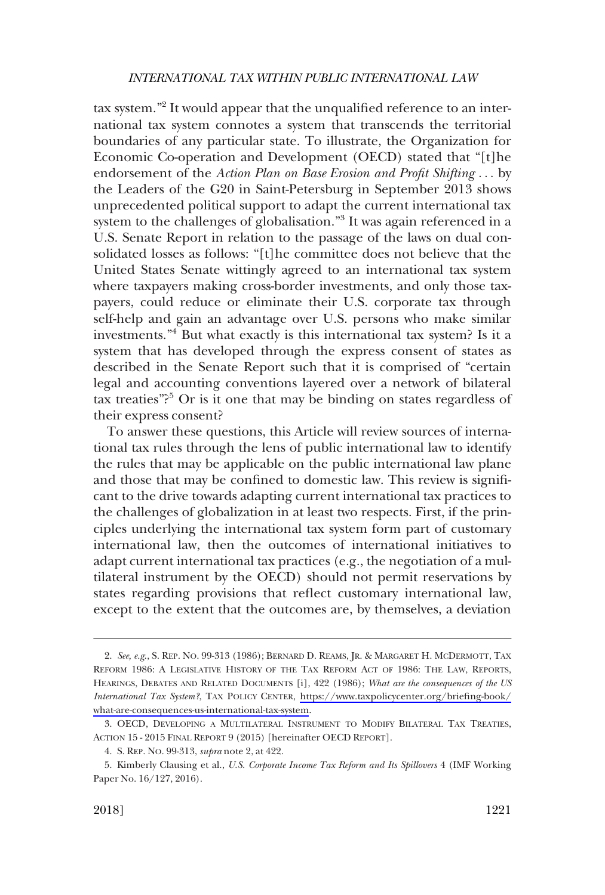tax system."[2] It would appear that the unqualified reference to an international tax system connotes a system that transcends the territorial boundaries of any particular state. To illustrate, the Organization for Economic Co-operation and Development (OECD) stated that "[t]he endorsement of the *Action Plan on Base Erosion and Profit Shifting* . . . by the Leaders of the G20 in Saint-Petersburg in September 2013 shows unprecedented political support to adapt the current international tax system to the challenges of globalisation."[3] It was again referenced in a U.S. Senate Report in relation to the passage of the laws on dual consolidated losses as follows: "[t]he committee does not believe that the United States Senate wittingly agreed to an international tax system where taxpayers making cross-border investments, and only those taxpayers, could reduce or eliminate their U.S. corporate tax through self-help and gain an advantage over U.S. persons who make similar investments."[4] But what exactly is this international tax system? Is it a system that has developed through the express consent of states as described in the Senate Report such that it is comprised of "certain legal and accounting conventions layered over a network of bilateral tax treaties"?[5] Or is it one that may be binding on states regardless of their express consent?

To answer these questions, this Article will review sources of international tax rules through the lens of public international law to identify the rules that may be applicable on the public international law plane and those that may be confined to domestic law. This review is significant to the drive towards adapting current international tax practices to the challenges of globalization in at least two respects. First, if the principles underlying the international tax system form part of customary international law, then the outcomes of international initiatives to adapt current international tax practices (e.g., the negotiation of a multilateral instrument by the OECD) should not permit reservations by states regarding provisions that reflect customary international law, except to the extent that the outcomes are, by themselves, a deviation

---

2. *See, e.g.*, S. REP. NO. 99-313 (1986); BERNARD D. REAMS, JR. & MARGARET H. MCDERMOTT, TAX REFORM 1986: A LEGISLATIVE HISTORY OF THE TAX REFORM ACT OF 1986: THE LAW, REPORTS, HEARINGS, DEBATES AND RELATED DOCUMENTS [i], 422 (1986); *What are the consequences of the US International Tax System?*, TAX POLICY CENTER, https://www.taxpolicycenter.org/briefing-book/what-are-consequences-us-international-tax-system.

3. OECD, DEVELOPING A MULTILATERAL INSTRUMENT TO MODIFY BILATERAL TAX TREATIES, ACTION 15 - 2015 FINAL REPORT 9 (2015) [hereinafter OECD REPORT].

4. S. REP. NO. 99-313, *supra* note 2, at 422.

5. Kimberly Clausing et al., *U.S. Corporate Income Tax Reform and Its Spillovers* 4 (IMF Working Paper No. 16/127, 2016).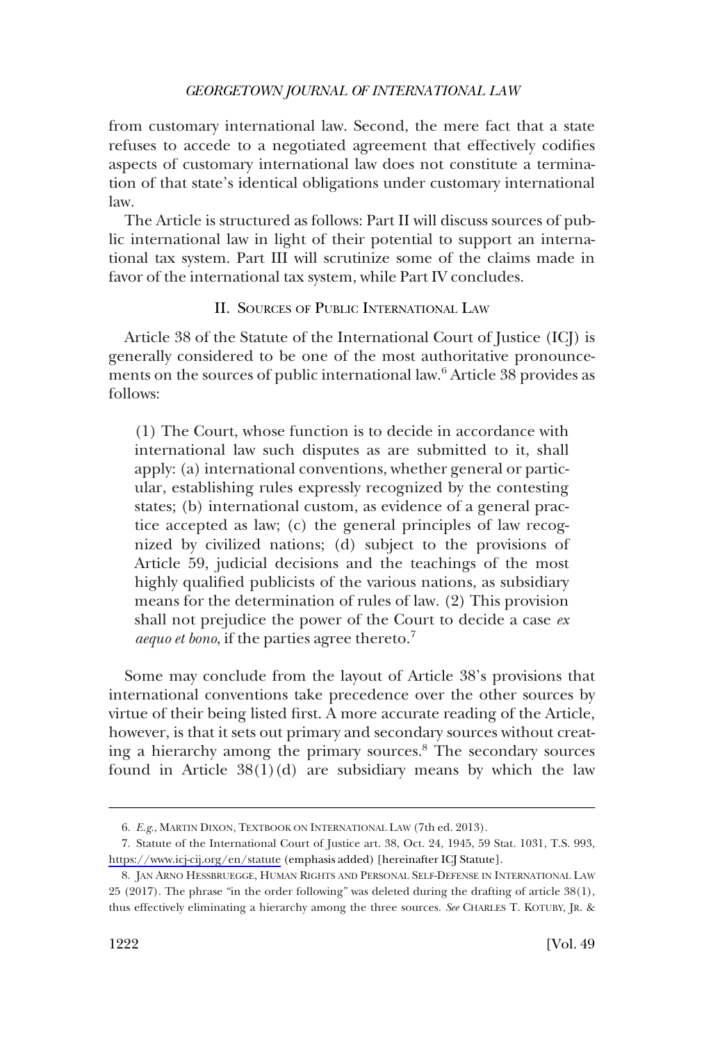from customary international law. Second, the mere fact that a state refuses to accede to a negotiated agreement that effectively codifies aspects of customary international law does not constitute a termination of that state's identical obligations under customary international law.

The Article is structured as follows: Part II will discuss sources of public international law in light of their potential to support an international tax system. Part III will scrutinize some of the claims made in favor of the international tax system, while Part IV concludes.

## II. Sources of Public International Law

Article 38 of the Statute of the International Court of Justice (ICJ) is generally considered to be one of the most authoritative pronouncements on the sources of public international law.[6] Article 38 provides as follows:

> (1) The Court, whose function is to decide in accordance with international law such disputes as are submitted to it, shall apply: (a) international conventions, whether general or particular, establishing rules expressly recognized by the contesting states; (b) international custom, as evidence of a general practice accepted as law; (c) the general principles of law recognized by civilized nations; (d) subject to the provisions of Article 59, judicial decisions and the teachings of the most highly qualified publicists of the various nations, as subsidiary means for the determination of rules of law. (2) This provision shall not prejudice the power of the Court to decide a case *ex aequo et bono*, if the parties agree thereto.[7]

Some may conclude from the layout of Article 38's provisions that international conventions take precedence over the other sources by virtue of their being listed first. A more accurate reading of the Article, however, is that it sets out primary and secondary sources without creating a hierarchy among the primary sources.[8] The secondary sources found in Article 38(1)(d) are subsidiary means by which the law

---

6. *E.g.*, Martin Dixon, Textbook on International Law (7th ed. 2013).

7. Statute of the International Court of Justice art. 38, Oct. 24, 1945, 59 Stat. 1031, T.S. 993, https://www.icj-cij.org/en/statute (emphasis added) [hereinafter ICJ Statute].

8. Jan Arno Hessbruegge, Human Rights and Personal Self-Defense in International Law 25 (2017). The phrase "in the order following" was deleted during the drafting of article 38(1), thus effectively eliminating a hierarchy among the three sources. *See* Charles T. Kotuby, Jr. &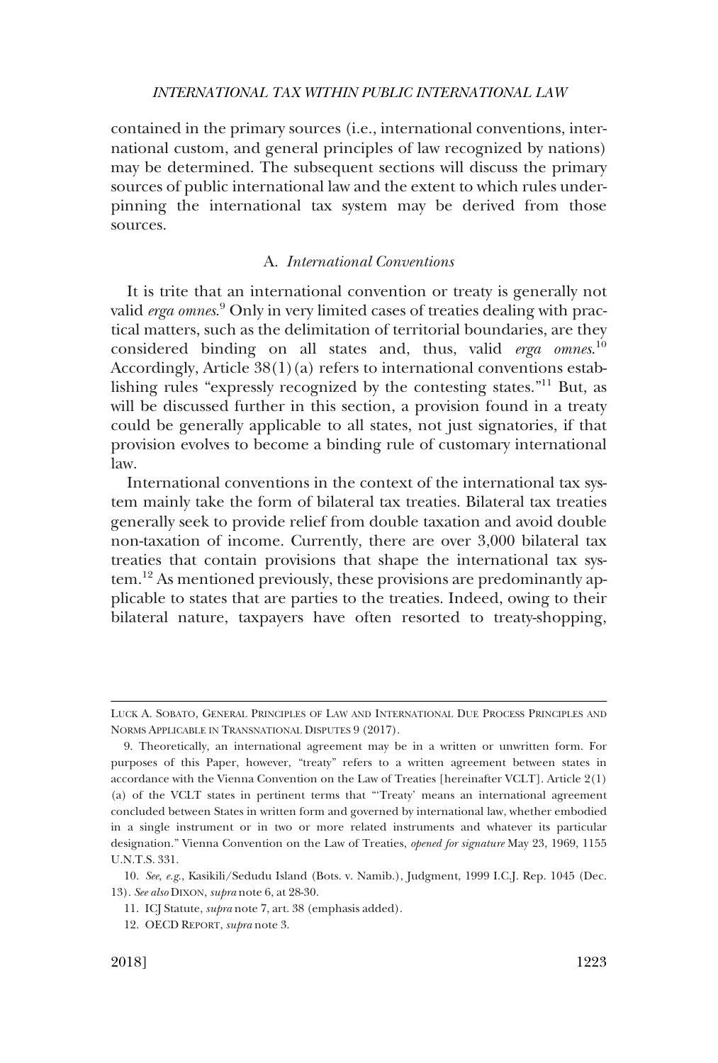contained in the primary sources (i.e., international conventions, international custom, and general principles of law recognized by nations) may be determined. The subsequent sections will discuss the primary sources of public international law and the extent to which rules underpinning the international tax system may be derived from those sources.

### A. *International Conventions*

It is trite that an international convention or treaty is generally not valid *erga omnes*.[9] Only in very limited cases of treaties dealing with practical matters, such as the delimitation of territorial boundaries, are they considered binding on all states and, thus, valid *erga omnes*.[10] Accordingly, Article 38(1)(a) refers to international conventions establishing rules "expressly recognized by the contesting states."[11] But, as will be discussed further in this section, a provision found in a treaty could be generally applicable to all states, not just signatories, if that provision evolves to become a binding rule of customary international law.

International conventions in the context of the international tax system mainly take the form of bilateral tax treaties. Bilateral tax treaties generally seek to provide relief from double taxation and avoid double non-taxation of income. Currently, there are over 3,000 bilateral tax treaties that contain provisions that shape the international tax system.[12] As mentioned previously, these provisions are predominantly applicable to states that are parties to the treaties. Indeed, owing to their bilateral nature, taxpayers have often resorted to treaty-shopping,

---

LUCK A. SOBATO, GENERAL PRINCIPLES OF LAW AND INTERNATIONAL DUE PROCESS PRINCIPLES AND NORMS APPLICABLE IN TRANSNATIONAL DISPUTES 9 (2017).

9. Theoretically, an international agreement may be in a written or unwritten form. For purposes of this Paper, however, "treaty" refers to a written agreement between states in accordance with the Vienna Convention on the Law of Treaties [hereinafter VCLT]. Article 2(1)(a) of the VCLT states in pertinent terms that "'Treaty' means an international agreement concluded between States in written form and governed by international law, whether embodied in a single instrument or in two or more related instruments and whatever its particular designation." Vienna Convention on the Law of Treaties, *opened for signature* May 23, 1969, 1155 U.N.T.S. 331.

10. *See, e.g.*, Kasikili/Sedudu Island (Bots. v. Namib.), Judgment, 1999 I.C.J. Rep. 1045 (Dec. 13). *See also* DIXON, *supra* note 6, at 28-30.

11. ICJ Statute, *supra* note 7, art. 38 (emphasis added).

12. OECD REPORT, *supra* note 3.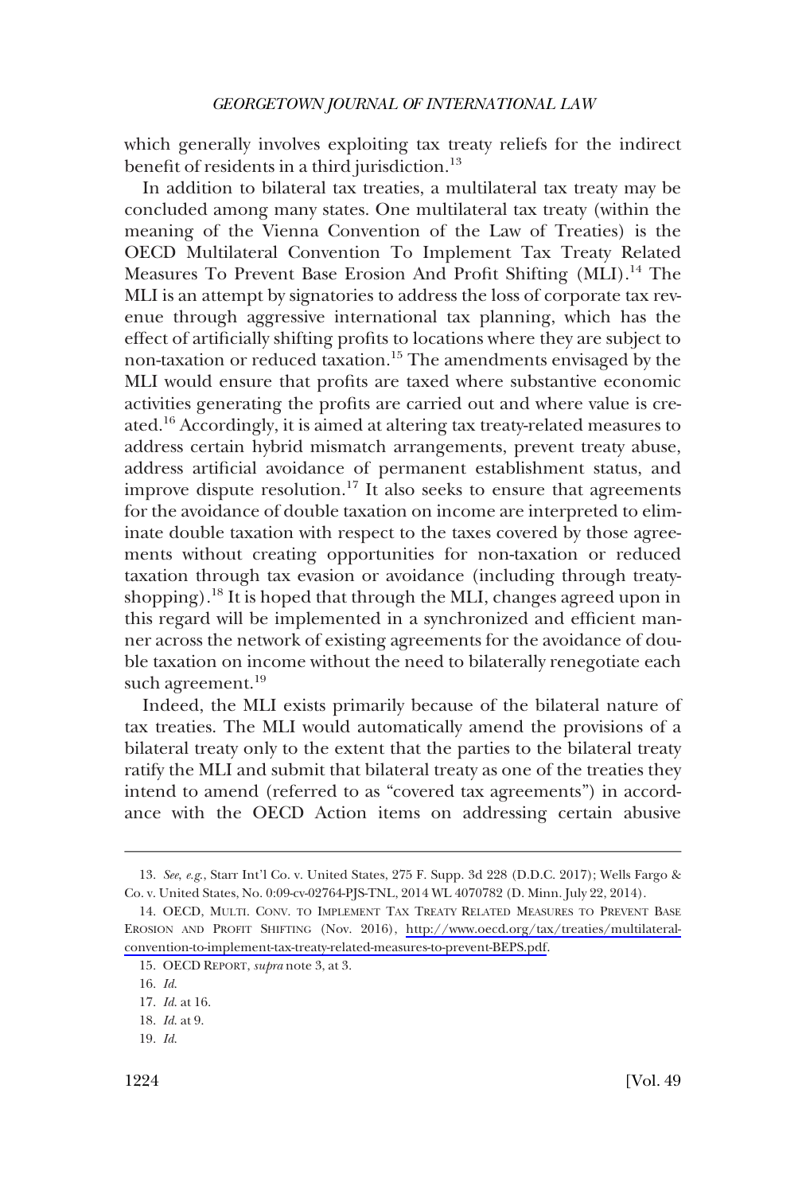which generally involves exploiting tax treaty reliefs for the indirect benefit of residents in a third jurisdiction.[13]

In addition to bilateral tax treaties, a multilateral tax treaty may be concluded among many states. One multilateral tax treaty (within the meaning of the Vienna Convention of the Law of Treaties) is the OECD Multilateral Convention To Implement Tax Treaty Related Measures To Prevent Base Erosion And Profit Shifting (MLI).[14] The MLI is an attempt by signatories to address the loss of corporate tax revenue through aggressive international tax planning, which has the effect of artificially shifting profits to locations where they are subject to non-taxation or reduced taxation.[15] The amendments envisaged by the MLI would ensure that profits are taxed where substantive economic activities generating the profits are carried out and where value is created.[16] Accordingly, it is aimed at altering tax treaty-related measures to address certain hybrid mismatch arrangements, prevent treaty abuse, address artificial avoidance of permanent establishment status, and improve dispute resolution.[17] It also seeks to ensure that agreements for the avoidance of double taxation on income are interpreted to eliminate double taxation with respect to the taxes covered by those agreements without creating opportunities for non-taxation or reduced taxation through tax evasion or avoidance (including through treaty-shopping).[18] It is hoped that through the MLI, changes agreed upon in this regard will be implemented in a synchronized and efficient manner across the network of existing agreements for the avoidance of double taxation on income without the need to bilaterally renegotiate each such agreement.[19]

Indeed, the MLI exists primarily because of the bilateral nature of tax treaties. The MLI would automatically amend the provisions of a bilateral treaty only to the extent that the parties to the bilateral treaty ratify the MLI and submit that bilateral treaty as one of the treaties they intend to amend (referred to as "covered tax agreements") in accordance with the OECD Action items on addressing certain abusive

---

13. *See, e.g.*, Starr Int'l Co. v. United States, 275 F. Supp. 3d 228 (D.D.C. 2017); Wells Fargo & Co. v. United States, No. 0:09-cv-02764-PJS-TNL, 2014 WL 4070782 (D. Minn. July 22, 2014).

14. OECD, MULTI. CONV. TO IMPLEMENT TAX TREATY RELATED MEASURES TO PREVENT BASE EROSION AND PROFIT SHIFTING (Nov. 2016), http://www.oecd.org/tax/treaties/multilateral-convention-to-implement-tax-treaty-related-measures-to-prevent-BEPS.pdf.

15. OECD REPORT, *supra* note 3, at 3.

16. *Id.*

17. *Id.* at 16.

18. *Id.* at 9.

19. *Id.*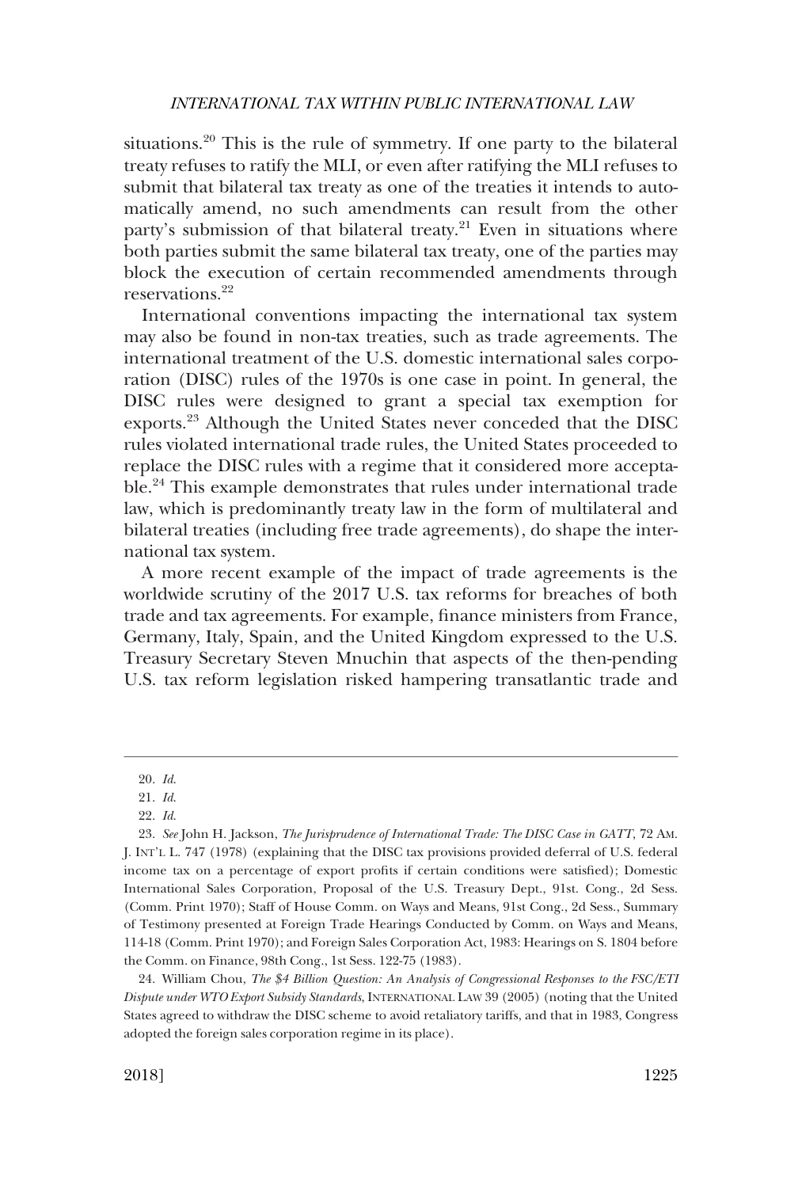situations.[20] This is the rule of symmetry. If one party to the bilateral treaty refuses to ratify the MLI, or even after ratifying the MLI refuses to submit that bilateral tax treaty as one of the treaties it intends to automatically amend, no such amendments can result from the other party's submission of that bilateral treaty.[21] Even in situations where both parties submit the same bilateral tax treaty, one of the parties may block the execution of certain recommended amendments through reservations.[22]

International conventions impacting the international tax system may also be found in non-tax treaties, such as trade agreements. The international treatment of the U.S. domestic international sales corporation (DISC) rules of the 1970s is one case in point. In general, the DISC rules were designed to grant a special tax exemption for exports.[23] Although the United States never conceded that the DISC rules violated international trade rules, the United States proceeded to replace the DISC rules with a regime that it considered more acceptable.[24] This example demonstrates that rules under international trade law, which is predominantly treaty law in the form of multilateral and bilateral treaties (including free trade agreements), do shape the international tax system.

A more recent example of the impact of trade agreements is the worldwide scrutiny of the 2017 U.S. tax reforms for breaches of both trade and tax agreements. For example, finance ministers from France, Germany, Italy, Spain, and the United Kingdom expressed to the U.S. Treasury Secretary Steven Mnuchin that aspects of the then-pending U.S. tax reform legislation risked hampering transatlantic trade and

---

20. *Id.*

21. *Id.*

22. *Id.*

23. *See* John H. Jackson, *The Jurisprudence of International Trade: The DISC Case in GATT*, 72 AM. J. INT'L L. 747 (1978) (explaining that the DISC tax provisions provided deferral of U.S. federal income tax on a percentage of export profits if certain conditions were satisfied); Domestic International Sales Corporation, Proposal of the U.S. Treasury Dept., 91st. Cong., 2d Sess. (Comm. Print 1970); Staff of House Comm. on Ways and Means, 91st Cong., 2d Sess., Summary of Testimony presented at Foreign Trade Hearings Conducted by Comm. on Ways and Means, 114-18 (Comm. Print 1970); and Foreign Sales Corporation Act, 1983: Hearings on S. 1804 before the Comm. on Finance, 98th Cong., 1st Sess. 122-75 (1983).

24. William Chou, *The $4 Billion Question: An Analysis of Congressional Responses to the FSC/ETI Dispute under WTO Export Subsidy Standards*, INTERNATIONAL LAW 39 (2005) (noting that the United States agreed to withdraw the DISC scheme to avoid retaliatory tariffs, and that in 1983, Congress adopted the foreign sales corporation regime in its place).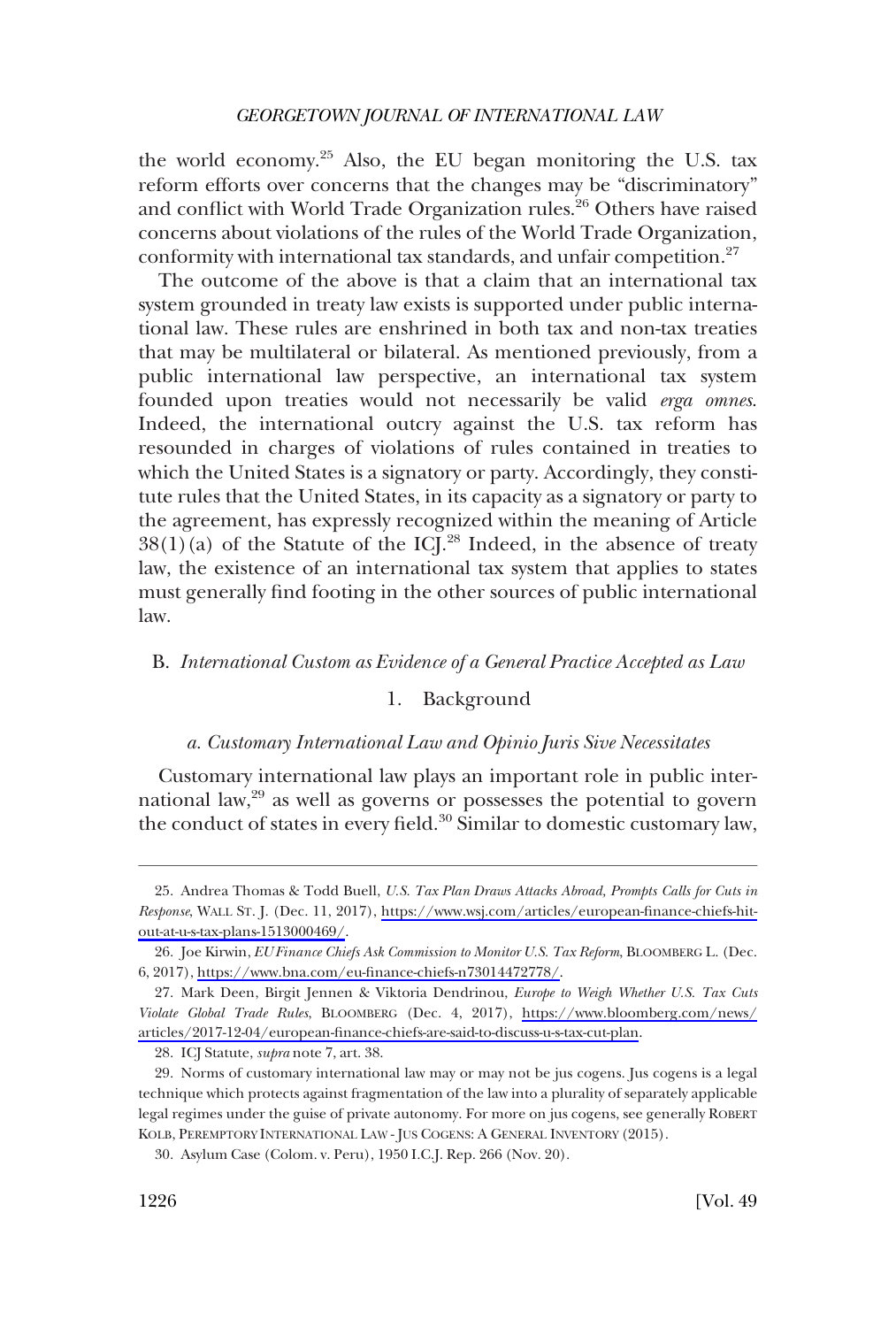the world economy.[25] Also, the EU began monitoring the U.S. tax reform efforts over concerns that the changes may be "discriminatory" and conflict with World Trade Organization rules.[26] Others have raised concerns about violations of the rules of the World Trade Organization, conformity with international tax standards, and unfair competition.[27]

The outcome of the above is that a claim that an international tax system grounded in treaty law exists is supported under public international law. These rules are enshrined in both tax and non-tax treaties that may be multilateral or bilateral. As mentioned previously, from a public international law perspective, an international tax system founded upon treaties would not necessarily be valid *erga omnes*. Indeed, the international outcry against the U.S. tax reform has resounded in charges of violations of rules contained in treaties to which the United States is a signatory or party. Accordingly, they constitute rules that the United States, in its capacity as a signatory or party to the agreement, has expressly recognized within the meaning of Article 38(1)(a) of the Statute of the ICJ.[28] Indeed, in the absence of treaty law, the existence of an international tax system that applies to states must generally find footing in the other sources of public international law.

### B. *International Custom as Evidence of a General Practice Accepted as Law*

#### 1. Background

##### *a. Customary International Law and Opinio Juris Sive Necessitates*

Customary international law plays an important role in public international law,[29] as well as governs or possesses the potential to govern the conduct of states in every field.[30] Similar to domestic customary law,

---

25. Andrea Thomas & Todd Buell, *U.S. Tax Plan Draws Attacks Abroad, Prompts Calls for Cuts in Response*, WALL ST. J. (Dec. 11, 2017), https://www.wsj.com/articles/european-finance-chiefs-hit-out-at-u-s-tax-plans-1513000469/.

26. Joe Kirwin, *EU Finance Chiefs Ask Commission to Monitor U.S. Tax Reform*, BLOOMBERG L. (Dec. 6, 2017), https://www.bna.com/eu-finance-chiefs-n73014472778/.

27. Mark Deen, Birgit Jennen & Viktoria Dendrinou, *Europe to Weigh Whether U.S. Tax Cuts Violate Global Trade Rules*, BLOOMBERG (Dec. 4, 2017), https://www.bloomberg.com/news/articles/2017-12-04/european-finance-chiefs-are-said-to-discuss-u-s-tax-cut-plan.

28. ICJ Statute, *supra* note 7, art. 38.

29. Norms of customary international law may or may not be jus cogens. Jus cogens is a legal technique which protects against fragmentation of the law into a plurality of separately applicable legal regimes under the guise of private autonomy. For more on jus cogens, see generally ROBERT KOLB, PEREMPTORY INTERNATIONAL LAW - JUS COGENS: A GENERAL INVENTORY (2015).

30. Asylum Case (Colom. v. Peru), 1950 I.C.J. Rep. 266 (Nov. 20).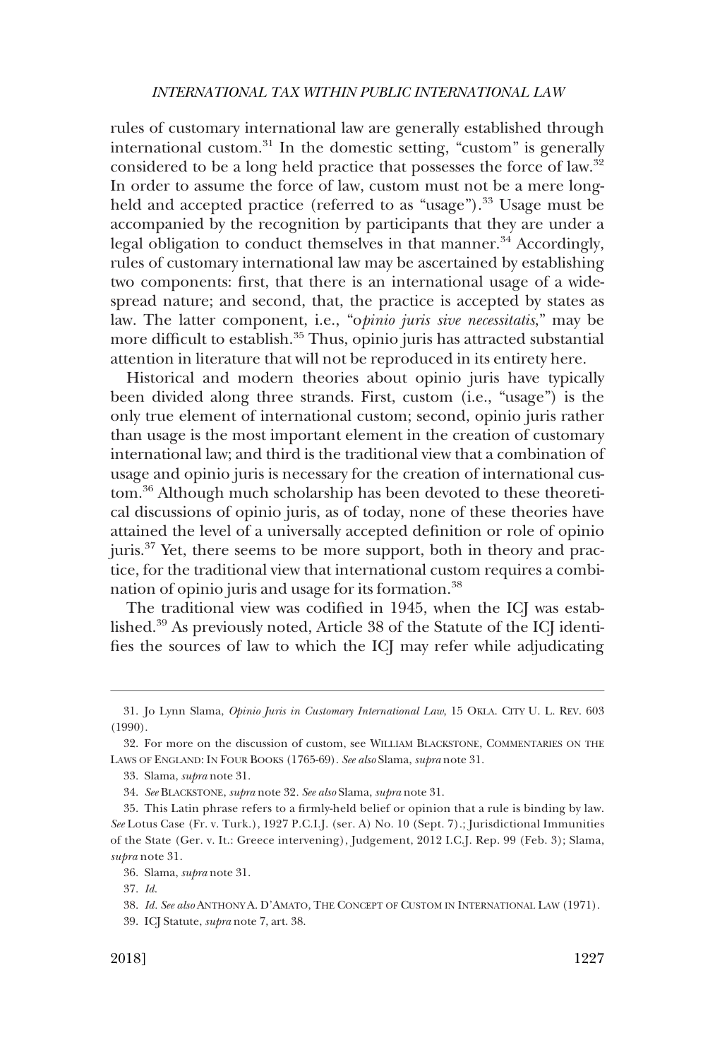rules of customary international law are generally established through international custom.[31] In the domestic setting, "custom" is generally considered to be a long held practice that possesses the force of law.[32] In order to assume the force of law, custom must not be a mere long-held and accepted practice (referred to as "usage").[33] Usage must be accompanied by the recognition by participants that they are under a legal obligation to conduct themselves in that manner.[34] Accordingly, rules of customary international law may be ascertained by establishing two components: first, that there is an international usage of a wide-spread nature; and second, that, the practice is accepted by states as law. The latter component, i.e., "o*pinio juris sive necessitatis*," may be more difficult to establish.[35] Thus, opinio juris has attracted substantial attention in literature that will not be reproduced in its entirety here.

Historical and modern theories about opinio juris have typically been divided along three strands. First, custom (i.e., "usage") is the only true element of international custom; second, opinio juris rather than usage is the most important element in the creation of customary international law; and third is the traditional view that a combination of usage and opinio juris is necessary for the creation of international custom.[36] Although much scholarship has been devoted to these theoretical discussions of opinio juris, as of today, none of these theories have attained the level of a universally accepted definition or role of opinio juris.[37] Yet, there seems to be more support, both in theory and practice, for the traditional view that international custom requires a combination of opinio juris and usage for its formation.[38]

The traditional view was codified in 1945, when the ICJ was established.[39] As previously noted, Article 38 of the Statute of the ICJ identifies the sources of law to which the ICJ may refer while adjudicating

---

31. Jo Lynn Slama, *Opinio Juris in Customary International Law,* 15 OKLA. CITY U. L. REV. 603 (1990).

32. For more on the discussion of custom, see WILLIAM BLACKSTONE, COMMENTARIES ON THE LAWS OF ENGLAND: IN FOUR BOOKS (1765-69). *See also* Slama, *supra* note 31.

33. Slama, *supra* note 31.

34. *See* BLACKSTONE, *supra* note 32. *See also* Slama, *supra* note 31.

35. This Latin phrase refers to a firmly-held belief or opinion that a rule is binding by law. *See* Lotus Case (Fr. v. Turk.), 1927 P.C.I.J. (ser. A) No. 10 (Sept. 7).; Jurisdictional Immunities of the State (Ger. v. It.: Greece intervening), Judgement, 2012 I.C.J. Rep. 99 (Feb. 3); Slama, *supra* note 31.

36. Slama, *supra* note 31.

37. *Id.*

38. *Id. See also* ANTHONY A. D'AMATO, THE CONCEPT OF CUSTOM IN INTERNATIONAL LAW (1971).

39. ICJ Statute, *supra* note 7, art. 38.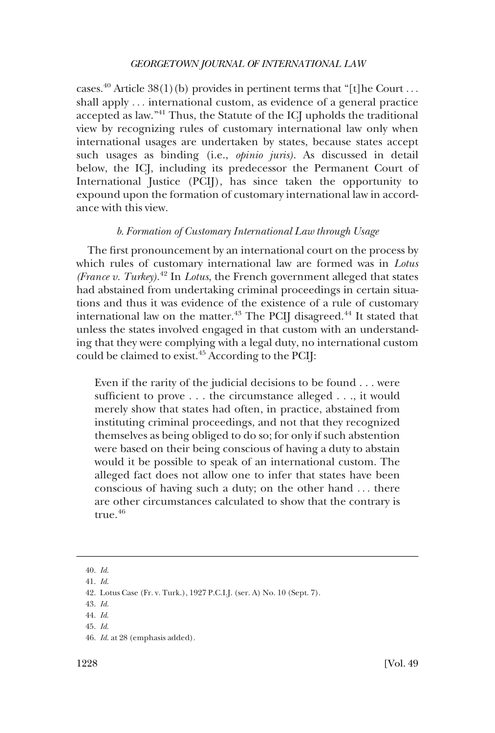cases.[40] Article 38(1)(b) provides in pertinent terms that "[t]he Court . . . shall apply . . . international custom, as evidence of a general practice accepted as law."[41] Thus, the Statute of the ICJ upholds the traditional view by recognizing rules of customary international law only when international usages are undertaken by states, because states accept such usages as binding (i.e., *opinio juris*). As discussed in detail below, the ICJ, including its predecessor the Permanent Court of International Justice (PCIJ), has since taken the opportunity to expound upon the formation of customary international law in accordance with this view.

### *b. Formation of Customary International Law through Usage*

The first pronouncement by an international court on the process by which rules of customary international law are formed was in *Lotus (France v. Turkey)*.[42] In *Lotus*, the French government alleged that states had abstained from undertaking criminal proceedings in certain situations and thus it was evidence of the existence of a rule of customary international law on the matter.[43] The PCIJ disagreed.[44] It stated that unless the states involved engaged in that custom with an understanding that they were complying with a legal duty, no international custom could be claimed to exist.[45] According to the PCIJ:

> Even if the rarity of the judicial decisions to be found . . . were sufficient to prove . . . the circumstance alleged . . ., it would merely show that states had often, in practice, abstained from instituting criminal proceedings, and not that they recognized themselves as being obliged to do so; for only if such abstention were based on their being conscious of having a duty to abstain would it be possible to speak of an international custom. The alleged fact does not allow one to infer that states have been conscious of having such a duty; on the other hand . . . there are other circumstances calculated to show that the contrary is true.[46]

---

40. *Id.*

41. *Id.*

42. Lotus Case (Fr. v. Turk.), 1927 P.C.I.J. (ser. A) No. 10 (Sept. 7).

43. *Id.*

44. *Id.*

45. *Id.*

46. *Id.* at 28 (emphasis added).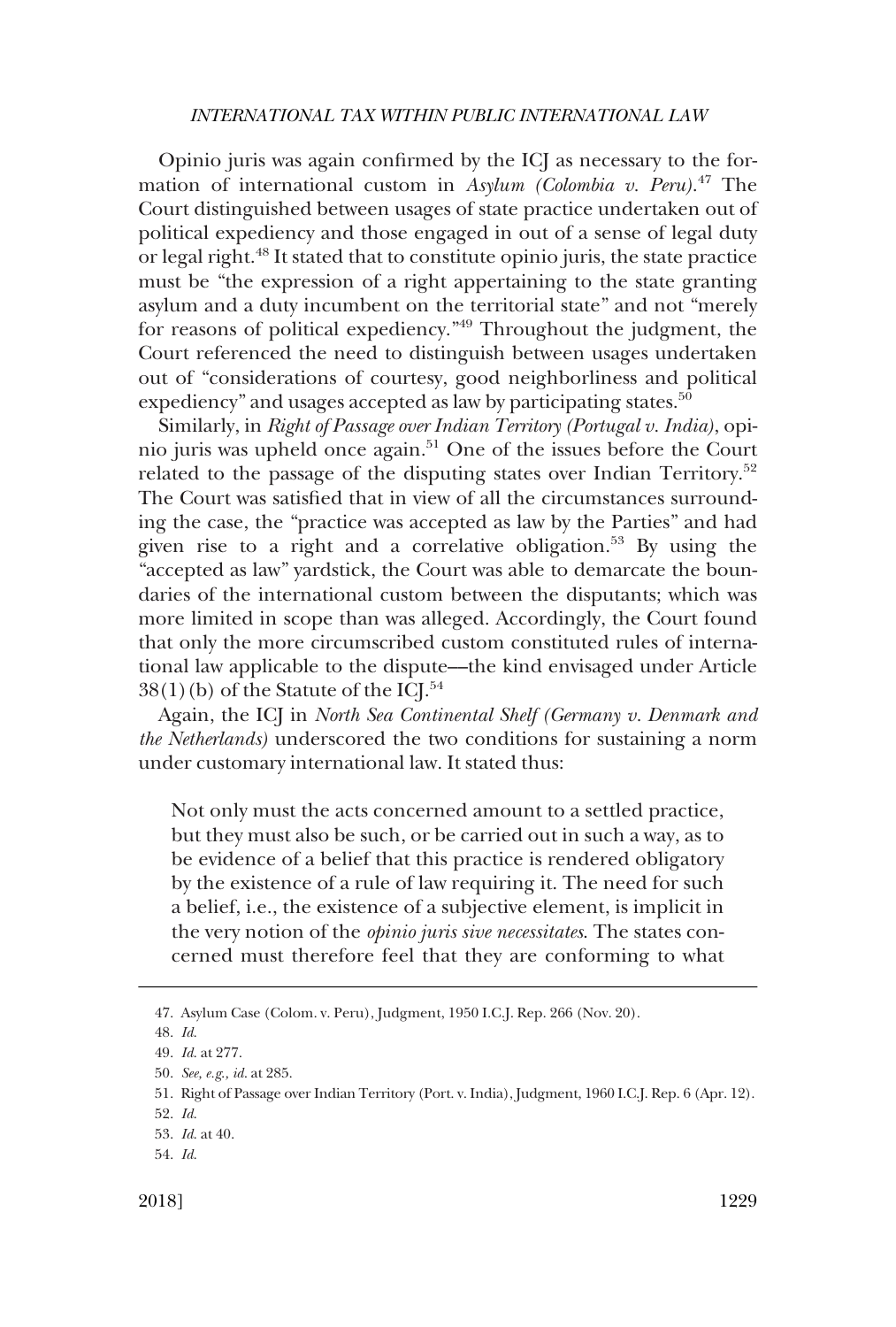Opinio juris was again confirmed by the ICJ as necessary to the formation of international custom in *Asylum (Colombia v. Peru)*.[47] The Court distinguished between usages of state practice undertaken out of political expediency and those engaged in out of a sense of legal duty or legal right.[48] It stated that to constitute opinio juris, the state practice must be "the expression of a right appertaining to the state granting asylum and a duty incumbent on the territorial state" and not "merely for reasons of political expediency."[49] Throughout the judgment, the Court referenced the need to distinguish between usages undertaken out of "considerations of courtesy, good neighborliness and political expediency" and usages accepted as law by participating states.[50]

Similarly, in *Right of Passage over Indian Territory (Portugal v. India)*, opinio juris was upheld once again.[51] One of the issues before the Court related to the passage of the disputing states over Indian Territory.[52] The Court was satisfied that in view of all the circumstances surrounding the case, the "practice was accepted as law by the Parties" and had given rise to a right and a correlative obligation.[53] By using the "accepted as law" yardstick, the Court was able to demarcate the boundaries of the international custom between the disputants; which was more limited in scope than was alleged. Accordingly, the Court found that only the more circumscribed custom constituted rules of international law applicable to the dispute—the kind envisaged under Article 38(1)(b) of the Statute of the ICJ.[54]

Again, the ICJ in *North Sea Continental Shelf (Germany v. Denmark and the Netherlands)* underscored the two conditions for sustaining a norm under customary international law. It stated thus:

> Not only must the acts concerned amount to a settled practice, but they must also be such, or be carried out in such a way, as to be evidence of a belief that this practice is rendered obligatory by the existence of a rule of law requiring it. The need for such a belief, i.e., the existence of a subjective element, is implicit in the very notion of the *opinio juris sive necessitates*. The states concerned must therefore feel that they are conforming to what

---

47. Asylum Case (Colom. v. Peru), Judgment, 1950 I.C.J. Rep. 266 (Nov. 20).

48. *Id.*

49. *Id.* at 277.

50. *See, e.g.*, *id.* at 285.

51. Right of Passage over Indian Territory (Port. v. India), Judgment, 1960 I.C.J. Rep. 6 (Apr. 12).

52. *Id.*

53. *Id.* at 40.

54. *Id.*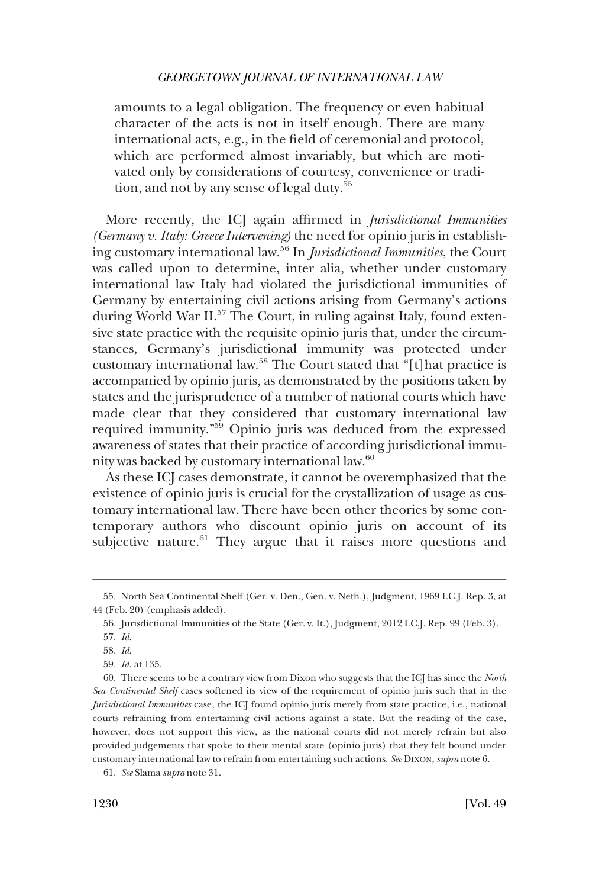amounts to a legal obligation. The frequency or even habitual character of the acts is not in itself enough. There are many international acts, e.g., in the field of ceremonial and protocol, which are performed almost invariably, but which are motivated only by considerations of courtesy, convenience or tradition, and not by any sense of legal duty.[55]

More recently, the ICJ again affirmed in *Jurisdictional Immunities (Germany v. Italy: Greece Intervening)* the need for opinio juris in establishing customary international law.[56] In *Jurisdictional Immunities*, the Court was called upon to determine, inter alia, whether under customary international law Italy had violated the jurisdictional immunities of Germany by entertaining civil actions arising from Germany's actions during World War II.[57] The Court, in ruling against Italy, found extensive state practice with the requisite opinio juris that, under the circumstances, Germany's jurisdictional immunity was protected under customary international law.[58] The Court stated that "[t]hat practice is accompanied by opinio juris, as demonstrated by the positions taken by states and the jurisprudence of a number of national courts which have made clear that they considered that customary international law required immunity."[59] Opinio juris was deduced from the expressed awareness of states that their practice of according jurisdictional immunity was backed by customary international law.[60]

As these ICJ cases demonstrate, it cannot be overemphasized that the existence of opinio juris is crucial for the crystallization of usage as customary international law. There have been other theories by some contemporary authors who discount opinio juris on account of its subjective nature.[61] They argue that it raises more questions and

---

55. North Sea Continental Shelf (Ger. v. Den., Gen. v. Neth.), Judgment, 1969 I.C.J. Rep. 3, at 44 (Feb. 20) (emphasis added).

56. Jurisdictional Immunities of the State (Ger. v. It.), Judgment, 2012 I.C.J. Rep. 99 (Feb. 3).

57. *Id.*

58. *Id.*

59. *Id.* at 135.

60. There seems to be a contrary view from Dixon who suggests that the ICJ has since the *North Sea Continental Shelf* cases softened its view of the requirement of opinio juris such that in the *Jurisdictional Immunities* case, the ICJ found opinio juris merely from state practice, i.e., national courts refraining from entertaining civil actions against a state. But the reading of the case, however, does not support this view, as the national courts did not merely refrain but also provided judgements that spoke to their mental state (opinio juris) that they felt bound under customary international law to refrain from entertaining such actions. *See* DIXON, *supra* note 6.

61. *See* Slama *supra* note 31.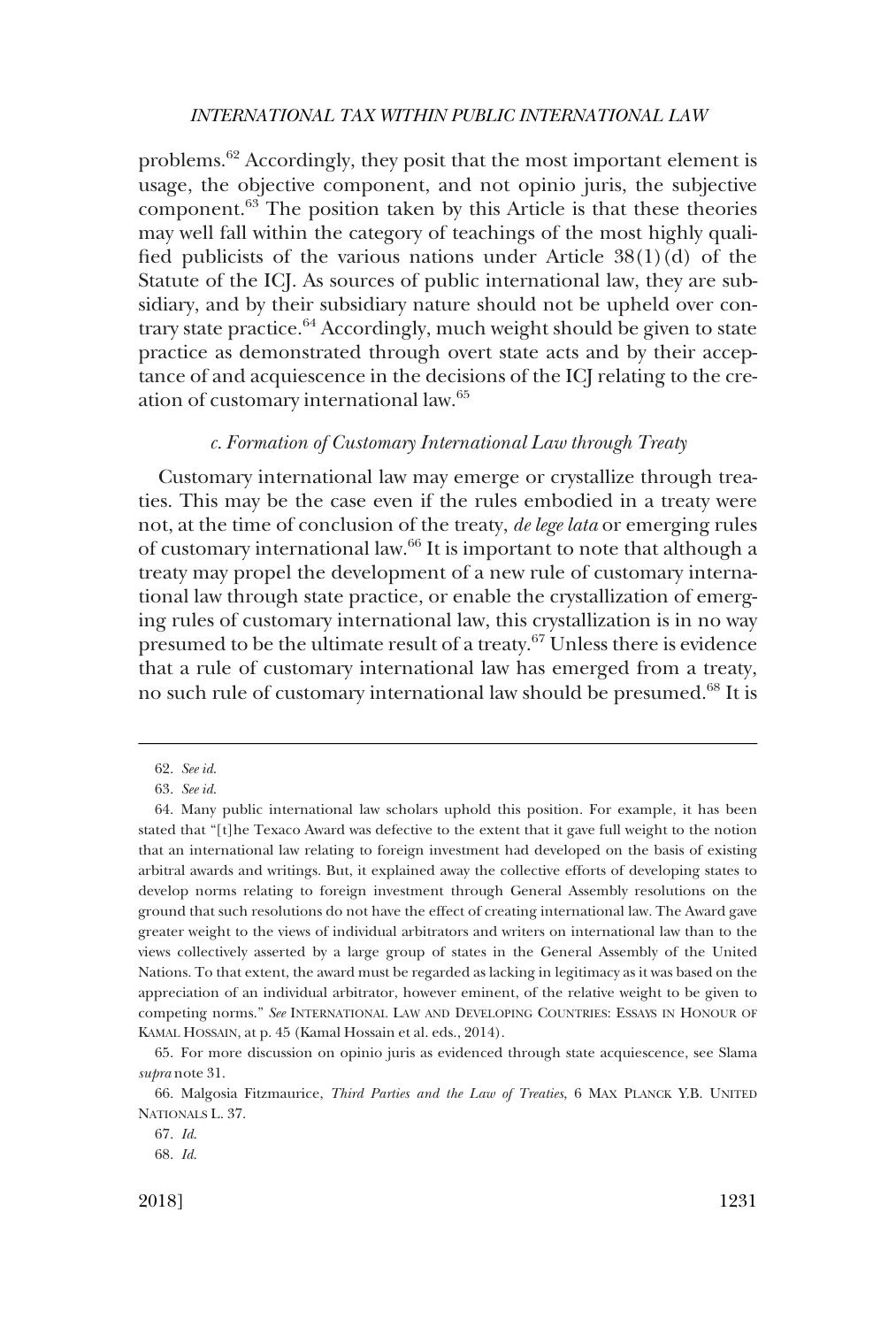problems.[62] Accordingly, they posit that the most important element is usage, the objective component, and not opinio juris, the subjective component.[63] The position taken by this Article is that these theories may well fall within the category of teachings of the most highly qualified publicists of the various nations under Article 38(1)(d) of the Statute of the ICJ. As sources of public international law, they are subsidiary, and by their subsidiary nature should not be upheld over contrary state practice.[64] Accordingly, much weight should be given to state practice as demonstrated through overt state acts and by their acceptance of and acquiescence in the decisions of the ICJ relating to the creation of customary international law.[65]

### *c. Formation of Customary International Law through Treaty*

Customary international law may emerge or crystallize through treaties. This may be the case even if the rules embodied in a treaty were not, at the time of conclusion of the treaty, *de lege lata* or emerging rules of customary international law.[66] It is important to note that although a treaty may propel the development of a new rule of customary international law through state practice, or enable the crystallization of emerging rules of customary international law, this crystallization is in no way presumed to be the ultimate result of a treaty.[67] Unless there is evidence that a rule of customary international law has emerged from a treaty, no such rule of customary international law should be presumed.[68] It is

---

62. *See id.*

63. *See id.*

64. Many public international law scholars uphold this position. For example, it has been stated that "[t]he Texaco Award was defective to the extent that it gave full weight to the notion that an international law relating to foreign investment had developed on the basis of existing arbitral awards and writings. But, it explained away the collective efforts of developing states to develop norms relating to foreign investment through General Assembly resolutions on the ground that such resolutions do not have the effect of creating international law. The Award gave greater weight to the views of individual arbitrators and writers on international law than to the views collectively asserted by a large group of states in the General Assembly of the United Nations. To that extent, the award must be regarded as lacking in legitimacy as it was based on the appreciation of an individual arbitrator, however eminent, of the relative weight to be given to competing norms." *See* INTERNATIONAL LAW AND DEVELOPING COUNTRIES: ESSAYS IN HONOUR OF KAMAL HOSSAIN, at p. 45 (Kamal Hossain et al. eds., 2014).

65. For more discussion on opinio juris as evidenced through state acquiescence, see Slama *supra* note 31.

66. Malgosia Fitzmaurice, *Third Parties and the Law of Treaties*, 6 MAX PLANCK Y.B. UNITED NATIONALS L. 37.

67. *Id.*

68. *Id.*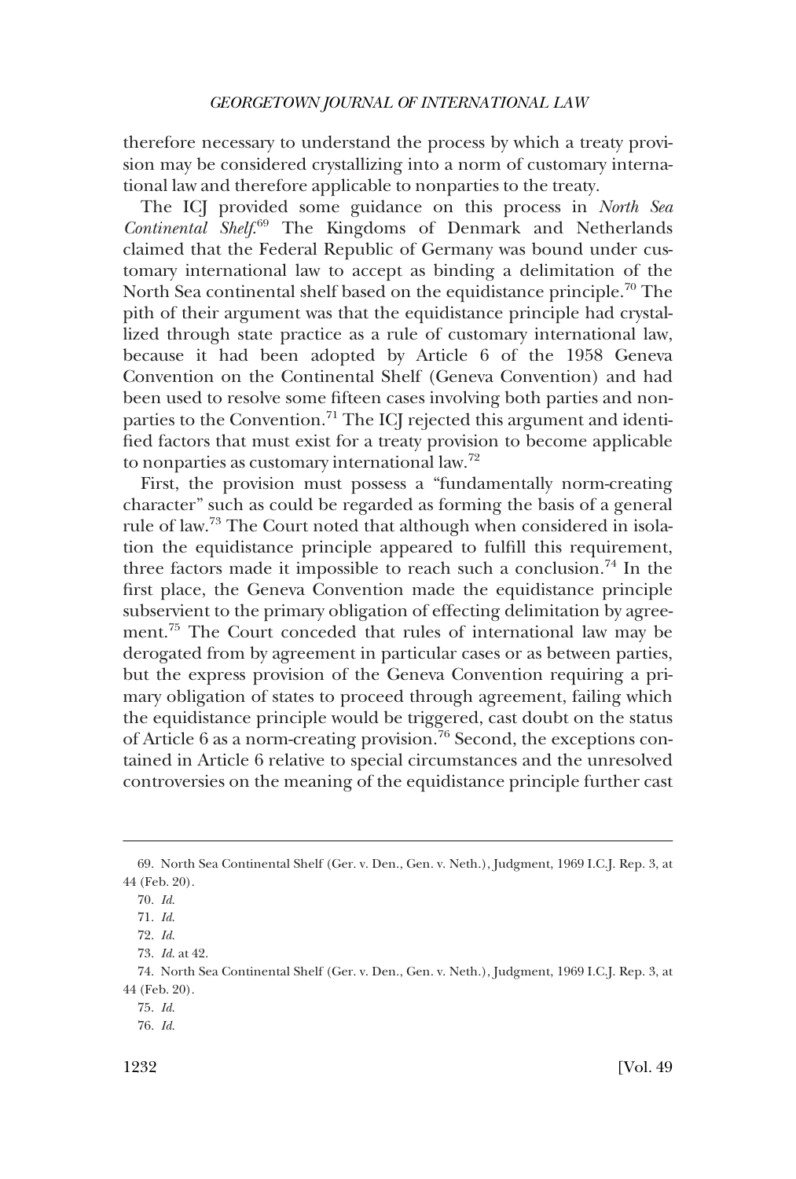therefore necessary to understand the process by which a treaty provision may be considered crystallizing into a norm of customary international law and therefore applicable to nonparties to the treaty.

The ICJ provided some guidance on this process in *North Sea Continental Shelf*.[69] The Kingdoms of Denmark and Netherlands claimed that the Federal Republic of Germany was bound under customary international law to accept as binding a delimitation of the North Sea continental shelf based on the equidistance principle.[70] The pith of their argument was that the equidistance principle had crystallized through state practice as a rule of customary international law, because it had been adopted by Article 6 of the 1958 Geneva Convention on the Continental Shelf (Geneva Convention) and had been used to resolve some fifteen cases involving both parties and nonparties to the Convention.[71] The ICJ rejected this argument and identified factors that must exist for a treaty provision to become applicable to nonparties as customary international law.[72]

First, the provision must possess a "fundamentally norm-creating character" such as could be regarded as forming the basis of a general rule of law.[73] The Court noted that although when considered in isolation the equidistance principle appeared to fulfill this requirement, three factors made it impossible to reach such a conclusion.[74] In the first place, the Geneva Convention made the equidistance principle subservient to the primary obligation of effecting delimitation by agreement.[75] The Court conceded that rules of international law may be derogated from by agreement in particular cases or as between parties, but the express provision of the Geneva Convention requiring a primary obligation of states to proceed through agreement, failing which the equidistance principle would be triggered, cast doubt on the status of Article 6 as a norm-creating provision.[76] Second, the exceptions contained in Article 6 relative to special circumstances and the unresolved controversies on the meaning of the equidistance principle further cast

---

69. North Sea Continental Shelf (Ger. v. Den., Gen. v. Neth.), Judgment, 1969 I.C.J. Rep. 3, at 44 (Feb. 20).

70. *Id.*

71. *Id.*

72. *Id.*

73. *Id.* at 42.

74. North Sea Continental Shelf (Ger. v. Den., Gen. v. Neth.), Judgment, 1969 I.C.J. Rep. 3, at 44 (Feb. 20).

75. *Id.*

76. *Id.*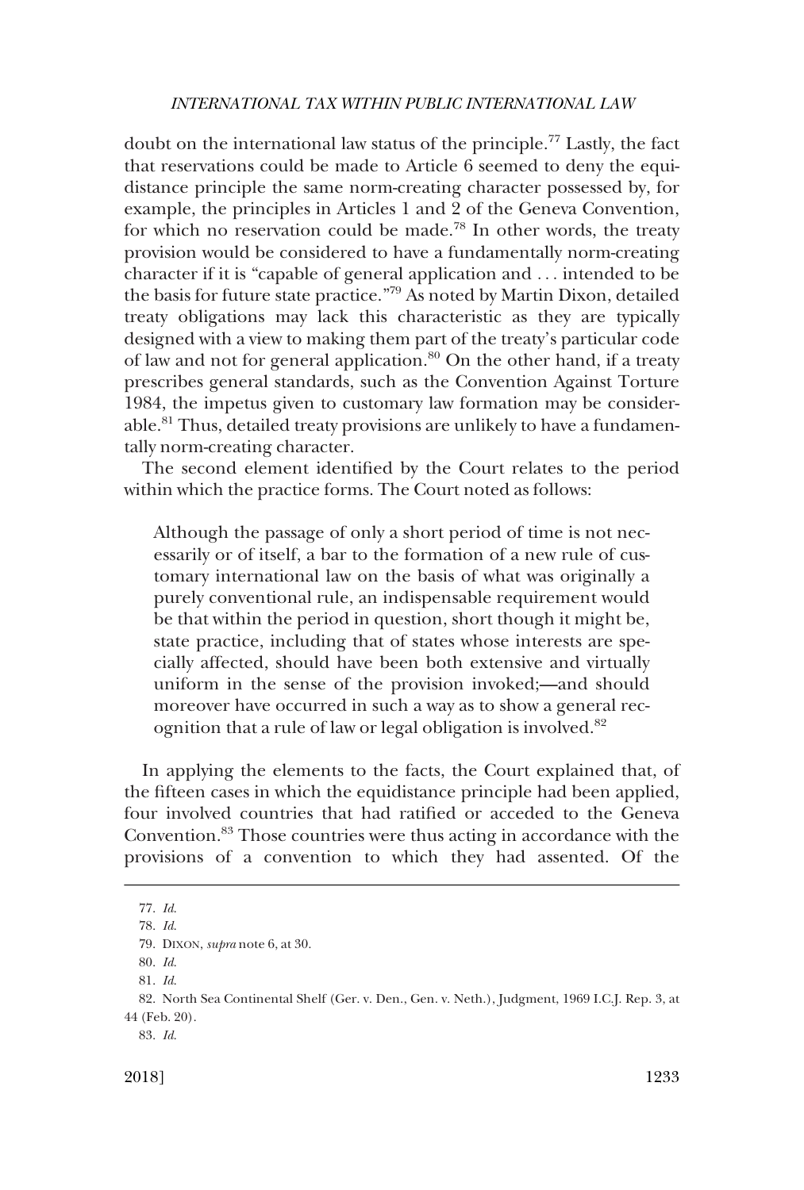doubt on the international law status of the principle.[77] Lastly, the fact that reservations could be made to Article 6 seemed to deny the equidistance principle the same norm-creating character possessed by, for example, the principles in Articles 1 and 2 of the Geneva Convention, for which no reservation could be made.[78] In other words, the treaty provision would be considered to have a fundamentally norm-creating character if it is "capable of general application and . . . intended to be the basis for future state practice."[79] As noted by Martin Dixon, detailed treaty obligations may lack this characteristic as they are typically designed with a view to making them part of the treaty's particular code of law and not for general application.[80] On the other hand, if a treaty prescribes general standards, such as the Convention Against Torture 1984, the impetus given to customary law formation may be considerable.[81] Thus, detailed treaty provisions are unlikely to have a fundamentally norm-creating character.

The second element identified by the Court relates to the period within which the practice forms. The Court noted as follows:

> Although the passage of only a short period of time is not necessarily or of itself, a bar to the formation of a new rule of customary international law on the basis of what was originally a purely conventional rule, an indispensable requirement would be that within the period in question, short though it might be, state practice, including that of states whose interests are specially affected, should have been both extensive and virtually uniform in the sense of the provision invoked;—and should moreover have occurred in such a way as to show a general recognition that a rule of law or legal obligation is involved.[82]

In applying the elements to the facts, the Court explained that, of the fifteen cases in which the equidistance principle had been applied, four involved countries that had ratified or acceded to the Geneva Convention.[83] Those countries were thus acting in accordance with the provisions of a convention to which they had assented. Of the

---

77. *Id.*

78. *Id.*

79. DIXON, *supra* note 6, at 30.

80. *Id.*

81. *Id.*

82. North Sea Continental Shelf (Ger. v. Den., Gen. v. Neth.), Judgment, 1969 I.C.J. Rep. 3, at 44 (Feb. 20).

83. *Id.*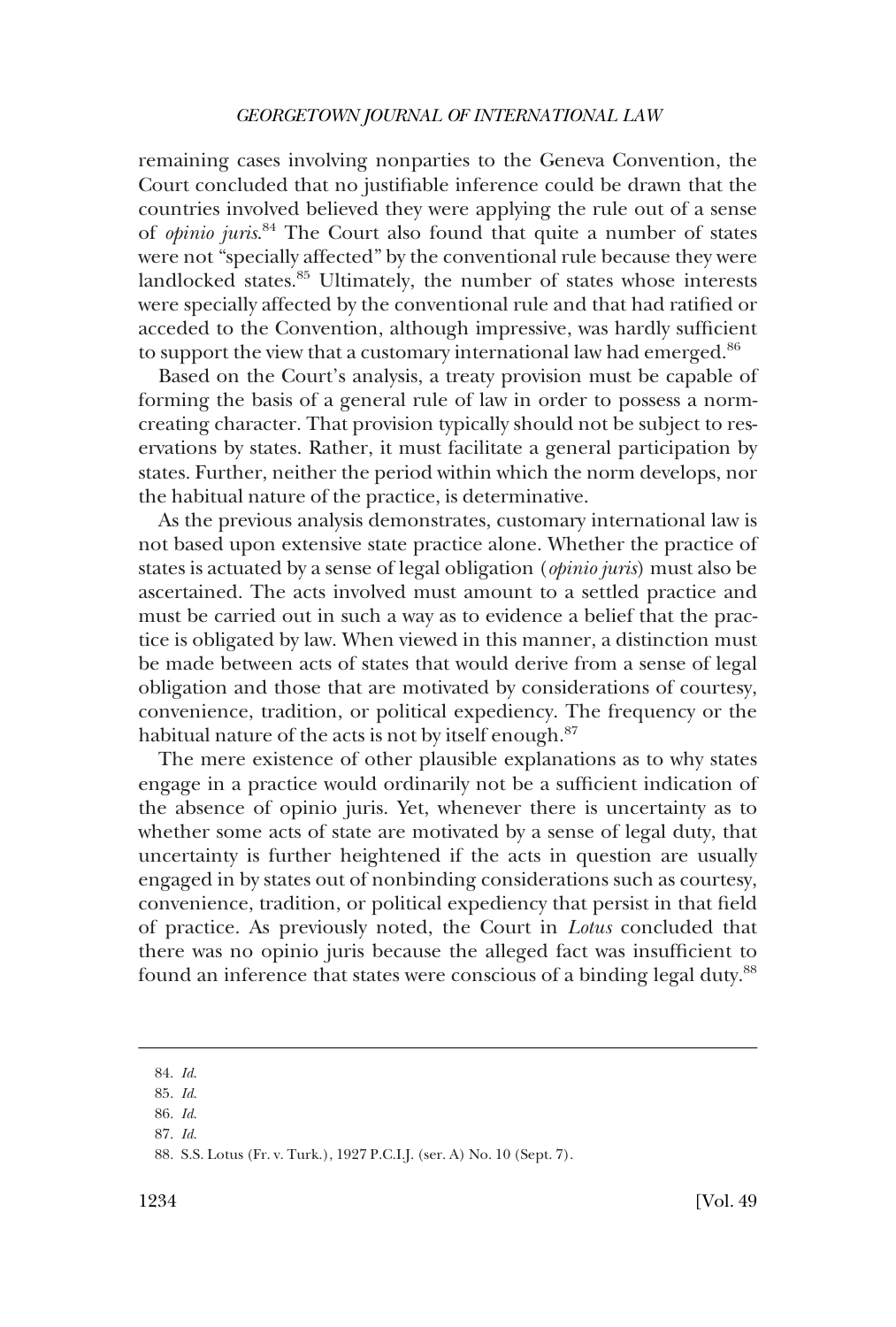remaining cases involving nonparties to the Geneva Convention, the Court concluded that no justifiable inference could be drawn that the countries involved believed they were applying the rule out of a sense of *opinio juris*.[84] The Court also found that quite a number of states were not "specially affected" by the conventional rule because they were landlocked states.[85] Ultimately, the number of states whose interests were specially affected by the conventional rule and that had ratified or acceded to the Convention, although impressive, was hardly sufficient to support the view that a customary international law had emerged.[86]

Based on the Court's analysis, a treaty provision must be capable of forming the basis of a general rule of law in order to possess a norm-creating character. That provision typically should not be subject to reservations by states. Rather, it must facilitate a general participation by states. Further, neither the period within which the norm develops, nor the habitual nature of the practice, is determinative.

As the previous analysis demonstrates, customary international law is not based upon extensive state practice alone. Whether the practice of states is actuated by a sense of legal obligation (*opinio juris*) must also be ascertained. The acts involved must amount to a settled practice and must be carried out in such a way as to evidence a belief that the practice is obligated by law. When viewed in this manner, a distinction must be made between acts of states that would derive from a sense of legal obligation and those that are motivated by considerations of courtesy, convenience, tradition, or political expediency. The frequency or the habitual nature of the acts is not by itself enough.[87]

The mere existence of other plausible explanations as to why states engage in a practice would ordinarily not be a sufficient indication of the absence of opinio juris. Yet, whenever there is uncertainty as to whether some acts of state are motivated by a sense of legal duty, that uncertainty is further heightened if the acts in question are usually engaged in by states out of nonbinding considerations such as courtesy, convenience, tradition, or political expediency that persist in that field of practice. As previously noted, the Court in *Lotus* concluded that there was no opinio juris because the alleged fact was insufficient to found an inference that states were conscious of a binding legal duty.[88]

---

84. *Id.*

85. *Id.*

86. *Id.*

87. *Id.*

88. S.S. Lotus (Fr. v. Turk.), 1927 P.C.I.J. (ser. A) No. 10 (Sept. 7).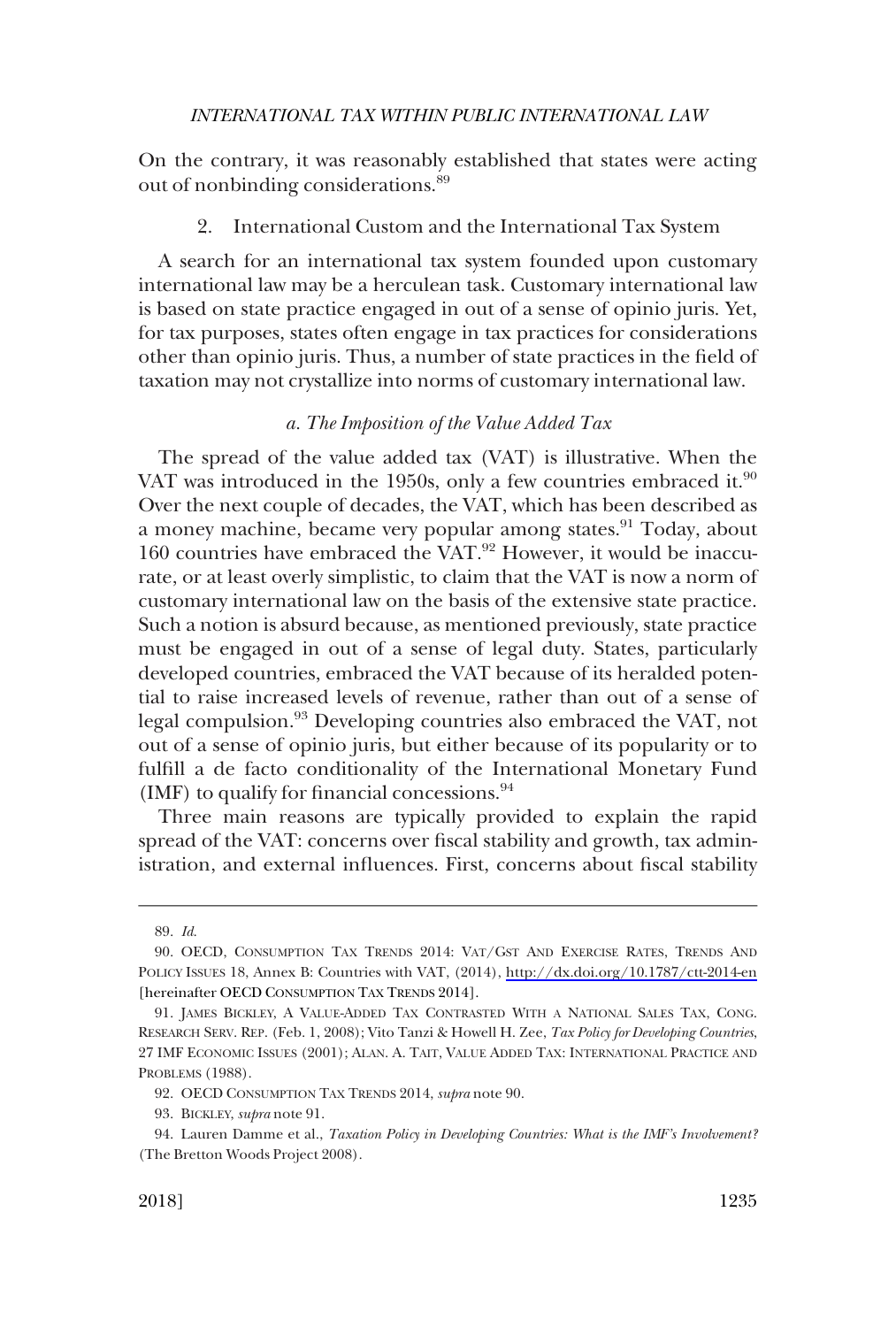On the contrary, it was reasonably established that states were acting out of nonbinding considerations.[89]

### 2. International Custom and the International Tax System

A search for an international tax system founded upon customary international law may be a herculean task. Customary international law is based on state practice engaged in out of a sense of opinio juris. Yet, for tax purposes, states often engage in tax practices for considerations other than opinio juris. Thus, a number of state practices in the field of taxation may not crystallize into norms of customary international law.

#### *a. The Imposition of the Value Added Tax*

The spread of the value added tax (VAT) is illustrative. When the VAT was introduced in the 1950s, only a few countries embraced it.[90] Over the next couple of decades, the VAT, which has been described as a money machine, became very popular among states.[91] Today, about 160 countries have embraced the VAT.[92] However, it would be inaccurate, or at least overly simplistic, to claim that the VAT is now a norm of customary international law on the basis of the extensive state practice. Such a notion is absurd because, as mentioned previously, state practice must be engaged in out of a sense of legal duty. States, particularly developed countries, embraced the VAT because of its heralded potential to raise increased levels of revenue, rather than out of a sense of legal compulsion.[93] Developing countries also embraced the VAT, not out of a sense of opinio juris, but either because of its popularity or to fulfill a de facto conditionality of the International Monetary Fund (IMF) to qualify for financial concessions.[94]

Three main reasons are typically provided to explain the rapid spread of the VAT: concerns over fiscal stability and growth, tax administration, and external influences. First, concerns about fiscal stability

---

89. *Id.*

90. OECD, CONSUMPTION TAX TRENDS 2014: VAT/GST AND EXERCISE RATES, TRENDS AND POLICY ISSUES 18, Annex B: Countries with VAT, (2014), http://dx.doi.org/10.1787/ctt-2014-en [hereinafter OECD CONSUMPTION TAX TRENDS 2014].

91. JAMES BICKLEY, A VALUE-ADDED TAX CONTRASTED WITH A NATIONAL SALES TAX, CONG. RESEARCH SERV. REP. (Feb. 1, 2008); Vito Tanzi & Howell H. Zee, *Tax Policy for Developing Countries*, 27 IMF ECONOMIC ISSUES (2001); ALAN. A. TAIT, VALUE ADDED TAX: INTERNATIONAL PRACTICE AND PROBLEMS (1988).

92. OECD CONSUMPTION TAX TRENDS 2014, *supra* note 90.

93. BICKLEY, *supra* note 91.

94. Lauren Damme et al., *Taxation Policy in Developing Countries: What is the IMF's Involvement?* (The Bretton Woods Project 2008).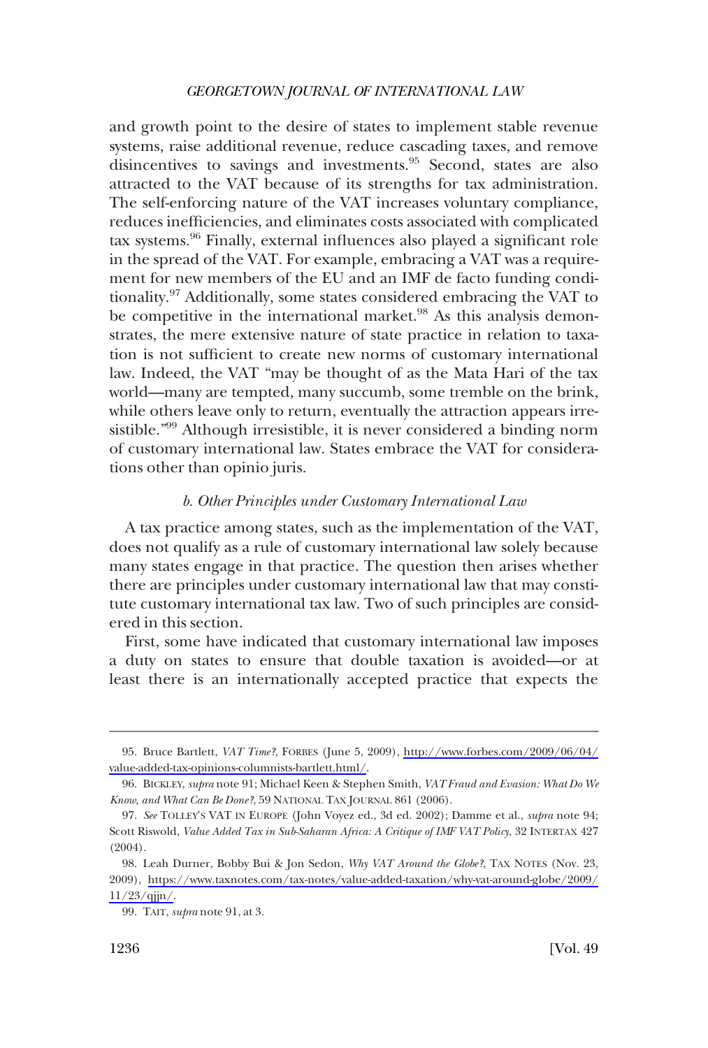and growth point to the desire of states to implement stable revenue systems, raise additional revenue, reduce cascading taxes, and remove disincentives to savings and investments.[95] Second, states are also attracted to the VAT because of its strengths for tax administration. The self-enforcing nature of the VAT increases voluntary compliance, reduces inefficiencies, and eliminates costs associated with complicated tax systems.[96] Finally, external influences also played a significant role in the spread of the VAT. For example, embracing a VAT was a requirement for new members of the EU and an IMF de facto funding conditionality.[97] Additionally, some states considered embracing the VAT to be competitive in the international market.[98] As this analysis demonstrates, the mere extensive nature of state practice in relation to taxation is not sufficient to create new norms of customary international law. Indeed, the VAT "may be thought of as the Mata Hari of the tax world—many are tempted, many succumb, some tremble on the brink, while others leave only to return, eventually the attraction appears irresistible."[99] Although irresistible, it is never considered a binding norm of customary international law. States embrace the VAT for considerations other than opinio juris.

#### *b. Other Principles under Customary International Law*

A tax practice among states, such as the implementation of the VAT, does not qualify as a rule of customary international law solely because many states engage in that practice. The question then arises whether there are principles under customary international law that may constitute customary international tax law. Two of such principles are considered in this section.

First, some have indicated that customary international law imposes a duty on states to ensure that double taxation is avoided—or at least there is an internationally accepted practice that expects the

---

95. Bruce Bartlett, *VAT Time?*, FORBES (June 5, 2009), http://www.forbes.com/2009/06/04/value-added-tax-opinions-columnists-bartlett.html/.

96. BICKLEY, *supra* note 91; Michael Keen & Stephen Smith, *VAT Fraud and Evasion: What Do We Know, and What Can Be Done?*, 59 NATIONAL TAX JOURNAL 861 (2006).

97. *See* TOLLEY'S VAT IN EUROPE (John Voyez ed., 3d ed. 2002); Damme et al., *supra* note 94; Scott Riswold, *Value Added Tax in Sub-Saharan Africa: A Critique of IMF VAT Policy*, 32 INTERTAX 427 (2004).

98. Leah Durner, Bobby Bui & Jon Sedon, *Why VAT Around the Globe?*, TAX NOTES (Nov. 23, 2009), https://www.taxnotes.com/tax-notes/value-added-taxation/why-vat-around-globe/2009/11/23/qjjn/.

99. TAIT, *supra* note 91, at 3.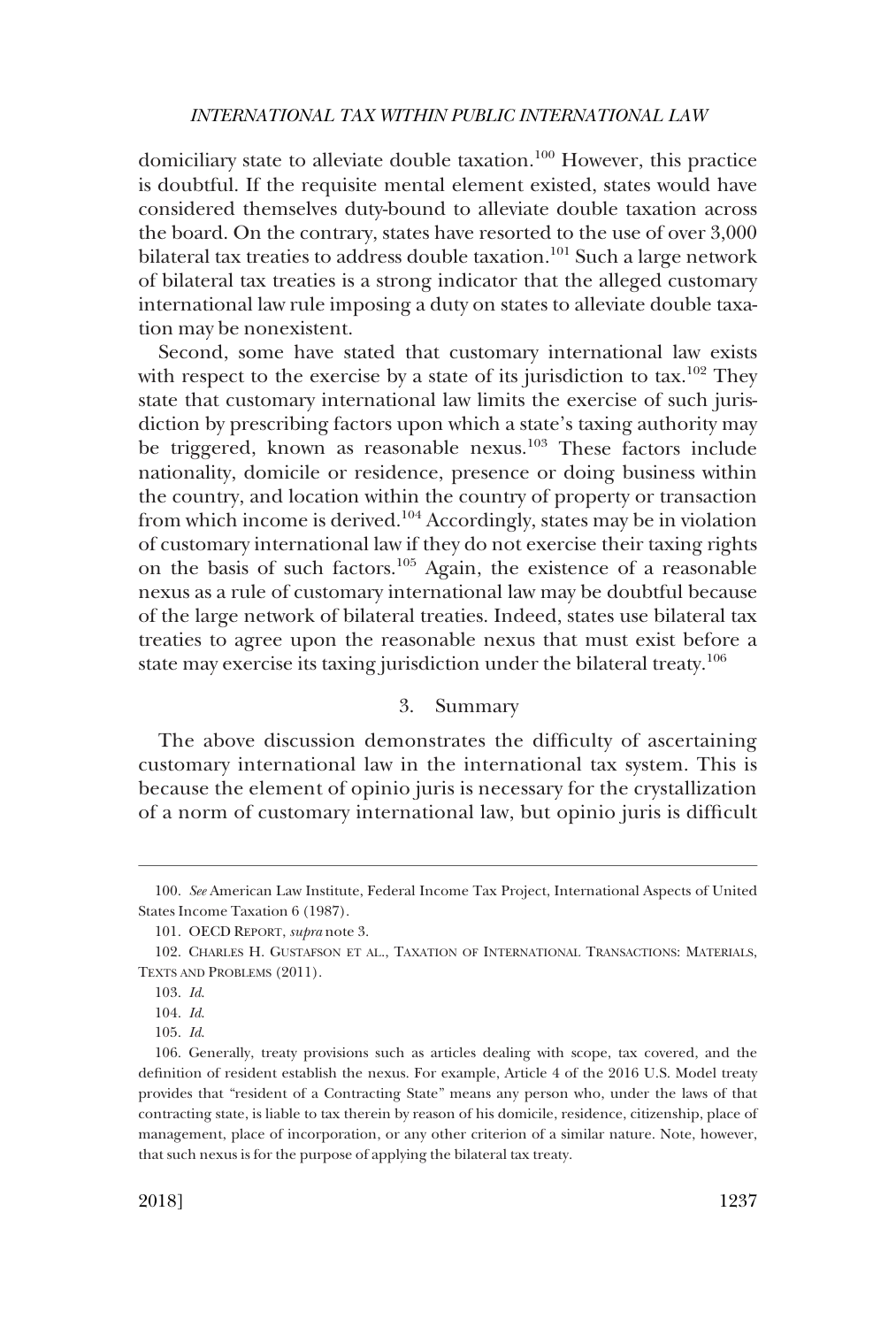domiciliary state to alleviate double taxation.[100] However, this practice is doubtful. If the requisite mental element existed, states would have considered themselves duty-bound to alleviate double taxation across the board. On the contrary, states have resorted to the use of over 3,000 bilateral tax treaties to address double taxation.[101] Such a large network of bilateral tax treaties is a strong indicator that the alleged customary international law rule imposing a duty on states to alleviate double taxation may be nonexistent.

Second, some have stated that customary international law exists with respect to the exercise by a state of its jurisdiction to tax.[102] They state that customary international law limits the exercise of such jurisdiction by prescribing factors upon which a state's taxing authority may be triggered, known as reasonable nexus.[103] These factors include nationality, domicile or residence, presence or doing business within the country, and location within the country of property or transaction from which income is derived.[104] Accordingly, states may be in violation of customary international law if they do not exercise their taxing rights on the basis of such factors.[105] Again, the existence of a reasonable nexus as a rule of customary international law may be doubtful because of the large network of bilateral treaties. Indeed, states use bilateral tax treaties to agree upon the reasonable nexus that must exist before a state may exercise its taxing jurisdiction under the bilateral treaty.[106]

### 3. Summary

The above discussion demonstrates the difficulty of ascertaining customary international law in the international tax system. This is because the element of opinio juris is necessary for the crystallization of a norm of customary international law, but opinio juris is difficult

---

100. *See* American Law Institute, Federal Income Tax Project, International Aspects of United States Income Taxation 6 (1987).

101. OECD REPORT, *supra* note 3.

102. CHARLES H. GUSTAFSON ET AL., TAXATION OF INTERNATIONAL TRANSACTIONS: MATERIALS, TEXTS AND PROBLEMS (2011).

103. *Id.*

104. *Id.*

105. *Id.*

106. Generally, treaty provisions such as articles dealing with scope, tax covered, and the definition of resident establish the nexus. For example, Article 4 of the 2016 U.S. Model treaty provides that "resident of a Contracting State" means any person who, under the laws of that contracting state, is liable to tax therein by reason of his domicile, residence, citizenship, place of management, place of incorporation, or any other criterion of a similar nature. Note, however, that such nexus is for the purpose of applying the bilateral tax treaty.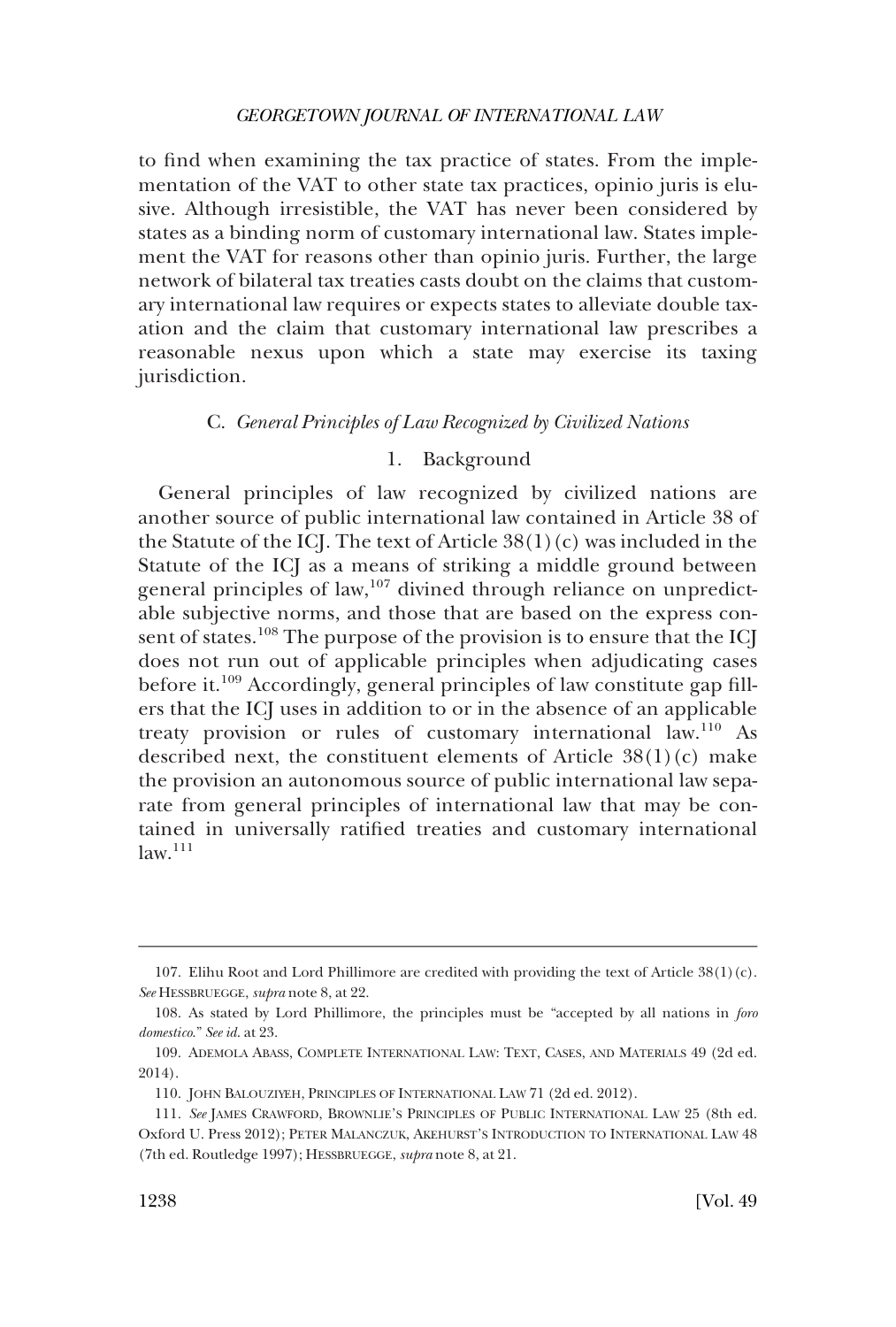to find when examining the tax practice of states. From the implementation of the VAT to other state tax practices, opinio juris is elusive. Although irresistible, the VAT has never been considered by states as a binding norm of customary international law. States implement the VAT for reasons other than opinio juris. Further, the large network of bilateral tax treaties casts doubt on the claims that customary international law requires or expects states to alleviate double taxation and the claim that customary international law prescribes a reasonable nexus upon which a state may exercise its taxing jurisdiction.

### C. *General Principles of Law Recognized by Civilized Nations*

#### 1. Background

General principles of law recognized by civilized nations are another source of public international law contained in Article 38 of the Statute of the ICJ. The text of Article 38(1)(c) was included in the Statute of the ICJ as a means of striking a middle ground between general principles of law,[107] divined through reliance on unpredictable subjective norms, and those that are based on the express consent of states.[108] The purpose of the provision is to ensure that the ICJ does not run out of applicable principles when adjudicating cases before it.[109] Accordingly, general principles of law constitute gap fillers that the ICJ uses in addition to or in the absence of an applicable treaty provision or rules of customary international law.[110] As described next, the constituent elements of Article 38(1)(c) make the provision an autonomous source of public international law separate from general principles of international law that may be contained in universally ratified treaties and customary international law.[111]

---

107. Elihu Root and Lord Phillimore are credited with providing the text of Article 38(1)(c). *See* HESSBRUEGGE, *supra* note 8, at 22.

108. As stated by Lord Phillimore, the principles must be "accepted by all nations in *foro domestico*." *See id.* at 23.

109. ADEMOLA ABASS, COMPLETE INTERNATIONAL LAW: TEXT, CASES, AND MATERIALS 49 (2d ed. 2014).

110. JOHN BALOUZIYEH, PRINCIPLES OF INTERNATIONAL LAW 71 (2d ed. 2012).

111. *See* JAMES CRAWFORD, BROWNLIE'S PRINCIPLES OF PUBLIC INTERNATIONAL LAW 25 (8th ed. Oxford U. Press 2012); PETER MALANCZUK, AKEHURST'S INTRODUCTION TO INTERNATIONAL LAW 48 (7th ed. Routledge 1997); HESSBRUEGGE, *supra* note 8, at 21.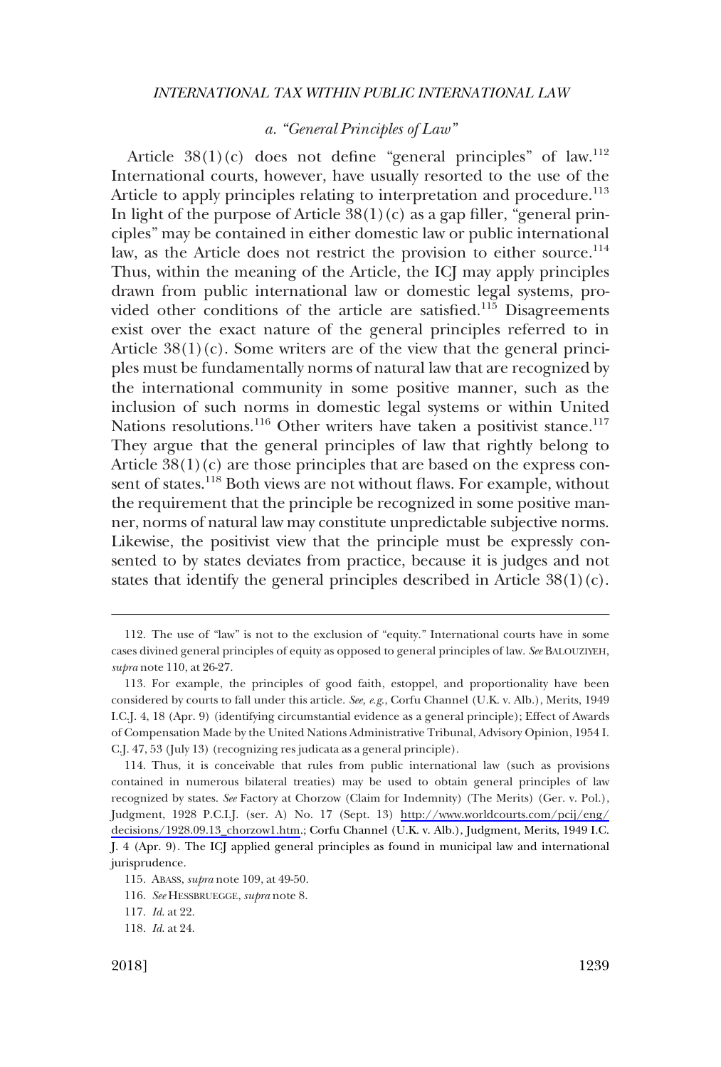#### *a. "General Principles of Law"*

Article 38(1)(c) does not define "general principles" of law.[112] International courts, however, have usually resorted to the use of the Article to apply principles relating to interpretation and procedure.[113] In light of the purpose of Article 38(1)(c) as a gap filler, "general principles" may be contained in either domestic law or public international law, as the Article does not restrict the provision to either source.[114] Thus, within the meaning of the Article, the ICJ may apply principles drawn from public international law or domestic legal systems, provided other conditions of the article are satisfied.[115] Disagreements exist over the exact nature of the general principles referred to in Article 38(1)(c). Some writers are of the view that the general principles must be fundamentally norms of natural law that are recognized by the international community in some positive manner, such as the inclusion of such norms in domestic legal systems or within United Nations resolutions.[116] Other writers have taken a positivist stance.[117] They argue that the general principles of law that rightly belong to Article 38(1)(c) are those principles that are based on the express consent of states.[118] Both views are not without flaws. For example, without the requirement that the principle be recognized in some positive manner, norms of natural law may constitute unpredictable subjective norms. Likewise, the positivist view that the principle must be expressly consented to by states deviates from practice, because it is judges and not states that identify the general principles described in Article 38(1)(c).

---

112. The use of "law" is not to the exclusion of "equity." International courts have in some cases divined general principles of equity as opposed to general principles of law. *See* BALOUZIYEH, *supra* note 110, at 26-27.

113. For example, the principles of good faith, estoppel, and proportionality have been considered by courts to fall under this article. *See, e.g.*, Corfu Channel (U.K. v. Alb.), Merits, 1949 I.C.J. 4, 18 (Apr. 9) (identifying circumstantial evidence as a general principle); Effect of Awards of Compensation Made by the United Nations Administrative Tribunal, Advisory Opinion, 1954 I.C.J. 47, 53 (July 13) (recognizing res judicata as a general principle).

114. Thus, it is conceivable that rules from public international law (such as provisions contained in numerous bilateral treaties) may be used to obtain general principles of law recognized by states. *See* Factory at Chorzow (Claim for Indemnity) (The Merits) (Ger. v. Pol.), Judgment, 1928 P.C.I.J. (ser. A) No. 17 (Sept. 13) http://www.worldcourts.com/pcij/eng/decisions/1928.09.13_chorzow1.htm.; Corfu Channel (U.K. v. Alb.), Judgment, Merits, 1949 I.C.J. 4 (Apr. 9). The ICJ applied general principles as found in municipal law and international jurisprudence.

115. ABASS, *supra* note 109, at 49-50.

116. *See* HESSBRUEGGE, *supra* note 8.

117. *Id.* at 22.

118. *Id.* at 24.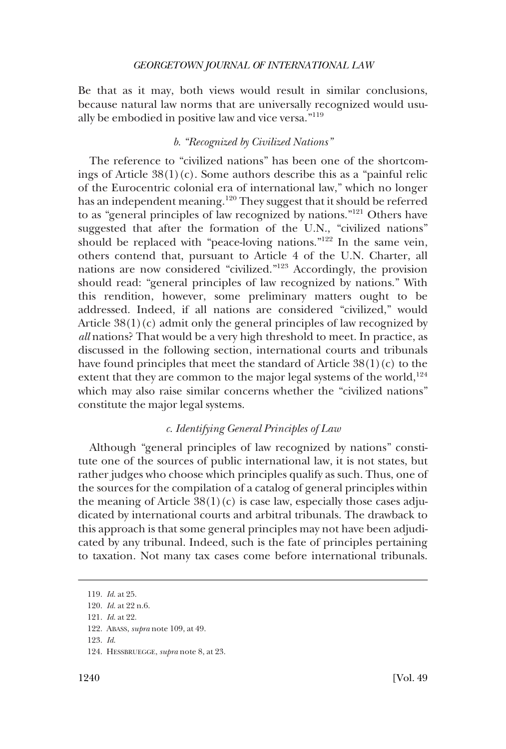Be that as it may, both views would result in similar conclusions, because natural law norms that are universally recognized would usually be embodied in positive law and vice versa."[119]

#### *b. "Recognized by Civilized Nations"*

The reference to "civilized nations" has been one of the shortcomings of Article 38(1)(c). Some authors describe this as a "painful relic of the Eurocentric colonial era of international law," which no longer has an independent meaning.[120] They suggest that it should be referred to as "general principles of law recognized by nations."[121] Others have suggested that after the formation of the U.N., "civilized nations" should be replaced with "peace-loving nations."[122] In the same vein, others contend that, pursuant to Article 4 of the U.N. Charter, all nations are now considered "civilized."[123] Accordingly, the provision should read: "general principles of law recognized by nations." With this rendition, however, some preliminary matters ought to be addressed. Indeed, if all nations are considered "civilized," would Article 38(1)(c) admit only the general principles of law recognized by *all* nations? That would be a very high threshold to meet. In practice, as discussed in the following section, international courts and tribunals have found principles that meet the standard of Article 38(1)(c) to the extent that they are common to the major legal systems of the world,[124] which may also raise similar concerns whether the "civilized nations" constitute the major legal systems.

#### *c. Identifying General Principles of Law*

Although "general principles of law recognized by nations" constitute one of the sources of public international law, it is not states, but rather judges who choose which principles qualify as such. Thus, one of the sources for the compilation of a catalog of general principles within the meaning of Article 38(1)(c) is case law, especially those cases adjudicated by international courts and arbitral tribunals. The drawback to this approach is that some general principles may not have been adjudicated by any tribunal. Indeed, such is the fate of principles pertaining to taxation. Not many tax cases come before international tribunals.

---

119. *Id.* at 25.

120. *Id.* at 22 n.6.

121. *Id.* at 22.

122. ABASS, *supra* note 109, at 49.

123. *Id.*

124. HESSBRUEGGE, *supra* note 8, at 23.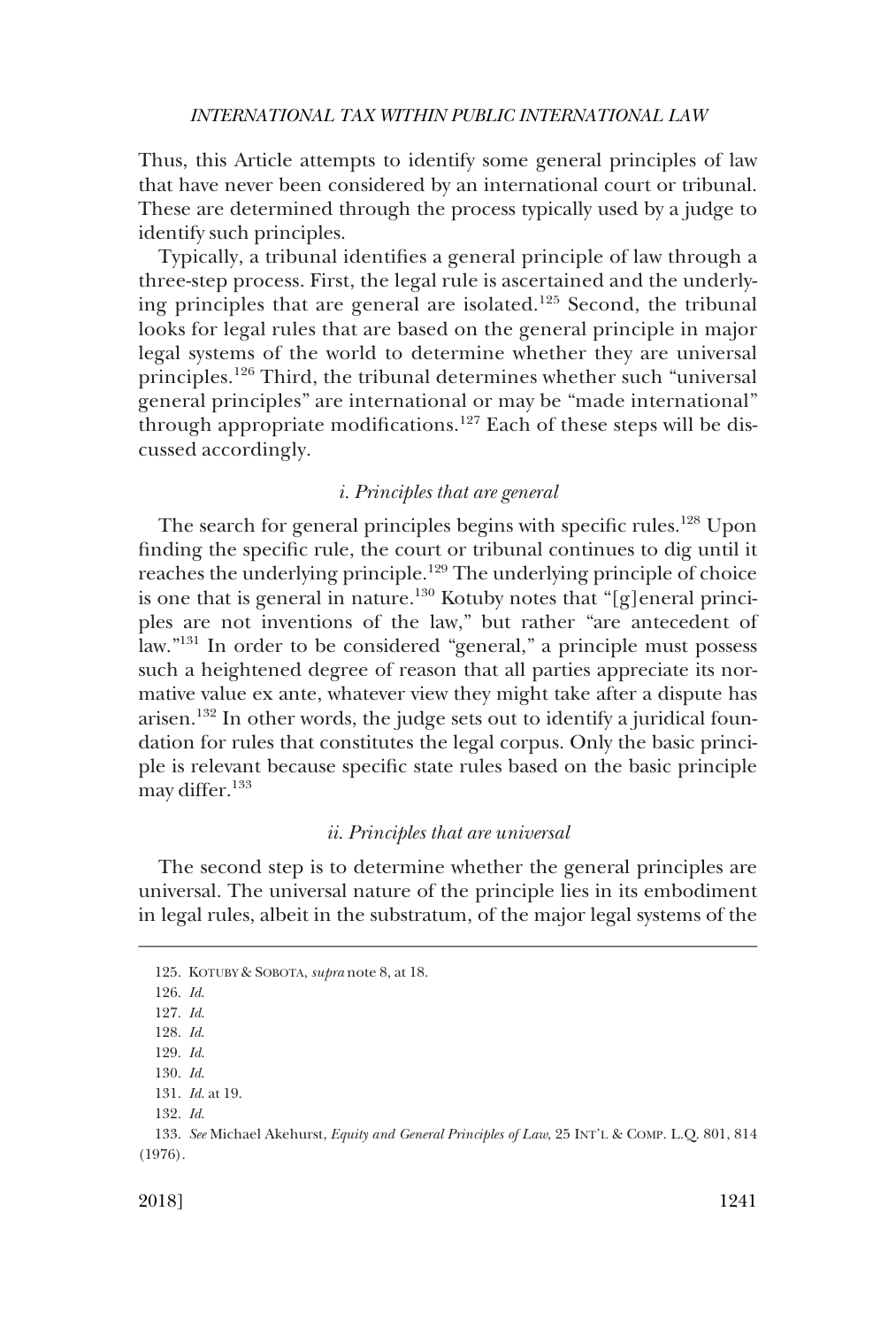Thus, this Article attempts to identify some general principles of law that have never been considered by an international court or tribunal. These are determined through the process typically used by a judge to identify such principles.

Typically, a tribunal identifies a general principle of law through a three-step process. First, the legal rule is ascertained and the underlying principles that are general are isolated.[125] Second, the tribunal looks for legal rules that are based on the general principle in major legal systems of the world to determine whether they are universal principles.[126] Third, the tribunal determines whether such "universal general principles" are international or may be "made international" through appropriate modifications.[127] Each of these steps will be discussed accordingly.

#### *i. Principles that are general*

The search for general principles begins with specific rules.[128] Upon finding the specific rule, the court or tribunal continues to dig until it reaches the underlying principle.[129] The underlying principle of choice is one that is general in nature.[130] Kotuby notes that "[g]eneral principles are not inventions of the law," but rather "are antecedent of law."[131] In order to be considered "general," a principle must possess such a heightened degree of reason that all parties appreciate its normative value ex ante, whatever view they might take after a dispute has arisen.[132] In other words, the judge sets out to identify a juridical foundation for rules that constitutes the legal corpus. Only the basic principle is relevant because specific state rules based on the basic principle may differ.[133]

#### *ii. Principles that are universal*

The second step is to determine whether the general principles are universal. The universal nature of the principle lies in its embodiment in legal rules, albeit in the substratum, of the major legal systems of the

---

125. KOTUBY & SOBOTA, *supra* note 8, at 18.

126. *Id.*

127. *Id.*

128. *Id.*

129. *Id.*

130. *Id.*

131. *Id.* at 19.

132. *Id.*

133. *See* Michael Akehurst, *Equity and General Principles of Law*, 25 INT'L & COMP. L.Q. 801, 814 (1976).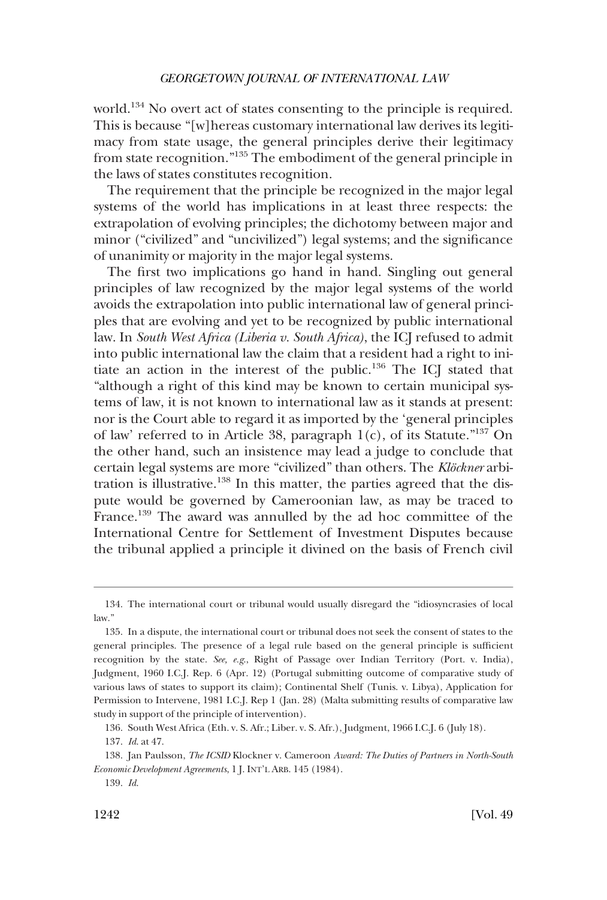world.[134] No overt act of states consenting to the principle is required. This is because "[w]hereas customary international law derives its legitimacy from state usage, the general principles derive their legitimacy from state recognition."[135] The embodiment of the general principle in the laws of states constitutes recognition.

The requirement that the principle be recognized in the major legal systems of the world has implications in at least three respects: the extrapolation of evolving principles; the dichotomy between major and minor ("civilized" and "uncivilized") legal systems; and the significance of unanimity or majority in the major legal systems.

The first two implications go hand in hand. Singling out general principles of law recognized by the major legal systems of the world avoids the extrapolation into public international law of general principles that are evolving and yet to be recognized by public international law. In *South West Africa (Liberia v. South Africa)*, the ICJ refused to admit into public international law the claim that a resident had a right to initiate an action in the interest of the public.[136] The ICJ stated that "although a right of this kind may be known to certain municipal systems of law, it is not known to international law as it stands at present: nor is the Court able to regard it as imported by the 'general principles of law' referred to in Article 38, paragraph 1(c), of its Statute."[137] On the other hand, such an insistence may lead a judge to conclude that certain legal systems are more "civilized" than others. The *Klöckner* arbitration is illustrative.[138] In this matter, the parties agreed that the dispute would be governed by Cameroonian law, as may be traced to France.[139] The award was annulled by the ad hoc committee of the International Centre for Settlement of Investment Disputes because the tribunal applied a principle it divined on the basis of French civil

---

134. The international court or tribunal would usually disregard the "idiosyncrasies of local law."

135. In a dispute, the international court or tribunal does not seek the consent of states to the general principles. The presence of a legal rule based on the general principle is sufficient recognition by the state. *See, e.g.*, Right of Passage over Indian Territory (Port. v. India), Judgment, 1960 I.C.J. Rep. 6 (Apr. 12) (Portugal submitting outcome of comparative study of various laws of states to support its claim); Continental Shelf (Tunis. v. Libya), Application for Permission to Intervene, 1981 I.C.J. Rep 1 (Jan. 28) (Malta submitting results of comparative law study in support of the principle of intervention).

136. South West Africa (Eth. v. S. Afr.; Liber. v. S. Afr.), Judgment, 1966 I.C.J. 6 (July 18).

137. *Id.* at 47.

138. Jan Paulsson, *The ICSID* Klockner v. Cameroon *Award: The Duties of Partners in North-South Economic Development Agreements*, 1 J. INT'L ARB. 145 (1984).

139. *Id.*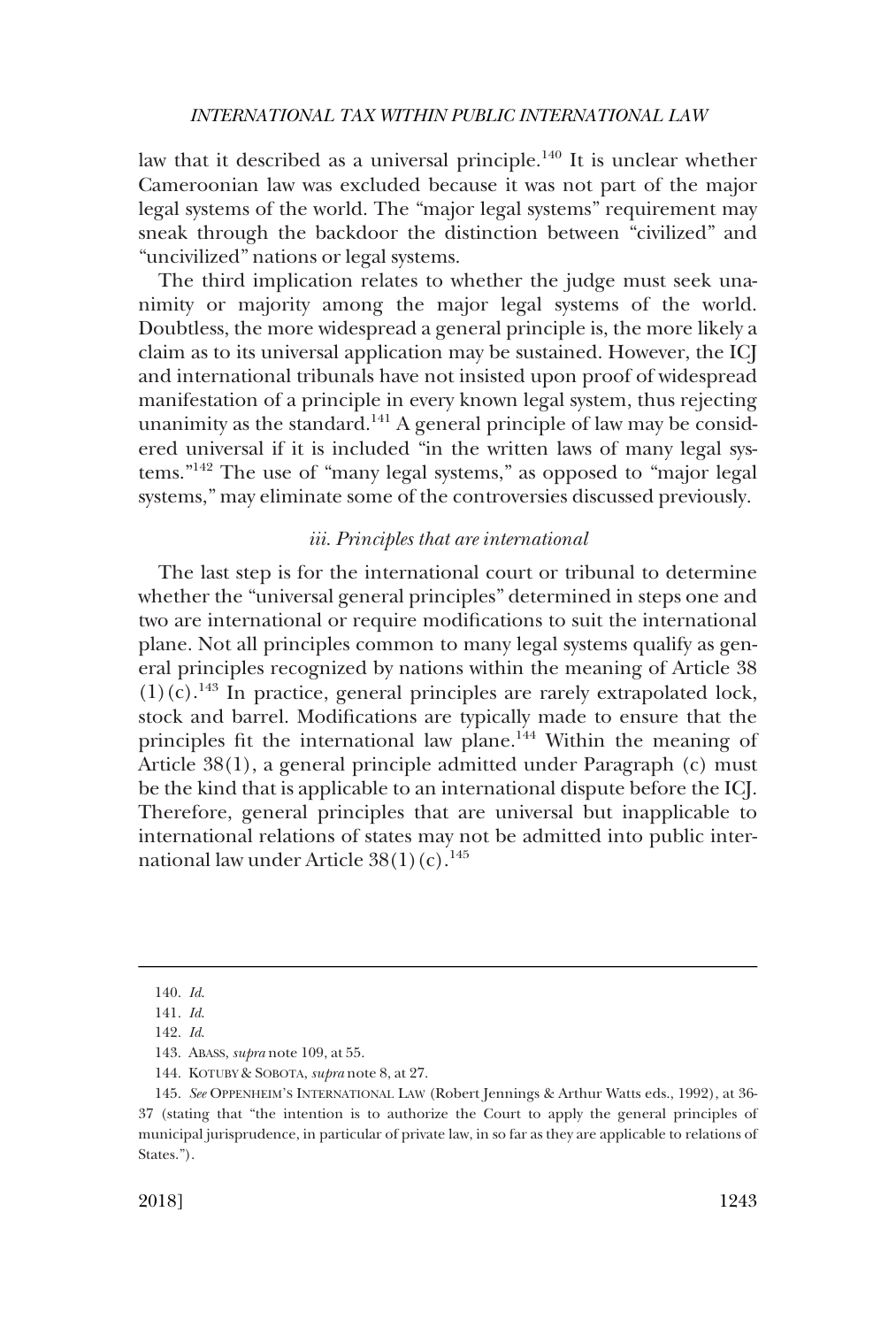law that it described as a universal principle.[140] It is unclear whether Cameroonian law was excluded because it was not part of the major legal systems of the world. The "major legal systems" requirement may sneak through the backdoor the distinction between "civilized" and "uncivilized" nations or legal systems.

The third implication relates to whether the judge must seek unanimity or majority among the major legal systems of the world. Doubtless, the more widespread a general principle is, the more likely a claim as to its universal application may be sustained. However, the ICJ and international tribunals have not insisted upon proof of widespread manifestation of a principle in every known legal system, thus rejecting unanimity as the standard.[141] A general principle of law may be considered universal if it is included "in the written laws of many legal systems."[142] The use of "many legal systems," as opposed to "major legal systems," may eliminate some of the controversies discussed previously.

*iii. Principles that are international*

The last step is for the international court or tribunal to determine whether the "universal general principles" determined in steps one and two are international or require modifications to suit the international plane. Not all principles common to many legal systems qualify as general principles recognized by nations within the meaning of Article 38 (1)(c).[143] In practice, general principles are rarely extrapolated lock, stock and barrel. Modifications are typically made to ensure that the principles fit the international law plane.[144] Within the meaning of Article 38(1), a general principle admitted under Paragraph (c) must be the kind that is applicable to an international dispute before the ICJ. Therefore, general principles that are universal but inapplicable to international relations of states may not be admitted into public international law under Article 38(1)(c).[145]

---

140. *Id.*

141. *Id.*

142. *Id.*

143. ABASS, *supra* note 109, at 55.

144. KOTUBY & SOBOTA, *supra* note 8, at 27.

145. *See* OPPENHEIM'S INTERNATIONAL LAW (Robert Jennings & Arthur Watts eds., 1992), at 36-37 (stating that "the intention is to authorize the Court to apply the general principles of municipal jurisprudence, in particular of private law, in so far as they are applicable to relations of States.").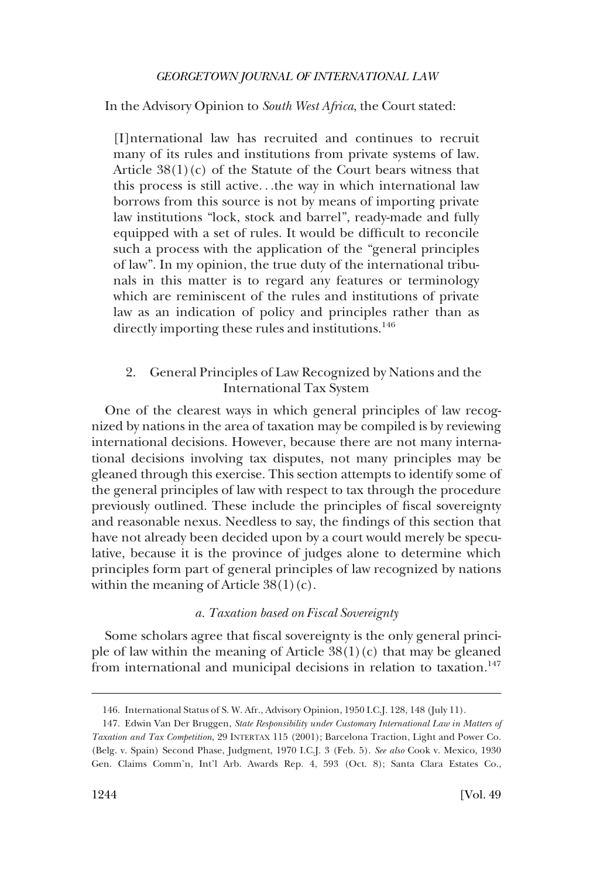In the Advisory Opinion to *South West Africa*, the Court stated:

> [I]nternational law has recruited and continues to recruit many of its rules and institutions from private systems of law. Article 38(1)(c) of the Statute of the Court bears witness that this process is still active. . .the way in which international law borrows from this source is not by means of importing private law institutions "lock, stock and barrel", ready-made and fully equipped with a set of rules. It would be difficult to reconcile such a process with the application of the "general principles of law". In my opinion, the true duty of the international tribunals in this matter is to regard any features or terminology which are reminiscent of the rules and institutions of private law as an indication of policy and principles rather than as directly importing these rules and institutions.[146]

### 2. General Principles of Law Recognized by Nations and the International Tax System

One of the clearest ways in which general principles of law recognized by nations in the area of taxation may be compiled is by reviewing international decisions. However, because there are not many international decisions involving tax disputes, not many principles may be gleaned through this exercise. This section attempts to identify some of the general principles of law with respect to tax through the procedure previously outlined. These include the principles of fiscal sovereignty and reasonable nexus. Needless to say, the findings of this section that have not already been decided upon by a court would merely be speculative, because it is the province of judges alone to determine which principles form part of general principles of law recognized by nations within the meaning of Article 38(1)(c).

#### *a. Taxation based on Fiscal Sovereignty*

Some scholars agree that fiscal sovereignty is the only general principle of law within the meaning of Article 38(1)(c) that may be gleaned from international and municipal decisions in relation to taxation.[147]

---

146. International Status of S. W. Afr., Advisory Opinion, 1950 I.C.J. 128, 148 (July 11).

147. Edwin Van Der Bruggen, *State Responsibility under Customary International Law in Matters of Taxation and Tax Competition*, 29 INTERTAX 115 (2001); Barcelona Traction, Light and Power Co. (Belg. v. Spain) Second Phase, Judgment, 1970 I.C.J. 3 (Feb. 5). *See also* Cook v. Mexico, 1930 Gen. Claims Comm'n, Int'l Arb. Awards Rep. 4, 593 (Oct. 8); Santa Clara Estates Co.,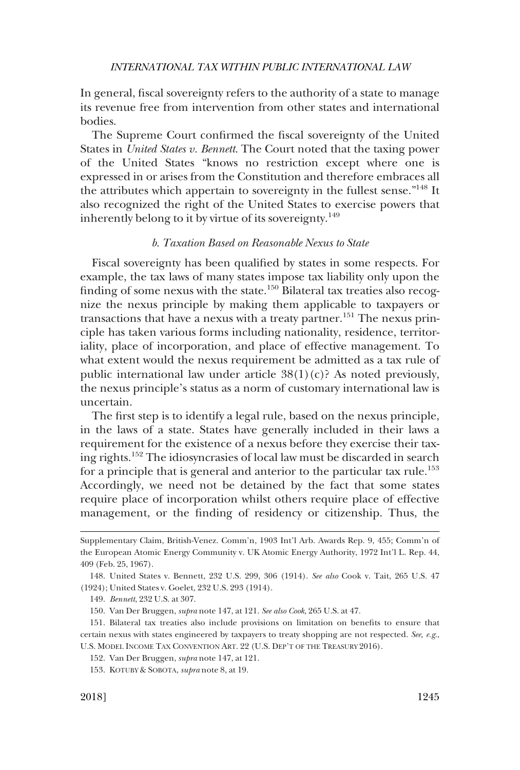In general, fiscal sovereignty refers to the authority of a state to manage its revenue free from intervention from other states and international bodies.

The Supreme Court confirmed the fiscal sovereignty of the United States in *United States v. Bennett*. The Court noted that the taxing power of the United States "knows no restriction except where one is expressed in or arises from the Constitution and therefore embraces all the attributes which appertain to sovereignty in the fullest sense."[148] It also recognized the right of the United States to exercise powers that inherently belong to it by virtue of its sovereignty.[149]

### *b. Taxation Based on Reasonable Nexus to State*

Fiscal sovereignty has been qualified by states in some respects. For example, the tax laws of many states impose tax liability only upon the finding of some nexus with the state.[150] Bilateral tax treaties also recognize the nexus principle by making them applicable to taxpayers or transactions that have a nexus with a treaty partner.[151] The nexus principle has taken various forms including nationality, residence, territoriality, place of incorporation, and place of effective management. To what extent would the nexus requirement be admitted as a tax rule of public international law under article 38(1)(c)? As noted previously, the nexus principle's status as a norm of customary international law is uncertain.

The first step is to identify a legal rule, based on the nexus principle, in the laws of a state. States have generally included in their laws a requirement for the existence of a nexus before they exercise their taxing rights.[152] The idiosyncrasies of local law must be discarded in search for a principle that is general and anterior to the particular tax rule.[153] Accordingly, we need not be detained by the fact that some states require place of incorporation whilst others require place of effective management, or the finding of residency or citizenship. Thus, the

---

Supplementary Claim, British-Venez. Comm'n, 1903 Int'l Arb. Awards Rep. 9, 455; Comm'n of the European Atomic Energy Community v. UK Atomic Energy Authority, 1972 Int'l L. Rep. 44, 409 (Feb. 25, 1967).

148. United States v. Bennett, 232 U.S. 299, 306 (1914). *See also* Cook v. Tait, 265 U.S. 47 (1924); United States v. Goelet, 232 U.S. 293 (1914).

149. *Bennett*, 232 U.S. at 307.

150. Van Der Bruggen, *supra* note 147, at 121. *See also Cook*, 265 U.S. at 47.

151. Bilateral tax treaties also include provisions on limitation on benefits to ensure that certain nexus with states engineered by taxpayers to treaty shopping are not respected. *See, e.g.*, U.S. MODEL INCOME TAX CONVENTION ART. 22 (U.S. DEP'T OF THE TREASURY 2016).

152. Van Der Bruggen, *supra* note 147, at 121.

153. KOTUBY & SOBOTA, *supra* note 8, at 19.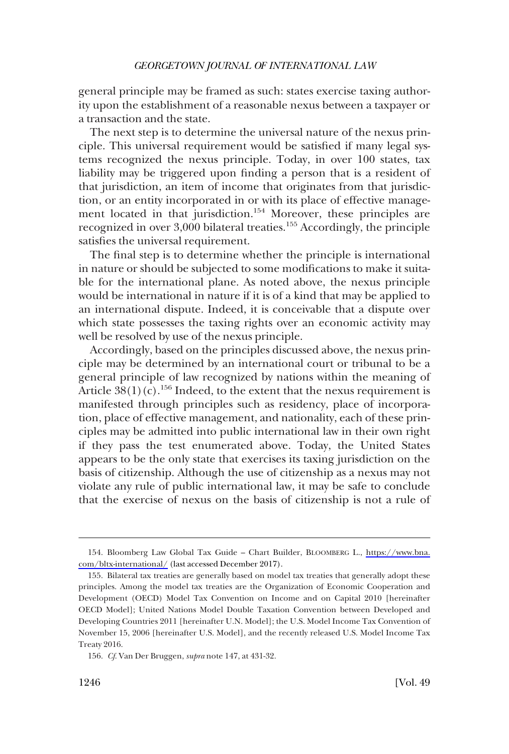general principle may be framed as such: states exercise taxing authority upon the establishment of a reasonable nexus between a taxpayer or a transaction and the state.

The next step is to determine the universal nature of the nexus principle. This universal requirement would be satisfied if many legal systems recognized the nexus principle. Today, in over 100 states, tax liability may be triggered upon finding a person that is a resident of that jurisdiction, an item of income that originates from that jurisdiction, or an entity incorporated in or with its place of effective management located in that jurisdiction.[154] Moreover, these principles are recognized in over 3,000 bilateral treaties.[155] Accordingly, the principle satisfies the universal requirement.

The final step is to determine whether the principle is international in nature or should be subjected to some modifications to make it suitable for the international plane. As noted above, the nexus principle would be international in nature if it is of a kind that may be applied to an international dispute. Indeed, it is conceivable that a dispute over which state possesses the taxing rights over an economic activity may well be resolved by use of the nexus principle.

Accordingly, based on the principles discussed above, the nexus principle may be determined by an international court or tribunal to be a general principle of law recognized by nations within the meaning of Article 38(1)(c).[156] Indeed, to the extent that the nexus requirement is manifested through principles such as residency, place of incorporation, place of effective management, and nationality, each of these principles may be admitted into public international law in their own right if they pass the test enumerated above. Today, the United States appears to be the only state that exercises its taxing jurisdiction on the basis of citizenship. Although the use of citizenship as a nexus may not violate any rule of public international law, it may be safe to conclude that the exercise of nexus on the basis of citizenship is not a rule of

---

154. Bloomberg Law Global Tax Guide – Chart Builder, BLOOMBERG L., https://www.bna.com/bltx-international/ (last accessed December 2017).

155. Bilateral tax treaties are generally based on model tax treaties that generally adopt these principles. Among the model tax treaties are the Organization of Economic Cooperation and Development (OECD) Model Tax Convention on Income and on Capital 2010 [hereinafter OECD Model]; United Nations Model Double Taxation Convention between Developed and Developing Countries 2011 [hereinafter U.N. Model]; the U.S. Model Income Tax Convention of November 15, 2006 [hereinafter U.S. Model], and the recently released U.S. Model Income Tax Treaty 2016.

156. *Cf.* Van Der Bruggen, *supra* note 147, at 431-32.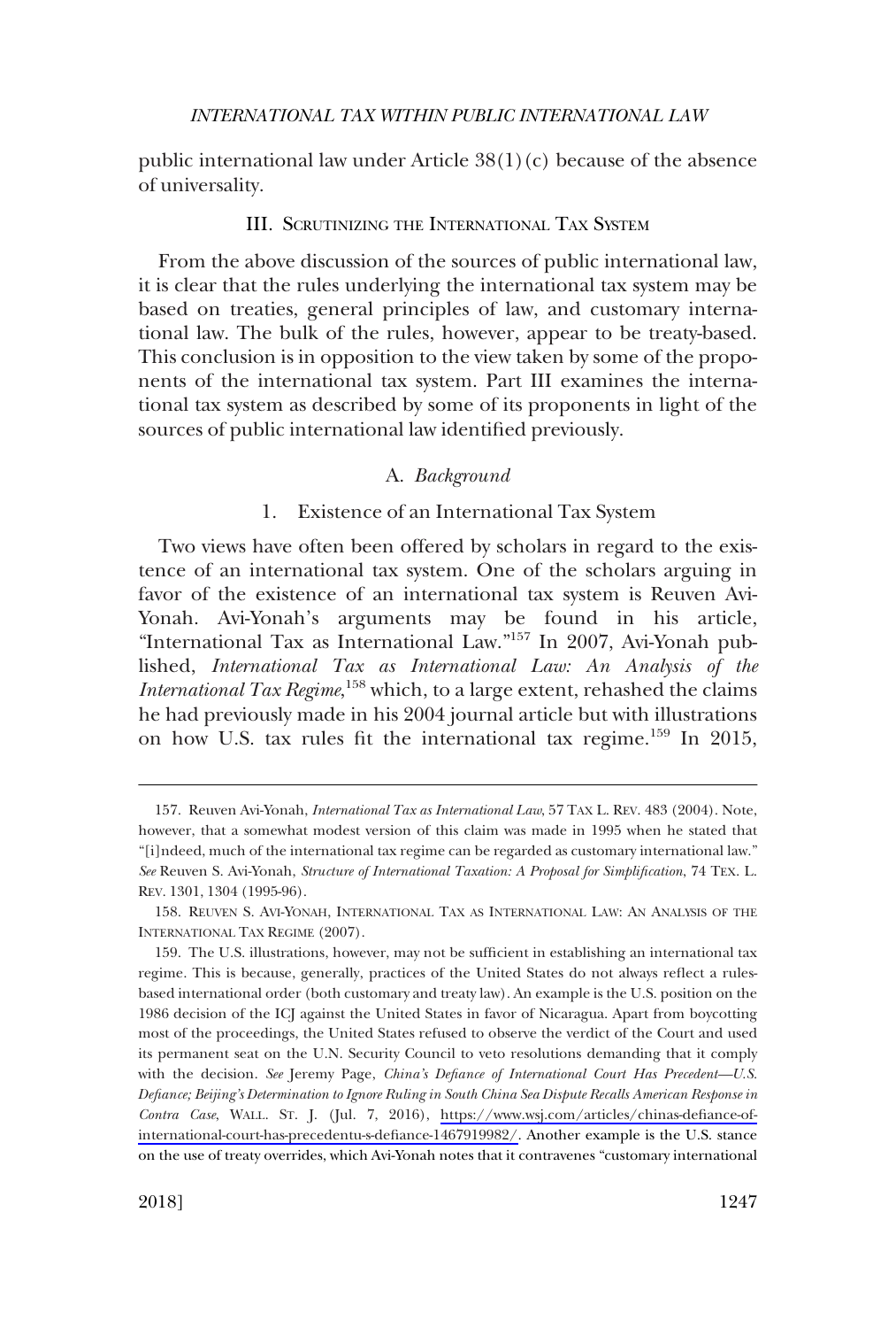public international law under Article 38(1)(c) because of the absence of universality.

## III. Scrutinizing the International Tax System

From the above discussion of the sources of public international law, it is clear that the rules underlying the international tax system may be based on treaties, general principles of law, and customary international law. The bulk of the rules, however, appear to be treaty-based. This conclusion is in opposition to the view taken by some of the proponents of the international tax system. Part III examines the international tax system as described by some of its proponents in light of the sources of public international law identified previously.

### A. *Background*

#### 1. Existence of an International Tax System

Two views have often been offered by scholars in regard to the existence of an international tax system. One of the scholars arguing in favor of the existence of an international tax system is Reuven Avi-Yonah. Avi-Yonah's arguments may be found in his article, "International Tax as International Law."[157] In 2007, Avi-Yonah published, *International Tax as International Law: An Analysis of the International Tax Regime*,[158] which, to a large extent, rehashed the claims he had previously made in his 2004 journal article but with illustrations on how U.S. tax rules fit the international tax regime.[159] In 2015,

---

157. Reuven Avi-Yonah, *International Tax as International Law*, 57 TAX L. REV. 483 (2004). Note, however, that a somewhat modest version of this claim was made in 1995 when he stated that "[i]ndeed, much of the international tax regime can be regarded as customary international law." *See* Reuven S. Avi-Yonah, *Structure of International Taxation: A Proposal for Simplification*, 74 TEX. L. REV. 1301, 1304 (1995-96).

158. REUVEN S. AVI-YONAH, INTERNATIONAL TAX AS INTERNATIONAL LAW: AN ANALYSIS OF THE INTERNATIONAL TAX REGIME (2007).

159. The U.S. illustrations, however, may not be sufficient in establishing an international tax regime. This is because, generally, practices of the United States do not always reflect a rules-based international order (both customary and treaty law). An example is the U.S. position on the 1986 decision of the ICJ against the United States in favor of Nicaragua. Apart from boycotting most of the proceedings, the United States refused to observe the verdict of the Court and used its permanent seat on the U.N. Security Council to veto resolutions demanding that it comply with the decision. *See* Jeremy Page, *China's Defiance of International Court Has Precedent—U.S. Defiance; Beijing's Determination to Ignore Ruling in South China Sea Dispute Recalls American Response in Contra Case*, WALL. ST. J. (Jul. 7, 2016), https://www.wsj.com/articles/chinas-defiance-of-international-court-has-precedentu-s-defiance-1467919982/. Another example is the U.S. stance on the use of treaty overrides, which Avi-Yonah notes that it contravenes "customary international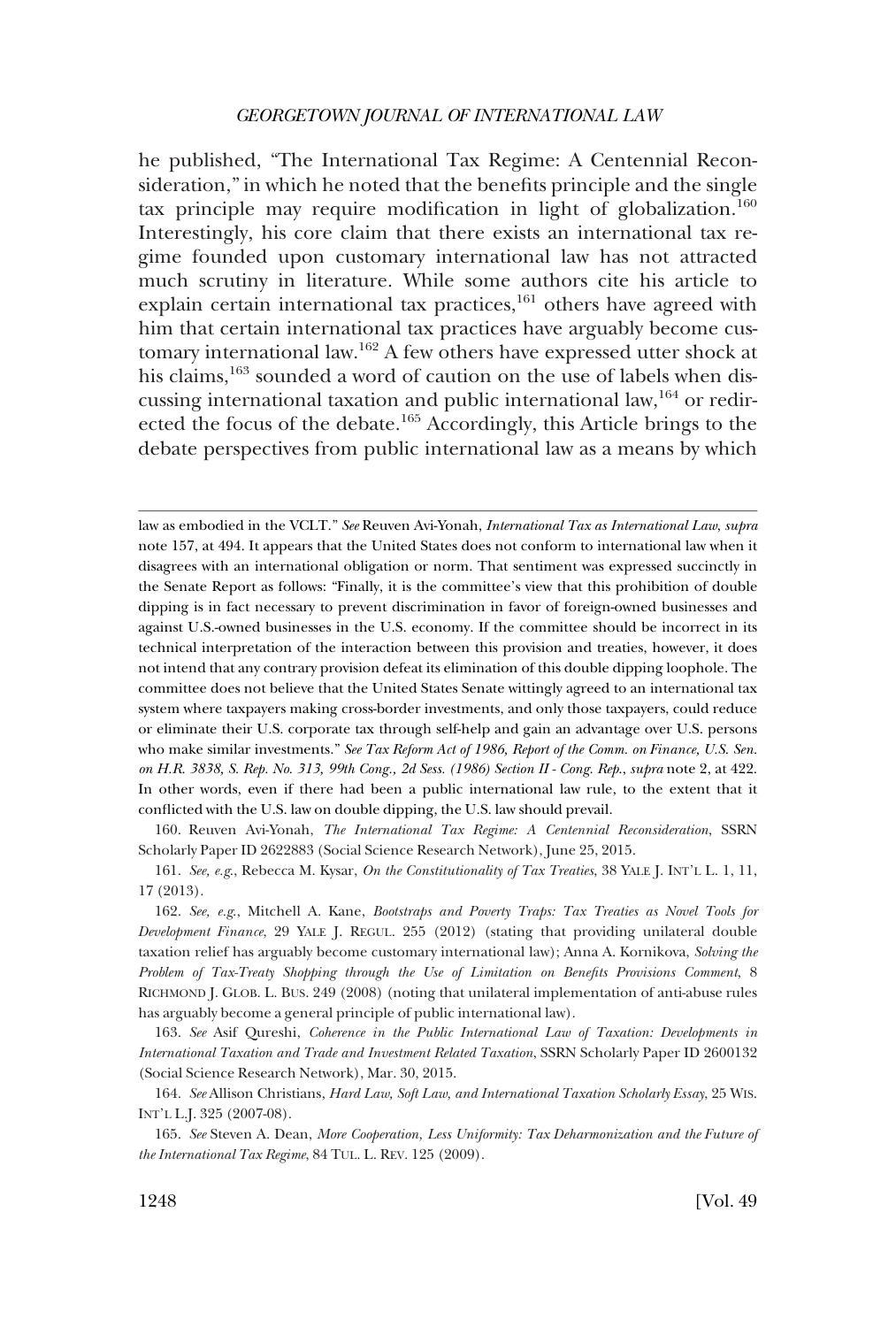he published, "The International Tax Regime: A Centennial Reconsideration," in which he noted that the benefits principle and the single tax principle may require modification in light of globalization.[160] Interestingly, his core claim that there exists an international tax regime founded upon customary international law has not attracted much scrutiny in literature. While some authors cite his article to explain certain international tax practices,[161] others have agreed with him that certain international tax practices have arguably become customary international law.[162] A few others have expressed utter shock at his claims,[163] sounded a word of caution on the use of labels when discussing international taxation and public international law,[164] or redirected the focus of the debate.[165] Accordingly, this Article brings to the debate perspectives from public international law as a means by which

---

law as embodied in the VCLT." *See* Reuven Avi-Yonah, *International Tax as International Law, supra* note 157, at 494. It appears that the United States does not conform to international law when it disagrees with an international obligation or norm. That sentiment was expressed succinctly in the Senate Report as follows: "Finally, it is the committee's view that this prohibition of double dipping is in fact necessary to prevent discrimination in favor of foreign-owned businesses and against U.S.-owned businesses in the U.S. economy. If the committee should be incorrect in its technical interpretation of the interaction between this provision and treaties, however, it does not intend that any contrary provision defeat its elimination of this double dipping loophole. The committee does not believe that the United States Senate wittingly agreed to an international tax system where taxpayers making cross-border investments, and only those taxpayers, could reduce or eliminate their U.S. corporate tax through self-help and gain an advantage over U.S. persons who make similar investments." *See Tax Reform Act of 1986, Report of the Comm. on Finance, U.S. Sen. on H.R. 3838, S. Rep. No. 313, 99th Cong., 2d Sess. (1986) Section II - Cong. Rep.*, *supra* note 2, at 422. In other words, even if there had been a public international law rule, to the extent that it conflicted with the U.S. law on double dipping, the U.S. law should prevail.

160. Reuven Avi-Yonah, *The International Tax Regime: A Centennial Reconsideration*, SSRN Scholarly Paper ID 2622883 (Social Science Research Network), June 25, 2015.

161. *See, e.g.*, Rebecca M. Kysar, *On the Constitutionality of Tax Treaties*, 38 YALE J. INT'L L. 1, 11, 17 (2013).

162. *See, e.g.*, Mitchell A. Kane, *Bootstraps and Poverty Traps: Tax Treaties as Novel Tools for Development Finance*, 29 YALE J. REGUL. 255 (2012) (stating that providing unilateral double taxation relief has arguably become customary international law); Anna A. Kornikova, *Solving the Problem of Tax-Treaty Shopping through the Use of Limitation on Benefits Provisions Comment*, 8 RICHMOND J. GLOB. L. BUS. 249 (2008) (noting that unilateral implementation of anti-abuse rules has arguably become a general principle of public international law).

163. *See* Asif Qureshi, *Coherence in the Public International Law of Taxation: Developments in International Taxation and Trade and Investment Related Taxation*, SSRN Scholarly Paper ID 2600132 (Social Science Research Network), Mar. 30, 2015.

164. *See* Allison Christians, *Hard Law, Soft Law, and International Taxation Scholarly Essay*, 25 WIS. INT'L L.J. 325 (2007-08).

165. *See* Steven A. Dean, *More Cooperation, Less Uniformity: Tax Deharmonization and the Future of the International Tax Regime*, 84 TUL. L. REV. 125 (2009).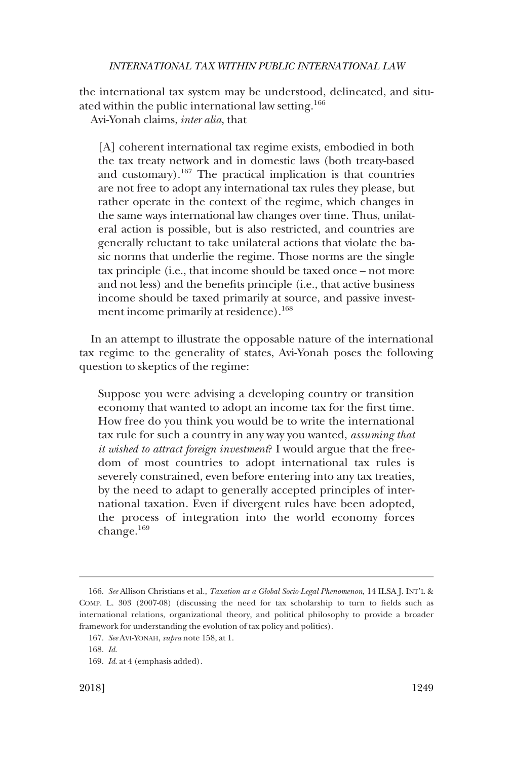the international tax system may be understood, delineated, and situated within the public international law setting.[166]

Avi-Yonah claims, *inter alia*, that

> [A] coherent international tax regime exists, embodied in both the tax treaty network and in domestic laws (both treaty-based and customary).[167] The practical implication is that countries are not free to adopt any international tax rules they please, but rather operate in the context of the regime, which changes in the same ways international law changes over time. Thus, unilateral action is possible, but is also restricted, and countries are generally reluctant to take unilateral actions that violate the basic norms that underlie the regime. Those norms are the single tax principle (i.e., that income should be taxed once – not more and not less) and the benefits principle (i.e., that active business income should be taxed primarily at source, and passive investment income primarily at residence).[168]

In an attempt to illustrate the opposable nature of the international tax regime to the generality of states, Avi-Yonah poses the following question to skeptics of the regime:

> Suppose you were advising a developing country or transition economy that wanted to adopt an income tax for the first time. How free do you think you would be to write the international tax rule for such a country in any way you wanted, *assuming that it wished to attract foreign investment*? I would argue that the freedom of most countries to adopt international tax rules is severely constrained, even before entering into any tax treaties, by the need to adapt to generally accepted principles of international taxation. Even if divergent rules have been adopted, the process of integration into the world economy forces change.[169]

---

166. *See* Allison Christians et al., *Taxation as a Global Socio-Legal Phenomenon*, 14 ILSA J. INT'L & COMP. L. 303 (2007-08) (discussing the need for tax scholarship to turn to fields such as international relations, organizational theory, and political philosophy to provide a broader framework for understanding the evolution of tax policy and politics).

167. *See* AVI-YONAH, *supra* note 158, at 1.

168. *Id.*

169. *Id.* at 4 (emphasis added).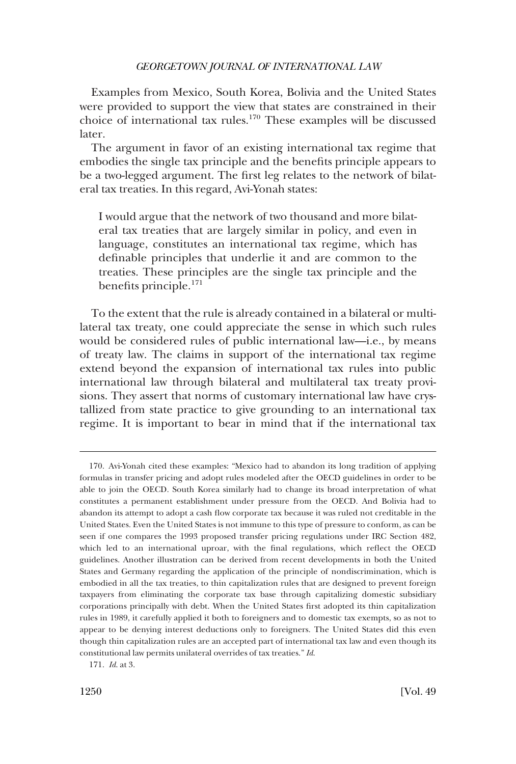Examples from Mexico, South Korea, Bolivia and the United States were provided to support the view that states are constrained in their choice of international tax rules.[170] These examples will be discussed later.

The argument in favor of an existing international tax regime that embodies the single tax principle and the benefits principle appears to be a two-legged argument. The first leg relates to the network of bilateral tax treaties. In this regard, Avi-Yonah states:

> I would argue that the network of two thousand and more bilateral tax treaties that are largely similar in policy, and even in language, constitutes an international tax regime, which has definable principles that underlie it and are common to the treaties. These principles are the single tax principle and the benefits principle.[171]

To the extent that the rule is already contained in a bilateral or multilateral tax treaty, one could appreciate the sense in which such rules would be considered rules of public international law—i.e., by means of treaty law. The claims in support of the international tax regime extend beyond the expansion of international tax rules into public international law through bilateral and multilateral tax treaty provisions. They assert that norms of customary international law have crystallized from state practice to give grounding to an international tax regime. It is important to bear in mind that if the international tax

---

170. Avi-Yonah cited these examples: "Mexico had to abandon its long tradition of applying formulas in transfer pricing and adopt rules modeled after the OECD guidelines in order to be able to join the OECD. South Korea similarly had to change its broad interpretation of what constitutes a permanent establishment under pressure from the OECD. And Bolivia had to abandon its attempt to adopt a cash flow corporate tax because it was ruled not creditable in the United States. Even the United States is not immune to this type of pressure to conform, as can be seen if one compares the 1993 proposed transfer pricing regulations under IRC Section 482, which led to an international uproar, with the final regulations, which reflect the OECD guidelines. Another illustration can be derived from recent developments in both the United States and Germany regarding the application of the principle of nondiscrimination, which is embodied in all the tax treaties, to thin capitalization rules that are designed to prevent foreign taxpayers from eliminating the corporate tax base through capitalizing domestic subsidiary corporations principally with debt. When the United States first adopted its thin capitalization rules in 1989, it carefully applied it both to foreigners and to domestic tax exempts, so as not to appear to be denying interest deductions only to foreigners. The United States did this even though thin capitalization rules are an accepted part of international tax law and even though its constitutional law permits unilateral overrides of tax treaties." *Id.*

171. *Id.* at 3.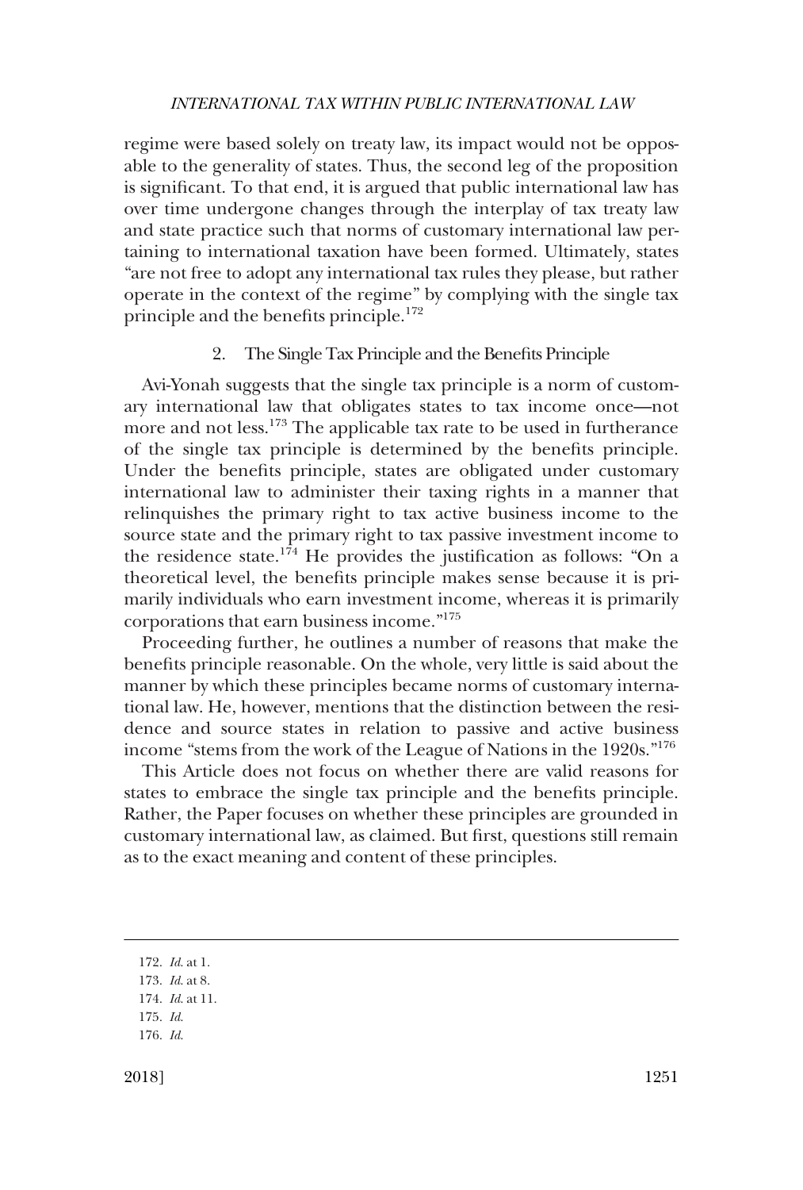regime were based solely on treaty law, its impact would not be opposable to the generality of states. Thus, the second leg of the proposition is significant. To that end, it is argued that public international law has over time undergone changes through the interplay of tax treaty law and state practice such that norms of customary international law pertaining to international taxation have been formed. Ultimately, states "are not free to adopt any international tax rules they please, but rather operate in the context of the regime" by complying with the single tax principle and the benefits principle.[172]

### 2. The Single Tax Principle and the Benefits Principle

Avi-Yonah suggests that the single tax principle is a norm of customary international law that obligates states to tax income once—not more and not less.[173] The applicable tax rate to be used in furtherance of the single tax principle is determined by the benefits principle. Under the benefits principle, states are obligated under customary international law to administer their taxing rights in a manner that relinquishes the primary right to tax active business income to the source state and the primary right to tax passive investment income to the residence state.[174] He provides the justification as follows: "On a theoretical level, the benefits principle makes sense because it is primarily individuals who earn investment income, whereas it is primarily corporations that earn business income."[175]

Proceeding further, he outlines a number of reasons that make the benefits principle reasonable. On the whole, very little is said about the manner by which these principles became norms of customary international law. He, however, mentions that the distinction between the residence and source states in relation to passive and active business income "stems from the work of the League of Nations in the 1920s."[176]

This Article does not focus on whether there are valid reasons for states to embrace the single tax principle and the benefits principle. Rather, the Paper focuses on whether these principles are grounded in customary international law, as claimed. But first, questions still remain as to the exact meaning and content of these principles.

---

172. *Id.* at 1.
173. *Id.* at 8.
174. *Id.* at 11.
175. *Id.*
176. *Id.*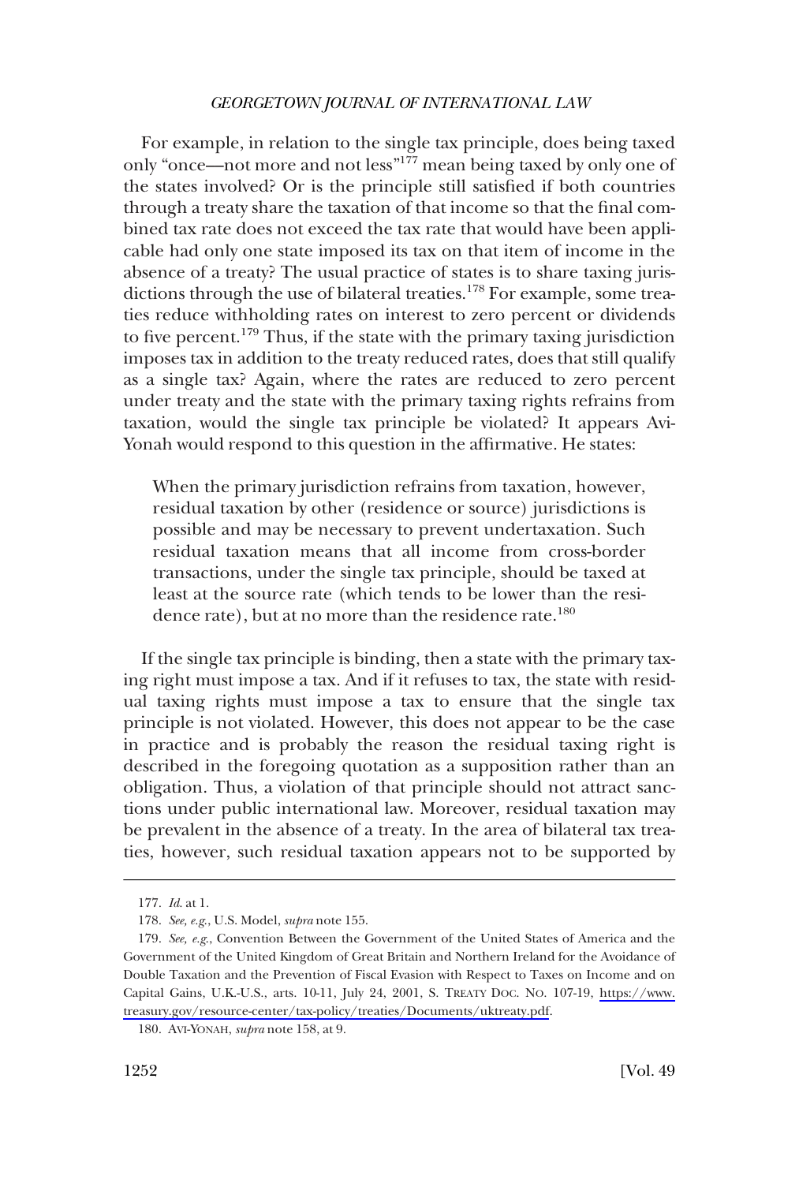For example, in relation to the single tax principle, does being taxed only "once—not more and not less"[177] mean being taxed by only one of the states involved? Or is the principle still satisfied if both countries through a treaty share the taxation of that income so that the final combined tax rate does not exceed the tax rate that would have been applicable had only one state imposed its tax on that item of income in the absence of a treaty? The usual practice of states is to share taxing jurisdictions through the use of bilateral treaties.[178] For example, some treaties reduce withholding rates on interest to zero percent or dividends to five percent.[179] Thus, if the state with the primary taxing jurisdiction imposes tax in addition to the treaty reduced rates, does that still qualify as a single tax? Again, where the rates are reduced to zero percent under treaty and the state with the primary taxing rights refrains from taxation, would the single tax principle be violated? It appears Avi-Yonah would respond to this question in the affirmative. He states:

> When the primary jurisdiction refrains from taxation, however, residual taxation by other (residence or source) jurisdictions is possible and may be necessary to prevent undertaxation. Such residual taxation means that all income from cross-border transactions, under the single tax principle, should be taxed at least at the source rate (which tends to be lower than the residence rate), but at no more than the residence rate.[180]

If the single tax principle is binding, then a state with the primary taxing right must impose a tax. And if it refuses to tax, the state with residual taxing rights must impose a tax to ensure that the single tax principle is not violated. However, this does not appear to be the case in practice and is probably the reason the residual taxing right is described in the foregoing quotation as a supposition rather than an obligation. Thus, a violation of that principle should not attract sanctions under public international law. Moreover, residual taxation may be prevalent in the absence of a treaty. In the area of bilateral tax treaties, however, such residual taxation appears not to be supported by

---

177. *Id.* at 1.

178. *See, e.g.*, U.S. Model, *supra* note 155.

179. *See, e.g.*, Convention Between the Government of the United States of America and the Government of the United Kingdom of Great Britain and Northern Ireland for the Avoidance of Double Taxation and the Prevention of Fiscal Evasion with Respect to Taxes on Income and on Capital Gains, U.K.-U.S., arts. 10-11, July 24, 2001, S. TREATY DOC. NO. 107-19, https://www.treasury.gov/resource-center/tax-policy/treaties/Documents/uktreaty.pdf.

180. AVI-YONAH, *supra* note 158, at 9.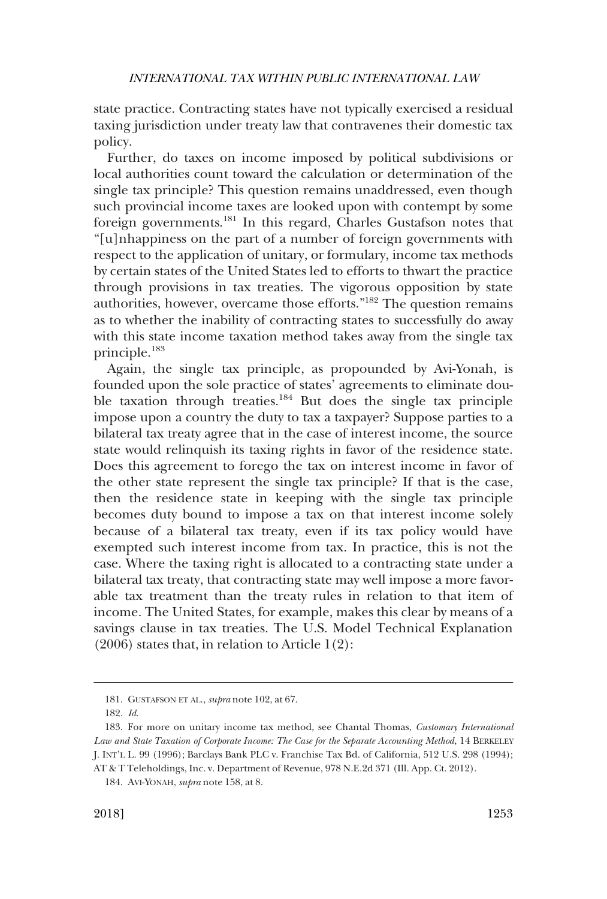state practice. Contracting states have not typically exercised a residual taxing jurisdiction under treaty law that contravenes their domestic tax policy.

Further, do taxes on income imposed by political subdivisions or local authorities count toward the calculation or determination of the single tax principle? This question remains unaddressed, even though such provincial income taxes are looked upon with contempt by some foreign governments.[181] In this regard, Charles Gustafson notes that "[u]nhappiness on the part of a number of foreign governments with respect to the application of unitary, or formulary, income tax methods by certain states of the United States led to efforts to thwart the practice through provisions in tax treaties. The vigorous opposition by state authorities, however, overcame those efforts."[182] The question remains as to whether the inability of contracting states to successfully do away with this state income taxation method takes away from the single tax principle.[183]

Again, the single tax principle, as propounded by Avi-Yonah, is founded upon the sole practice of states' agreements to eliminate double taxation through treaties.[184] But does the single tax principle impose upon a country the duty to tax a taxpayer? Suppose parties to a bilateral tax treaty agree that in the case of interest income, the source state would relinquish its taxing rights in favor of the residence state. Does this agreement to forego the tax on interest income in favor of the other state represent the single tax principle? If that is the case, then the residence state in keeping with the single tax principle becomes duty bound to impose a tax on that interest income solely because of a bilateral tax treaty, even if its tax policy would have exempted such interest income from tax. In practice, this is not the case. Where the taxing right is allocated to a contracting state under a bilateral tax treaty, that contracting state may well impose a more favorable tax treatment than the treaty rules in relation to that item of income. The United States, for example, makes this clear by means of a savings clause in tax treaties. The U.S. Model Technical Explanation (2006) states that, in relation to Article 1(2):

---

181. GUSTAFSON ET AL., *supra* note 102, at 67.

182. *Id.*

183. For more on unitary income tax method, see Chantal Thomas, *Customary International Law and State Taxation of Corporate Income: The Case for the Separate Accounting Method*, 14 BERKELEY J. INT'L L. 99 (1996); Barclays Bank PLC v. Franchise Tax Bd. of California, 512 U.S. 298 (1994); AT & T Teleholdings, Inc. v. Department of Revenue, 978 N.E.2d 371 (Ill. App. Ct. 2012).

184. AVI-YONAH, *supra* note 158, at 8.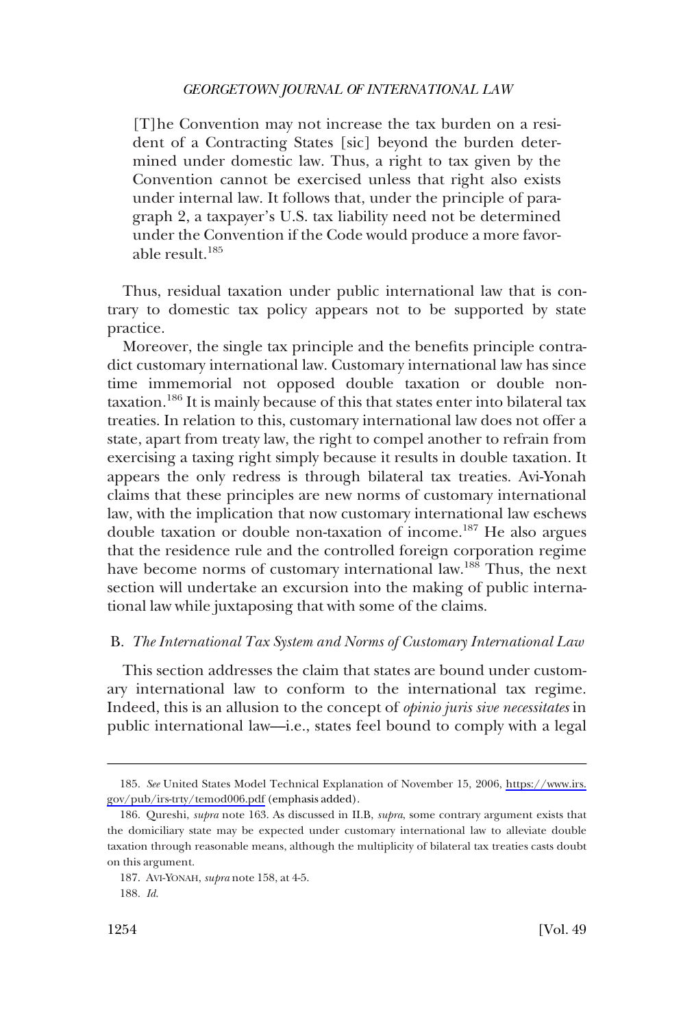> [T]he Convention may not increase the tax burden on a resident of a Contracting States [sic] beyond the burden determined under domestic law. Thus, a right to tax given by the Convention cannot be exercised unless that right also exists under internal law. It follows that, under the principle of paragraph 2, a taxpayer's U.S. tax liability need not be determined under the Convention if the Code would produce a more favorable result.[185]

Thus, residual taxation under public international law that is contrary to domestic tax policy appears not to be supported by state practice.

Moreover, the single tax principle and the benefits principle contradict customary international law. Customary international law has since time immemorial not opposed double taxation or double non-taxation.[186] It is mainly because of this that states enter into bilateral tax treaties. In relation to this, customary international law does not offer a state, apart from treaty law, the right to compel another to refrain from exercising a taxing right simply because it results in double taxation. It appears the only redress is through bilateral tax treaties. Avi-Yonah claims that these principles are new norms of customary international law, with the implication that now customary international law eschews double taxation or double non-taxation of income.[187] He also argues that the residence rule and the controlled foreign corporation regime have become norms of customary international law.[188] Thus, the next section will undertake an excursion into the making of public international law while juxtaposing that with some of the claims.

### B. *The International Tax System and Norms of Customary International Law*

This section addresses the claim that states are bound under customary international law to conform to the international tax regime. Indeed, this is an allusion to the concept of *opinio juris sive necessitates* in public international law—i.e., states feel bound to comply with a legal

---

185. *See* United States Model Technical Explanation of November 15, 2006, https://www.irs.gov/pub/irs-trty/temod006.pdf (emphasis added).

186. Qureshi, *supra* note 163. As discussed in II.B, *supra*, some contrary argument exists that the domiciliary state may be expected under customary international law to alleviate double taxation through reasonable means, although the multiplicity of bilateral tax treaties casts doubt on this argument.

187. AVI-YONAH, *supra* note 158, at 4-5.

188. *Id.*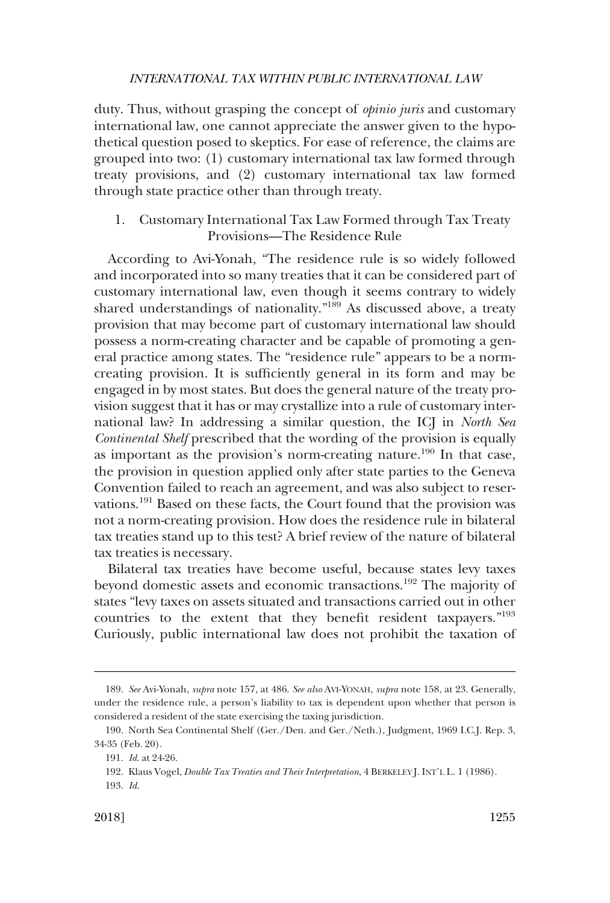duty. Thus, without grasping the concept of *opinio juris* and customary international law, one cannot appreciate the answer given to the hypothetical question posed to skeptics. For ease of reference, the claims are grouped into two: (1) customary international tax law formed through treaty provisions, and (2) customary international tax law formed through state practice other than through treaty.

### 1. Customary International Tax Law Formed through Tax Treaty Provisions—The Residence Rule

According to Avi-Yonah, "The residence rule is so widely followed and incorporated into so many treaties that it can be considered part of customary international law, even though it seems contrary to widely shared understandings of nationality."[189] As discussed above, a treaty provision that may become part of customary international law should possess a norm-creating character and be capable of promoting a general practice among states. The "residence rule" appears to be a norm-creating provision. It is sufficiently general in its form and may be engaged in by most states. But does the general nature of the treaty provision suggest that it has or may crystallize into a rule of customary international law? In addressing a similar question, the ICJ in *North Sea Continental Shelf* prescribed that the wording of the provision is equally as important as the provision's norm-creating nature.[190] In that case, the provision in question applied only after state parties to the Geneva Convention failed to reach an agreement, and was also subject to reservations.[191] Based on these facts, the Court found that the provision was not a norm-creating provision. How does the residence rule in bilateral tax treaties stand up to this test? A brief review of the nature of bilateral tax treaties is necessary.

Bilateral tax treaties have become useful, because states levy taxes beyond domestic assets and economic transactions.[192] The majority of states "levy taxes on assets situated and transactions carried out in other countries to the extent that they benefit resident taxpayers."[193] Curiously, public international law does not prohibit the taxation of

---

189. *See* Avi-Yonah, *supra* note 157, at 486. *See also* AVI-YONAH, *supra* note 158, at 23. Generally, under the residence rule, a person's liability to tax is dependent upon whether that person is considered a resident of the state exercising the taxing jurisdiction.

190. North Sea Continental Shelf (Ger./Den. and Ger./Neth.), Judgment, 1969 I.C.J. Rep. 3, 34-35 (Feb. 20).

191. *Id.* at 24-26.

192. Klaus Vogel, *Double Tax Treaties and Their Interpretation*, 4 BERKELEY J. INT'L L. 1 (1986).

193. *Id.*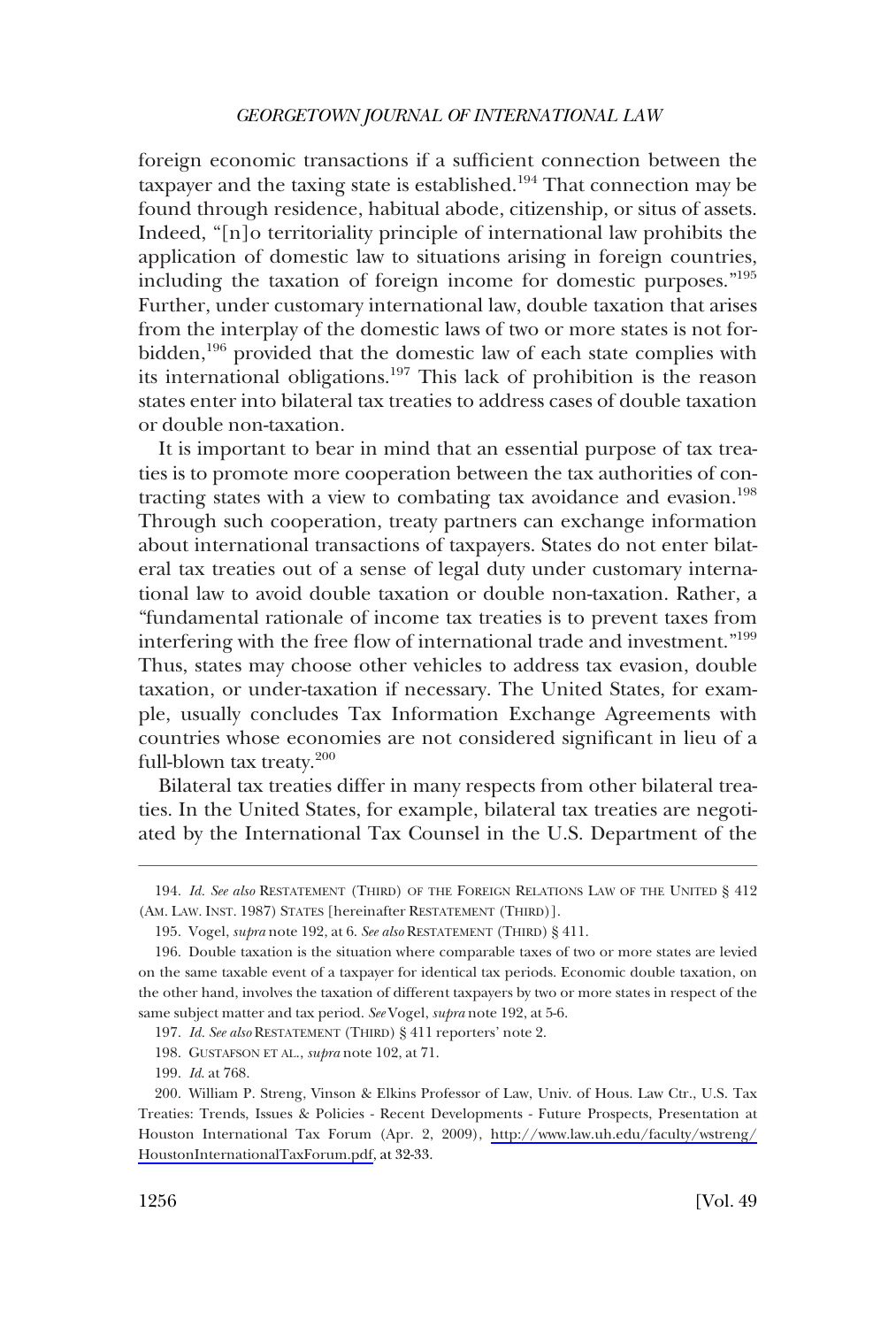foreign economic transactions if a sufficient connection between the taxpayer and the taxing state is established.[194] That connection may be found through residence, habitual abode, citizenship, or situs of assets. Indeed, "[n]o territoriality principle of international law prohibits the application of domestic law to situations arising in foreign countries, including the taxation of foreign income for domestic purposes."[195] Further, under customary international law, double taxation that arises from the interplay of the domestic laws of two or more states is not forbidden,[196] provided that the domestic law of each state complies with its international obligations.[197] This lack of prohibition is the reason states enter into bilateral tax treaties to address cases of double taxation or double non-taxation.

It is important to bear in mind that an essential purpose of tax treaties is to promote more cooperation between the tax authorities of contracting states with a view to combating tax avoidance and evasion.[198] Through such cooperation, treaty partners can exchange information about international transactions of taxpayers. States do not enter bilateral tax treaties out of a sense of legal duty under customary international law to avoid double taxation or double non-taxation. Rather, a "fundamental rationale of income tax treaties is to prevent taxes from interfering with the free flow of international trade and investment."[199] Thus, states may choose other vehicles to address tax evasion, double taxation, or under-taxation if necessary. The United States, for example, usually concludes Tax Information Exchange Agreements with countries whose economies are not considered significant in lieu of a full-blown tax treaty.[200]

Bilateral tax treaties differ in many respects from other bilateral treaties. In the United States, for example, bilateral tax treaties are negotiated by the International Tax Counsel in the U.S. Department of the

---

194. *Id. See also* RESTATEMENT (THIRD) OF THE FOREIGN RELATIONS LAW OF THE UNITED § 412 (AM. LAW. INST. 1987) STATES [hereinafter RESTATEMENT (THIRD)].

195. Vogel, *supra* note 192, at 6. *See also* RESTATEMENT (THIRD) § 411.

196. Double taxation is the situation where comparable taxes of two or more states are levied on the same taxable event of a taxpayer for identical tax periods. Economic double taxation, on the other hand, involves the taxation of different taxpayers by two or more states in respect of the same subject matter and tax period. *See* Vogel, *supra* note 192, at 5-6.

197. *Id. See also* RESTATEMENT (THIRD) § 411 reporters' note 2.

198. GUSTAFSON ET AL., *supra* note 102, at 71.

199. *Id.* at 768.

200. William P. Streng, Vinson & Elkins Professor of Law, Univ. of Hous. Law Ctr., U.S. Tax Treaties: Trends, Issues & Policies - Recent Developments - Future Prospects, Presentation at Houston International Tax Forum (Apr. 2, 2009), http://www.law.uh.edu/faculty/wstreng/HoustonInternationalTaxForum.pdf, at 32-33.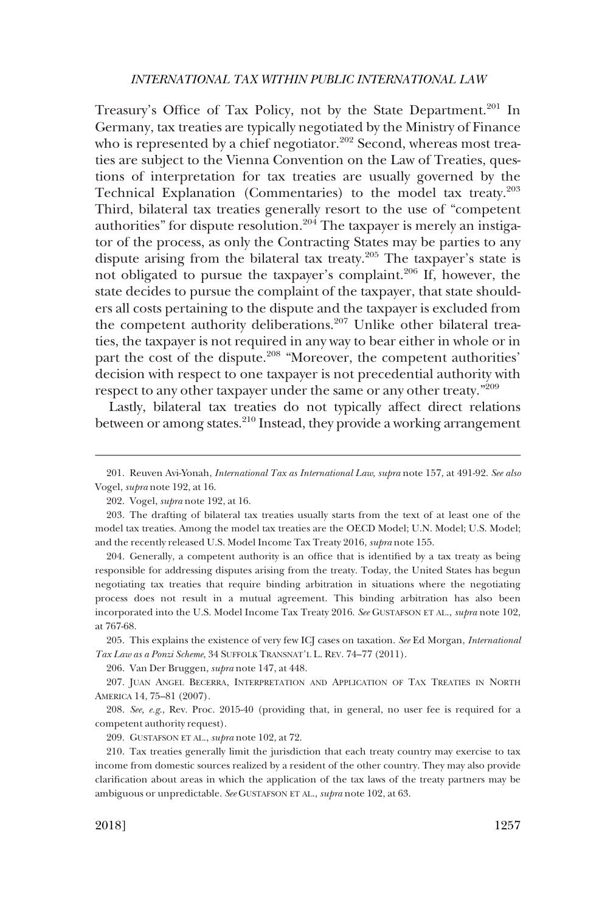Treasury's Office of Tax Policy, not by the State Department.[201] In Germany, tax treaties are typically negotiated by the Ministry of Finance who is represented by a chief negotiator.[202] Second, whereas most treaties are subject to the Vienna Convention on the Law of Treaties, questions of interpretation for tax treaties are usually governed by the Technical Explanation (Commentaries) to the model tax treaty.[203] Third, bilateral tax treaties generally resort to the use of "competent authorities" for dispute resolution.[204] The taxpayer is merely an instigator of the process, as only the Contracting States may be parties to any dispute arising from the bilateral tax treaty.[205] The taxpayer's state is not obligated to pursue the taxpayer's complaint.[206] If, however, the state decides to pursue the complaint of the taxpayer, that state shoulders all costs pertaining to the dispute and the taxpayer is excluded from the competent authority deliberations.[207] Unlike other bilateral treaties, the taxpayer is not required in any way to bear either in whole or in part the cost of the dispute.[208] "Moreover, the competent authorities' decision with respect to one taxpayer is not precedential authority with respect to any other taxpayer under the same or any other treaty."[209]

Lastly, bilateral tax treaties do not typically affect direct relations between or among states.[210] Instead, they provide a working arrangement

---

201. Reuven Avi-Yonah, *International Tax as International Law*, *supra* note 157, at 491-92. *See also* Vogel, *supra* note 192, at 16.

202. Vogel, *supra* note 192, at 16.

203. The drafting of bilateral tax treaties usually starts from the text of at least one of the model tax treaties. Among the model tax treaties are the OECD Model; U.N. Model; U.S. Model; and the recently released U.S. Model Income Tax Treaty 2016, *supra* note 155.

204. Generally, a competent authority is an office that is identified by a tax treaty as being responsible for addressing disputes arising from the treaty. Today, the United States has begun negotiating tax treaties that require binding arbitration in situations where the negotiating process does not result in a mutual agreement. This binding arbitration has also been incorporated into the U.S. Model Income Tax Treaty 2016. *See* GUSTAFSON ET AL., *supra* note 102, at 767-68.

205. This explains the existence of very few ICJ cases on taxation. *See* Ed Morgan, *International Tax Law as a Ponzi Scheme*, 34 SUFFOLK TRANSNAT'L L. REV. 74–77 (2011).

206. Van Der Bruggen, *supra* note 147, at 448.

207. JUAN ANGEL BECERRA, INTERPRETATION AND APPLICATION OF TAX TREATIES IN NORTH AMERICA 14, 75–81 (2007).

208. *See, e.g.*, Rev. Proc. 2015-40 (providing that, in general, no user fee is required for a competent authority request).

209. GUSTAFSON ET AL., *supra* note 102, at 72.

210. Tax treaties generally limit the jurisdiction that each treaty country may exercise to tax income from domestic sources realized by a resident of the other country. They may also provide clarification about areas in which the application of the tax laws of the treaty partners may be ambiguous or unpredictable. *See* GUSTAFSON ET AL., *supra* note 102, at 63.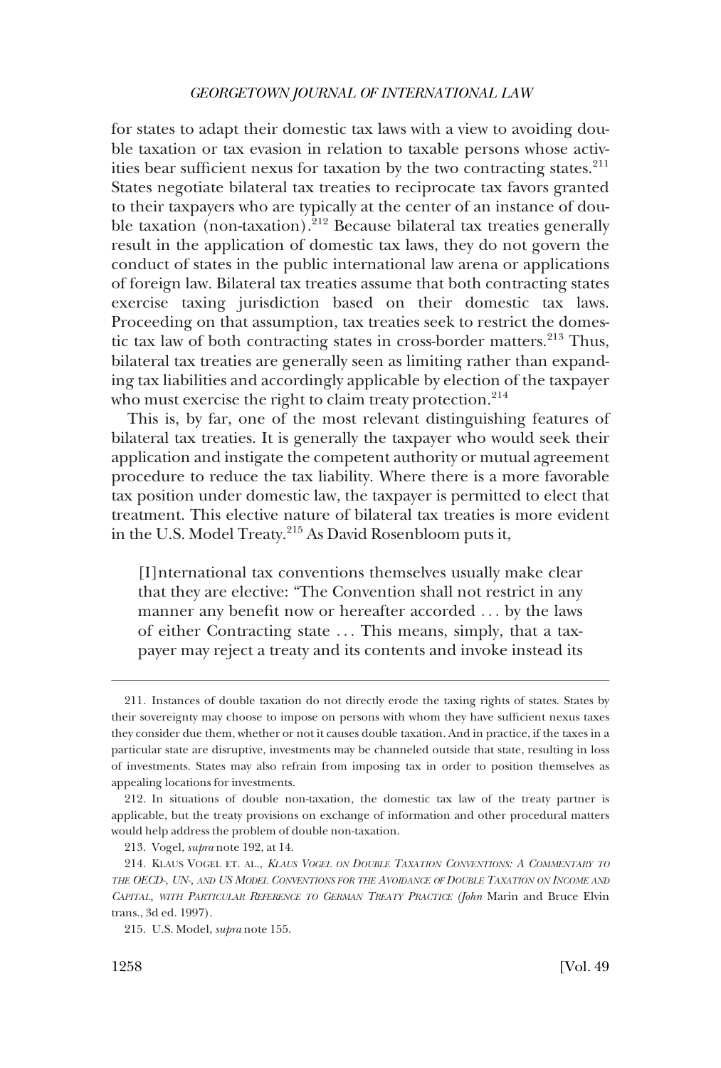for states to adapt their domestic tax laws with a view to avoiding double taxation or tax evasion in relation to taxable persons whose activities bear sufficient nexus for taxation by the two contracting states.[211] States negotiate bilateral tax treaties to reciprocate tax favors granted to their taxpayers who are typically at the center of an instance of double taxation (non-taxation).[212] Because bilateral tax treaties generally result in the application of domestic tax laws, they do not govern the conduct of states in the public international law arena or applications of foreign law. Bilateral tax treaties assume that both contracting states exercise taxing jurisdiction based on their domestic tax laws. Proceeding on that assumption, tax treaties seek to restrict the domestic tax law of both contracting states in cross-border matters.[213] Thus, bilateral tax treaties are generally seen as limiting rather than expanding tax liabilities and accordingly applicable by election of the taxpayer who must exercise the right to claim treaty protection.[214]

This is, by far, one of the most relevant distinguishing features of bilateral tax treaties. It is generally the taxpayer who would seek their application and instigate the competent authority or mutual agreement procedure to reduce the tax liability. Where there is a more favorable tax position under domestic law, the taxpayer is permitted to elect that treatment. This elective nature of bilateral tax treaties is more evident in the U.S. Model Treaty.[215] As David Rosenbloom puts it,

> [I]nternational tax conventions themselves usually make clear that they are elective: "The Convention shall not restrict in any manner any benefit now or hereafter accorded . . . by the laws of either Contracting state . . . This means, simply, that a taxpayer may reject a treaty and its contents and invoke instead its

---

211. Instances of double taxation do not directly erode the taxing rights of states. States by their sovereignty may choose to impose on persons with whom they have sufficient nexus taxes they consider due them, whether or not it causes double taxation. And in practice, if the taxes in a particular state are disruptive, investments may be channeled outside that state, resulting in loss of investments. States may also refrain from imposing tax in order to position themselves as appealing locations for investments.

212. In situations of double non-taxation, the domestic tax law of the treaty partner is applicable, but the treaty provisions on exchange of information and other procedural matters would help address the problem of double non-taxation.

213. Vogel, *supra* note 192, at 14.

214. KLAUS VOGEL ET. AL., *KLAUS VOGEL ON DOUBLE TAXATION CONVENTIONS: A COMMENTARY TO THE OECD-, UN-, AND US MODEL CONVENTIONS FOR THE AVOIDANCE OF DOUBLE TAXATION ON INCOME AND CAPITAL, WITH PARTICULAR REFERENCE TO GERMAN TREATY PRACTICE* (John Marin and Bruce Elvin trans., 3d ed. 1997).

215. U.S. Model, *supra* note 155.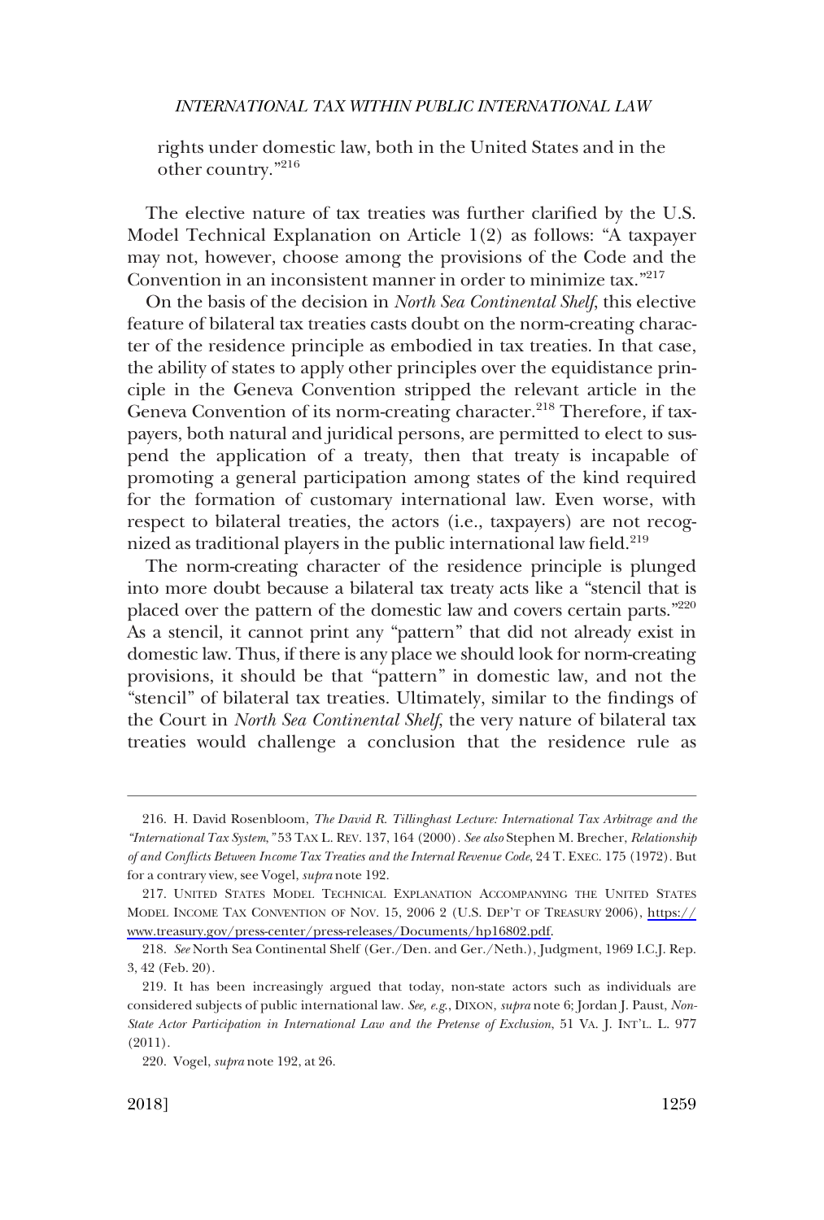rights under domestic law, both in the United States and in the other country."[216]

The elective nature of tax treaties was further clarified by the U.S. Model Technical Explanation on Article 1(2) as follows: "A taxpayer may not, however, choose among the provisions of the Code and the Convention in an inconsistent manner in order to minimize tax."[217]

On the basis of the decision in *North Sea Continental Shelf*, this elective feature of bilateral tax treaties casts doubt on the norm-creating character of the residence principle as embodied in tax treaties. In that case, the ability of states to apply other principles over the equidistance principle in the Geneva Convention stripped the relevant article in the Geneva Convention of its norm-creating character.[218] Therefore, if taxpayers, both natural and juridical persons, are permitted to elect to suspend the application of a treaty, then that treaty is incapable of promoting a general participation among states of the kind required for the formation of customary international law. Even worse, with respect to bilateral treaties, the actors (i.e., taxpayers) are not recognized as traditional players in the public international law field.[219]

The norm-creating character of the residence principle is plunged into more doubt because a bilateral tax treaty acts like a "stencil that is placed over the pattern of the domestic law and covers certain parts."[220] As a stencil, it cannot print any "pattern" that did not already exist in domestic law. Thus, if there is any place we should look for norm-creating provisions, it should be that "pattern" in domestic law, and not the "stencil" of bilateral tax treaties. Ultimately, similar to the findings of the Court in *North Sea Continental Shelf*, the very nature of bilateral tax treaties would challenge a conclusion that the residence rule as

---

216. H. David Rosenbloom, *The David R. Tillinghast Lecture: International Tax Arbitrage and the "International Tax System,"* 53 TAX L. REV. 137, 164 (2000). *See also* Stephen M. Brecher, *Relationship of and Conflicts Between Income Tax Treaties and the Internal Revenue Code*, 24 T. EXEC. 175 (1972). But for a contrary view, see Vogel, *supra* note 192.

217. UNITED STATES MODEL TECHNICAL EXPLANATION ACCOMPANYING THE UNITED STATES MODEL INCOME TAX CONVENTION OF NOV. 15, 2006 2 (U.S. DEP'T OF TREASURY 2006), https://www.treasury.gov/press-center/press-releases/Documents/hp16802.pdf.

218. *See* North Sea Continental Shelf (Ger./Den. and Ger./Neth.), Judgment, 1969 I.C.J. Rep. 3, 42 (Feb. 20).

219. It has been increasingly argued that today, non-state actors such as individuals are considered subjects of public international law. *See, e.g.*, DIXON, *supra* note 6; Jordan J. Paust, *Non-State Actor Participation in International Law and the Pretense of Exclusion*, 51 VA. J. INT'L. L. 977 (2011).

220. Vogel, *supra* note 192, at 26.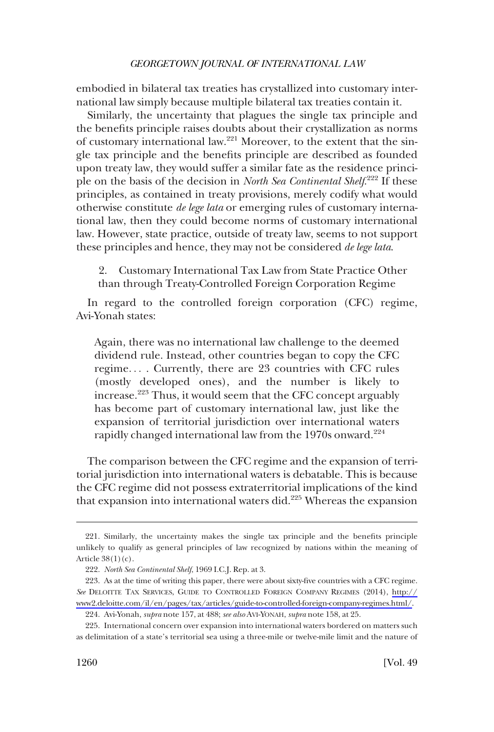embodied in bilateral tax treaties has crystallized into customary international law simply because multiple bilateral tax treaties contain it.

Similarly, the uncertainty that plagues the single tax principle and the benefits principle raises doubts about their crystallization as norms of customary international law.[221] Moreover, to the extent that the single tax principle and the benefits principle are described as founded upon treaty law, they would suffer a similar fate as the residence principle on the basis of the decision in *North Sea Continental Shelf*.[222] If these principles, as contained in treaty provisions, merely codify what would otherwise constitute *de lege lata* or emerging rules of customary international law, then they could become norms of customary international law. However, state practice, outside of treaty law, seems to not support these principles and hence, they may not be considered *de lege lata*.

2. Customary International Tax Law from State Practice Other than through Treaty-Controlled Foreign Corporation Regime

In regard to the controlled foreign corporation (CFC) regime, Avi-Yonah states:

> Again, there was no international law challenge to the deemed dividend rule. Instead, other countries began to copy the CFC regime. . . . Currently, there are 23 countries with CFC rules (mostly developed ones), and the number is likely to increase.[223] Thus, it would seem that the CFC concept arguably has become part of customary international law, just like the expansion of territorial jurisdiction over international waters rapidly changed international law from the 1970s onward.[224]

The comparison between the CFC regime and the expansion of territorial jurisdiction into international waters is debatable. This is because the CFC regime did not possess extraterritorial implications of the kind that expansion into international waters did.[225] Whereas the expansion

---

221. Similarly, the uncertainty makes the single tax principle and the benefits principle unlikely to qualify as general principles of law recognized by nations within the meaning of Article 38(1)(c).

222. *North Sea Continental Shelf*, 1969 I.C.J. Rep. at 3.

223. As at the time of writing this paper, there were about sixty-five countries with a CFC regime. *See* DELOITTE TAX SERVICES, GUIDE TO CONTROLLED FOREIGN COMPANY REGIMES (2014), http://www2.deloitte.com/il/en/pages/tax/articles/guide-to-controlled-foreign-company-regimes.html/.

224. Avi-Yonah, *supra* note 157, at 488; *see also* AVI-YONAH, *supra* note 158, at 25.

225. International concern over expansion into international waters bordered on matters such as delimitation of a state's territorial sea using a three-mile or twelve-mile limit and the nature of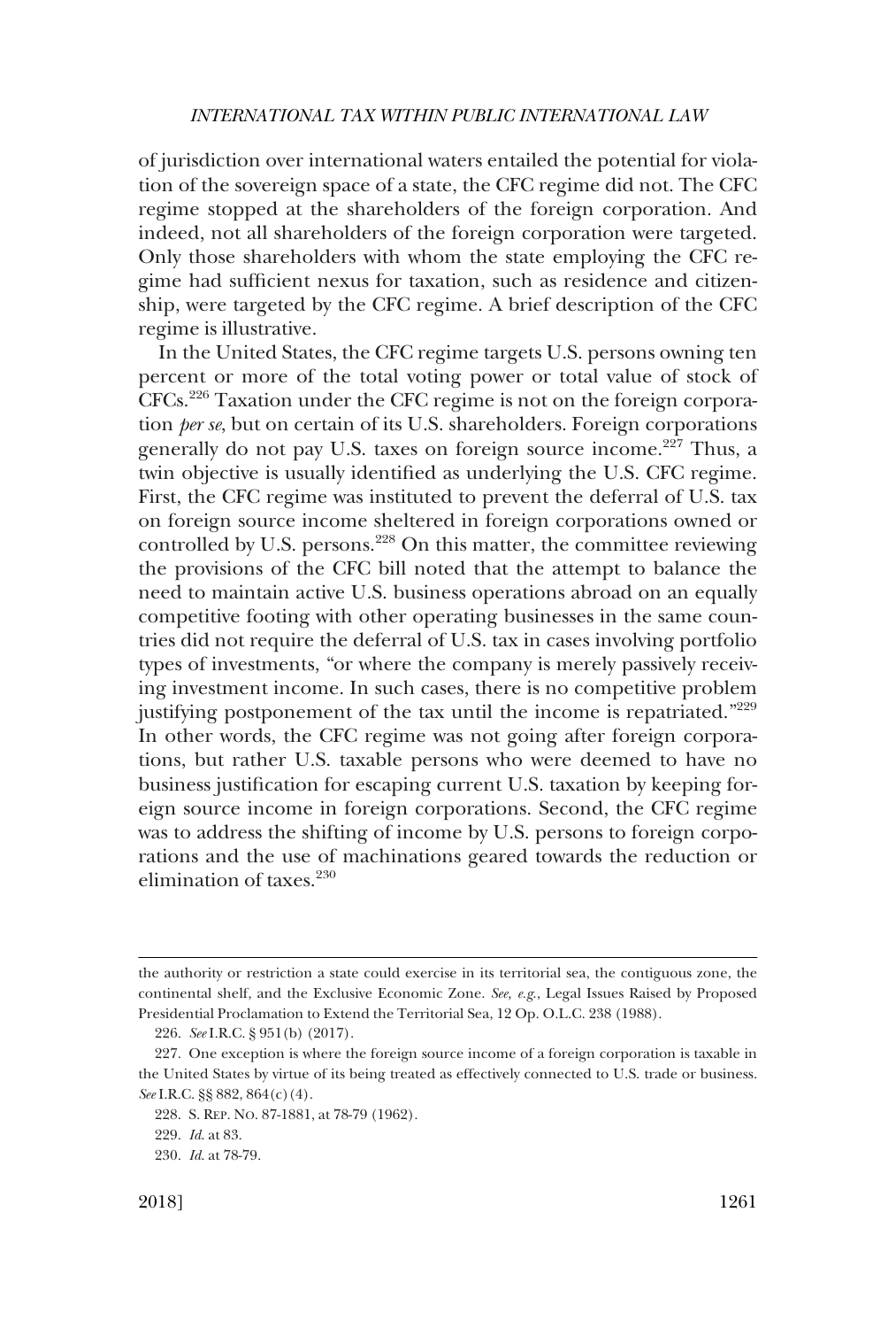of jurisdiction over international waters entailed the potential for violation of the sovereign space of a state, the CFC regime did not. The CFC regime stopped at the shareholders of the foreign corporation. And indeed, not all shareholders of the foreign corporation were targeted. Only those shareholders with whom the state employing the CFC regime had sufficient nexus for taxation, such as residence and citizenship, were targeted by the CFC regime. A brief description of the CFC regime is illustrative.

In the United States, the CFC regime targets U.S. persons owning ten percent or more of the total voting power or total value of stock of CFCs.[226] Taxation under the CFC regime is not on the foreign corporation *per se*, but on certain of its U.S. shareholders. Foreign corporations generally do not pay U.S. taxes on foreign source income.[227] Thus, a twin objective is usually identified as underlying the U.S. CFC regime. First, the CFC regime was instituted to prevent the deferral of U.S. tax on foreign source income sheltered in foreign corporations owned or controlled by U.S. persons.[228] On this matter, the committee reviewing the provisions of the CFC bill noted that the attempt to balance the need to maintain active U.S. business operations abroad on an equally competitive footing with other operating businesses in the same countries did not require the deferral of U.S. tax in cases involving portfolio types of investments, "or where the company is merely passively receiving investment income. In such cases, there is no competitive problem justifying postponement of the tax until the income is repatriated."[229] In other words, the CFC regime was not going after foreign corporations, but rather U.S. taxable persons who were deemed to have no business justification for escaping current U.S. taxation by keeping foreign source income in foreign corporations. Second, the CFC regime was to address the shifting of income by U.S. persons to foreign corporations and the use of machinations geared towards the reduction or elimination of taxes.[230]

---

the authority or restriction a state could exercise in its territorial sea, the contiguous zone, the continental shelf, and the Exclusive Economic Zone. *See, e.g.*, Legal Issues Raised by Proposed Presidential Proclamation to Extend the Territorial Sea, 12 Op. O.L.C. 238 (1988).

226. *See* I.R.C. § 951(b) (2017).

227. One exception is where the foreign source income of a foreign corporation is taxable in the United States by virtue of its being treated as effectively connected to U.S. trade or business. *See* I.R.C. §§ 882, 864(c)(4).

228. S. REP. NO. 87-1881, at 78-79 (1962).

229. *Id.* at 83.

230. *Id.* at 78-79.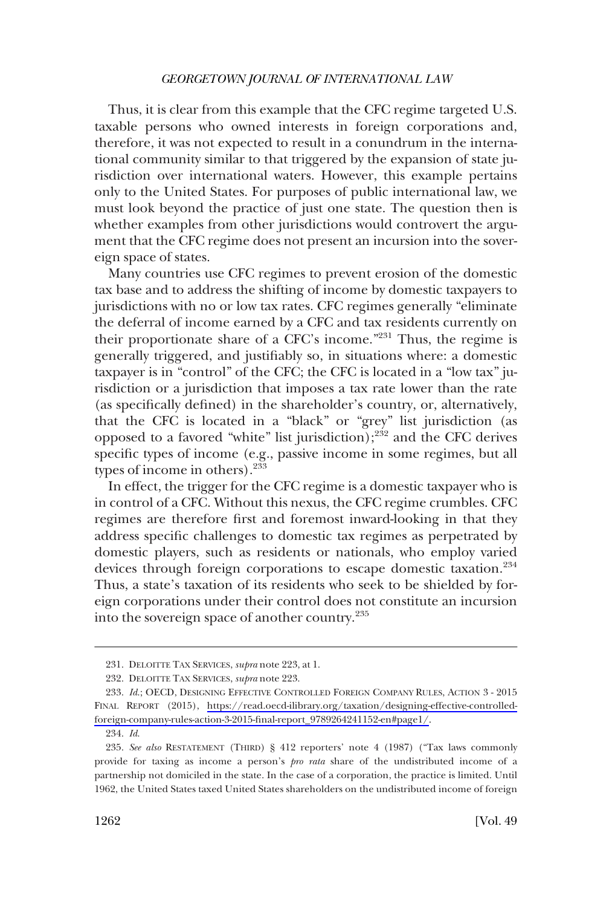Thus, it is clear from this example that the CFC regime targeted U.S. taxable persons who owned interests in foreign corporations and, therefore, it was not expected to result in a conundrum in the international community similar to that triggered by the expansion of state jurisdiction over international waters. However, this example pertains only to the United States. For purposes of public international law, we must look beyond the practice of just one state. The question then is whether examples from other jurisdictions would controvert the argument that the CFC regime does not present an incursion into the sovereign space of states.

Many countries use CFC regimes to prevent erosion of the domestic tax base and to address the shifting of income by domestic taxpayers to jurisdictions with no or low tax rates. CFC regimes generally "eliminate the deferral of income earned by a CFC and tax residents currently on their proportionate share of a CFC's income."[231] Thus, the regime is generally triggered, and justifiably so, in situations where: a domestic taxpayer is in "control" of the CFC; the CFC is located in a "low tax" jurisdiction or a jurisdiction that imposes a tax rate lower than the rate (as specifically defined) in the shareholder's country, or, alternatively, that the CFC is located in a "black" or "grey" list jurisdiction (as opposed to a favored "white" list jurisdiction);[232] and the CFC derives specific types of income (e.g., passive income in some regimes, but all types of income in others).[233]

In effect, the trigger for the CFC regime is a domestic taxpayer who is in control of a CFC. Without this nexus, the CFC regime crumbles. CFC regimes are therefore first and foremost inward-looking in that they address specific challenges to domestic tax regimes as perpetrated by domestic players, such as residents or nationals, who employ varied devices through foreign corporations to escape domestic taxation.[234] Thus, a state's taxation of its residents who seek to be shielded by foreign corporations under their control does not constitute an incursion into the sovereign space of another country.[235]

---

231. DELOITTE TAX SERVICES, *supra* note 223, at 1.

232. DELOITTE TAX SERVICES, *supra* note 223.

233. *Id.*; OECD, DESIGNING EFFECTIVE CONTROLLED FOREIGN COMPANY RULES, ACTION 3 - 2015 FINAL REPORT (2015), https://read.oecd-ilibrary.org/taxation/designing-effective-controlled-foreign-company-rules-action-3-2015-final-report_9789264241152-en#page1/.

234. *Id.*

235. *See also* RESTATEMENT (THIRD) § 412 reporters' note 4 (1987) ("Tax laws commonly provide for taxing as income a person's *pro rata* share of the undistributed income of a partnership not domiciled in the state. In the case of a corporation, the practice is limited. Until 1962, the United States taxed United States shareholders on the undistributed income of foreign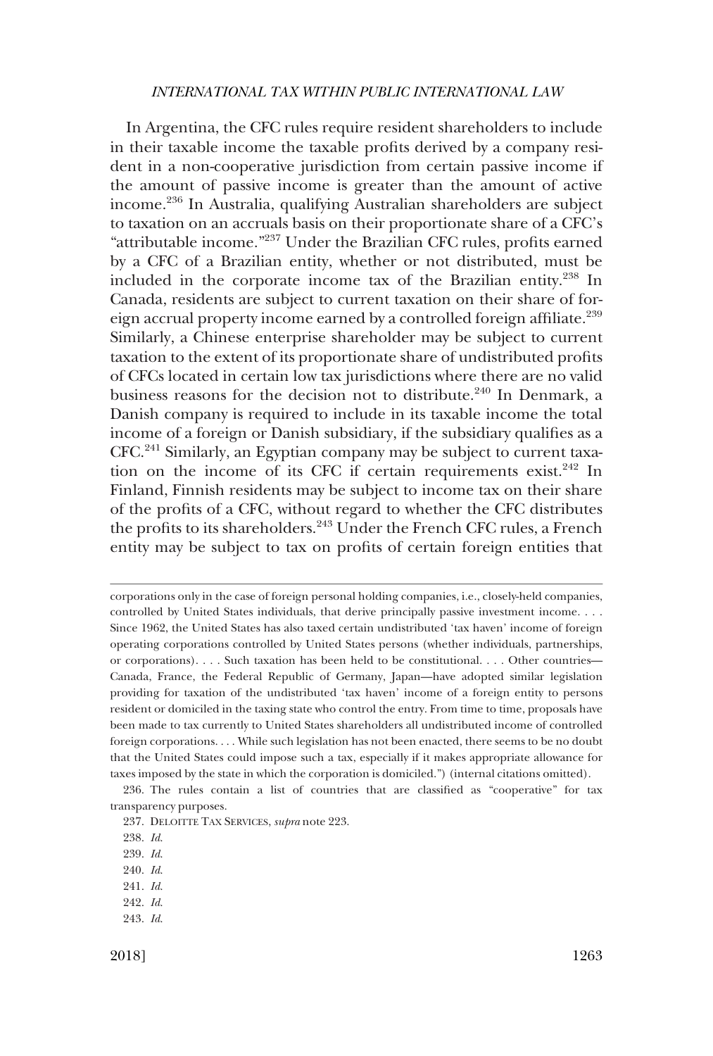In Argentina, the CFC rules require resident shareholders to include in their taxable income the taxable profits derived by a company resident in a non-cooperative jurisdiction from certain passive income if the amount of passive income is greater than the amount of active income.[236] In Australia, qualifying Australian shareholders are subject to taxation on an accruals basis on their proportionate share of a CFC's "attributable income."[237] Under the Brazilian CFC rules, profits earned by a CFC of a Brazilian entity, whether or not distributed, must be included in the corporate income tax of the Brazilian entity.[238] In Canada, residents are subject to current taxation on their share of foreign accrual property income earned by a controlled foreign affiliate.[239] Similarly, a Chinese enterprise shareholder may be subject to current taxation to the extent of its proportionate share of undistributed profits of CFCs located in certain low tax jurisdictions where there are no valid business reasons for the decision not to distribute.[240] In Denmark, a Danish company is required to include in its taxable income the total income of a foreign or Danish subsidiary, if the subsidiary qualifies as a CFC.[241] Similarly, an Egyptian company may be subject to current taxation on the income of its CFC if certain requirements exist.[242] In Finland, Finnish residents may be subject to income tax on their share of the profits of a CFC, without regard to whether the CFC distributes the profits to its shareholders.[243] Under the French CFC rules, a French entity may be subject to tax on profits of certain foreign entities that

---

corporations only in the case of foreign personal holding companies, i.e., closely-held companies, controlled by United States individuals, that derive principally passive investment income. . . . Since 1962, the United States has also taxed certain undistributed 'tax haven' income of foreign operating corporations controlled by United States persons (whether individuals, partnerships, or corporations). . . . Such taxation has been held to be constitutional. . . . Other countries—Canada, France, the Federal Republic of Germany, Japan—have adopted similar legislation providing for taxation of the undistributed 'tax haven' income of a foreign entity to persons resident or domiciled in the taxing state who control the entry. From time to time, proposals have been made to tax currently to United States shareholders all undistributed income of controlled foreign corporations. . . . While such legislation has not been enacted, there seems to be no doubt that the United States could impose such a tax, especially if it makes appropriate allowance for taxes imposed by the state in which the corporation is domiciled.") (internal citations omitted).

236. The rules contain a list of countries that are classified as "cooperative" for tax transparency purposes.

237. DELOITTE TAX SERVICES, *supra* note 223.

238. *Id.*

239. *Id.*

240. *Id.*

241. *Id.*

242. *Id.*

243. *Id.*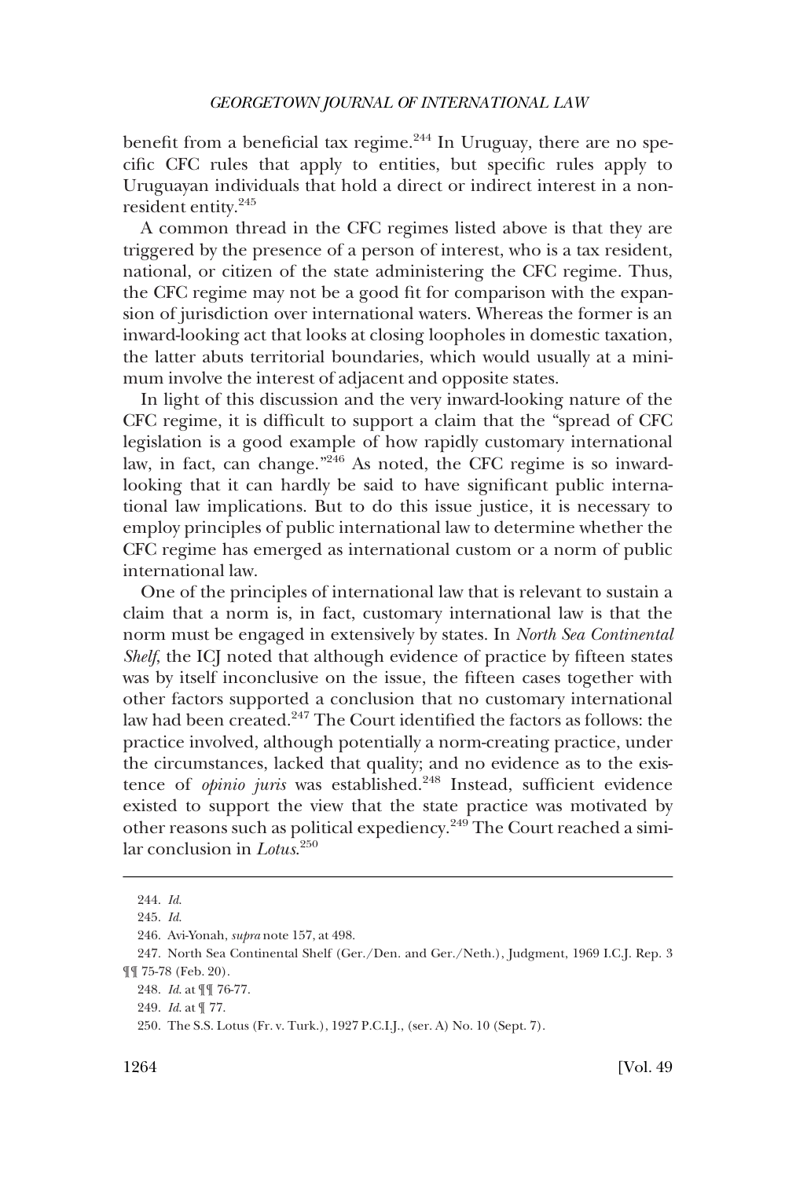benefit from a beneficial tax regime.[244] In Uruguay, there are no specific CFC rules that apply to entities, but specific rules apply to Uruguayan individuals that hold a direct or indirect interest in a non-resident entity.[245]

A common thread in the CFC regimes listed above is that they are triggered by the presence of a person of interest, who is a tax resident, national, or citizen of the state administering the CFC regime. Thus, the CFC regime may not be a good fit for comparison with the expansion of jurisdiction over international waters. Whereas the former is an inward-looking act that looks at closing loopholes in domestic taxation, the latter abuts territorial boundaries, which would usually at a minimum involve the interest of adjacent and opposite states.

In light of this discussion and the very inward-looking nature of the CFC regime, it is difficult to support a claim that the "spread of CFC legislation is a good example of how rapidly customary international law, in fact, can change."[246] As noted, the CFC regime is so inward-looking that it can hardly be said to have significant public international law implications. But to do this issue justice, it is necessary to employ principles of public international law to determine whether the CFC regime has emerged as international custom or a norm of public international law.

One of the principles of international law that is relevant to sustain a claim that a norm is, in fact, customary international law is that the norm must be engaged in extensively by states. In *North Sea Continental Shelf*, the ICJ noted that although evidence of practice by fifteen states was by itself inconclusive on the issue, the fifteen cases together with other factors supported a conclusion that no customary international law had been created.[247] The Court identified the factors as follows: the practice involved, although potentially a norm-creating practice, under the circumstances, lacked that quality; and no evidence as to the existence of *opinio juris* was established.[248] Instead, sufficient evidence existed to support the view that the state practice was motivated by other reasons such as political expediency.[249] The Court reached a similar conclusion in *Lotus*.[250]

---

244. *Id*.

245. *Id*.

246. Avi-Yonah, *supra* note 157, at 498.

247. North Sea Continental Shelf (Ger./Den. and Ger./Neth.), Judgment, 1969 I.C.J. Rep. 3 ¶¶ 75-78 (Feb. 20).

248. *Id*. at ¶¶ 76-77.

249. *Id*. at ¶ 77.

250. The S.S. Lotus (Fr. v. Turk.), 1927 P.C.I.J., (ser. A) No. 10 (Sept. 7).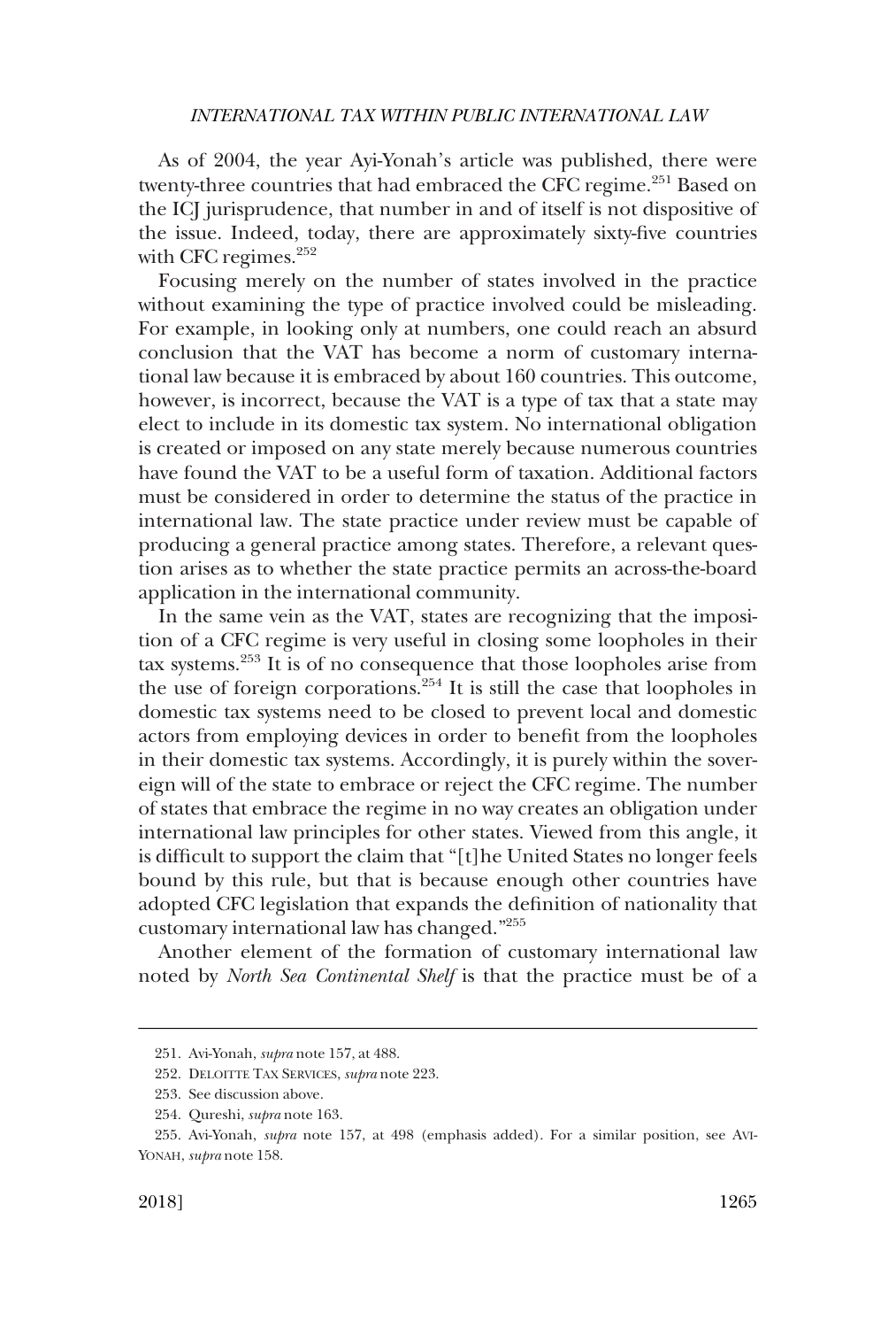As of 2004, the year Ayi-Yonah's article was published, there were twenty-three countries that had embraced the CFC regime.[251] Based on the ICJ jurisprudence, that number in and of itself is not dispositive of the issue. Indeed, today, there are approximately sixty-five countries with CFC regimes.[252]

Focusing merely on the number of states involved in the practice without examining the type of practice involved could be misleading. For example, in looking only at numbers, one could reach an absurd conclusion that the VAT has become a norm of customary international law because it is embraced by about 160 countries. This outcome, however, is incorrect, because the VAT is a type of tax that a state may elect to include in its domestic tax system. No international obligation is created or imposed on any state merely because numerous countries have found the VAT to be a useful form of taxation. Additional factors must be considered in order to determine the status of the practice in international law. The state practice under review must be capable of producing a general practice among states. Therefore, a relevant question arises as to whether the state practice permits an across-the-board application in the international community.

In the same vein as the VAT, states are recognizing that the imposition of a CFC regime is very useful in closing some loopholes in their tax systems.[253] It is of no consequence that those loopholes arise from the use of foreign corporations.[254] It is still the case that loopholes in domestic tax systems need to be closed to prevent local and domestic actors from employing devices in order to benefit from the loopholes in their domestic tax systems. Accordingly, it is purely within the sovereign will of the state to embrace or reject the CFC regime. The number of states that embrace the regime in no way creates an obligation under international law principles for other states. Viewed from this angle, it is difficult to support the claim that "[t]he United States no longer feels bound by this rule, but that is because enough other countries have adopted CFC legislation that expands the definition of nationality that customary international law has changed."[255]

Another element of the formation of customary international law noted by *North Sea Continental Shelf* is that the practice must be of a

---

251. Avi-Yonah, *supra* note 157, at 488.

252. DELOITTE TAX SERVICES, *supra* note 223.

253. See discussion above.

254. Qureshi, *supra* note 163.

255. Avi-Yonah, *supra* note 157, at 498 (emphasis added). For a similar position, see AVI-YONAH, *supra* note 158.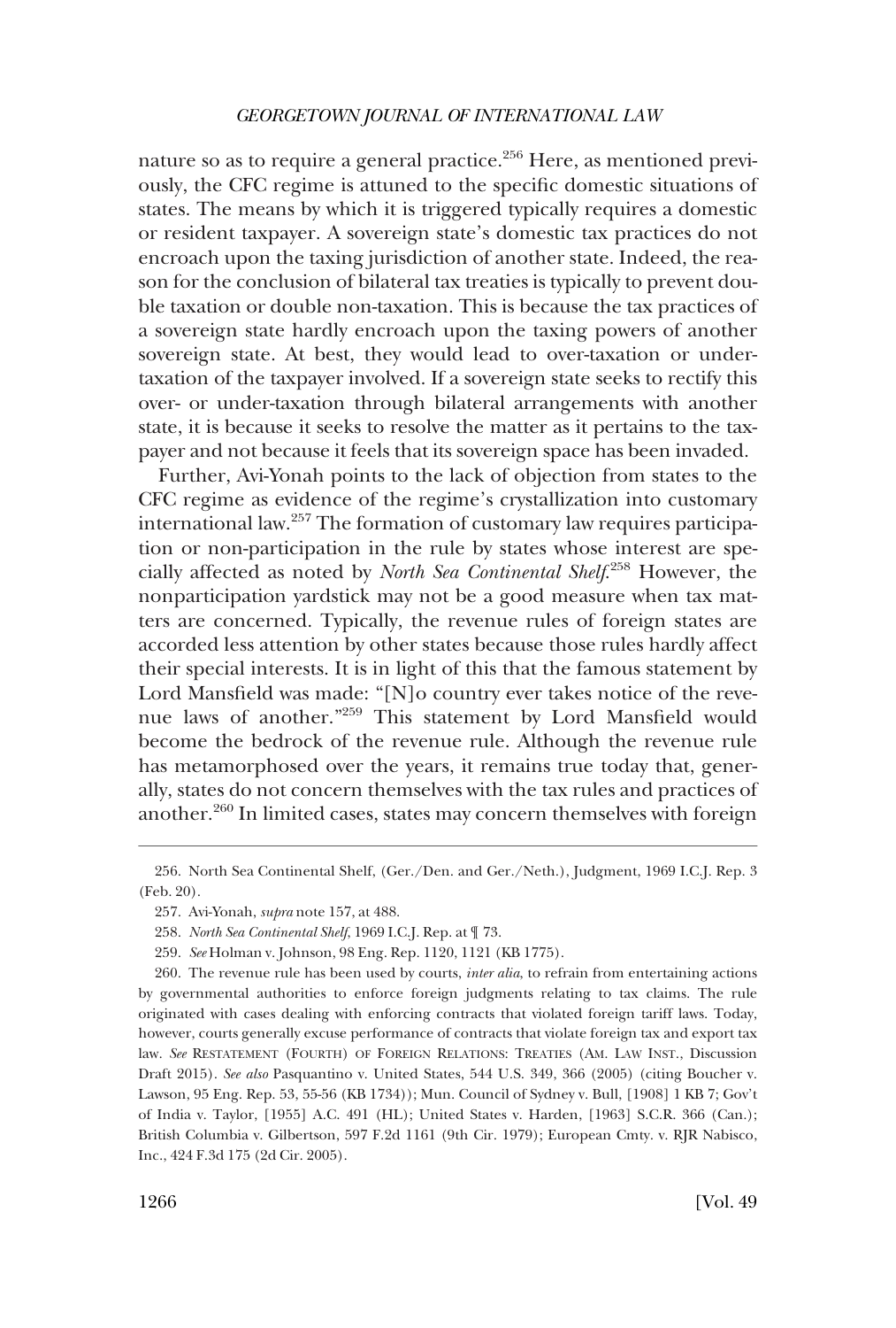nature so as to require a general practice.[256] Here, as mentioned previously, the CFC regime is attuned to the specific domestic situations of states. The means by which it is triggered typically requires a domestic or resident taxpayer. A sovereign state's domestic tax practices do not encroach upon the taxing jurisdiction of another state. Indeed, the reason for the conclusion of bilateral tax treaties is typically to prevent double taxation or double non-taxation. This is because the tax practices of a sovereign state hardly encroach upon the taxing powers of another sovereign state. At best, they would lead to over-taxation or under-taxation of the taxpayer involved. If a sovereign state seeks to rectify this over- or under-taxation through bilateral arrangements with another state, it is because it seeks to resolve the matter as it pertains to the taxpayer and not because it feels that its sovereign space has been invaded.

Further, Avi-Yonah points to the lack of objection from states to the CFC regime as evidence of the regime's crystallization into customary international law.[257] The formation of customary law requires participation or non-participation in the rule by states whose interest are specially affected as noted by *North Sea Continental Shelf*.[258] However, the nonparticipation yardstick may not be a good measure when tax matters are concerned. Typically, the revenue rules of foreign states are accorded less attention by other states because those rules hardly affect their special interests. It is in light of this that the famous statement by Lord Mansfield was made: "[N]o country ever takes notice of the revenue laws of another."[259] This statement by Lord Mansfield would become the bedrock of the revenue rule. Although the revenue rule has metamorphosed over the years, it remains true today that, generally, states do not concern themselves with the tax rules and practices of another.[260] In limited cases, states may concern themselves with foreign

---

256. North Sea Continental Shelf, (Ger./Den. and Ger./Neth.), Judgment, 1969 I.C.J. Rep. 3 (Feb. 20).

257. Avi-Yonah, *supra* note 157, at 488.

258. *North Sea Continental Shelf*, 1969 I.C.J. Rep. at ¶ 73.

259. *See* Holman v. Johnson, 98 Eng. Rep. 1120, 1121 (KB 1775).

260. The revenue rule has been used by courts, *inter alia*, to refrain from entertaining actions by governmental authorities to enforce foreign judgments relating to tax claims. The rule originated with cases dealing with enforcing contracts that violated foreign tariff laws. Today, however, courts generally excuse performance of contracts that violate foreign tax and export tax law. *See* RESTATEMENT (FOURTH) OF FOREIGN RELATIONS: TREATIES (AM. LAW INST., Discussion Draft 2015). *See also* Pasquantino v. United States, 544 U.S. 349, 366 (2005) (citing Boucher v. Lawson, 95 Eng. Rep. 53, 55-56 (KB 1734)); Mun. Council of Sydney v. Bull, [1908] 1 KB 7; Gov't of India v. Taylor, [1955] A.C. 491 (HL); United States v. Harden, [1963] S.C.R. 366 (Can.); British Columbia v. Gilbertson, 597 F.2d 1161 (9th Cir. 1979); European Cmty. v. RJR Nabisco, Inc., 424 F.3d 175 (2d Cir. 2005).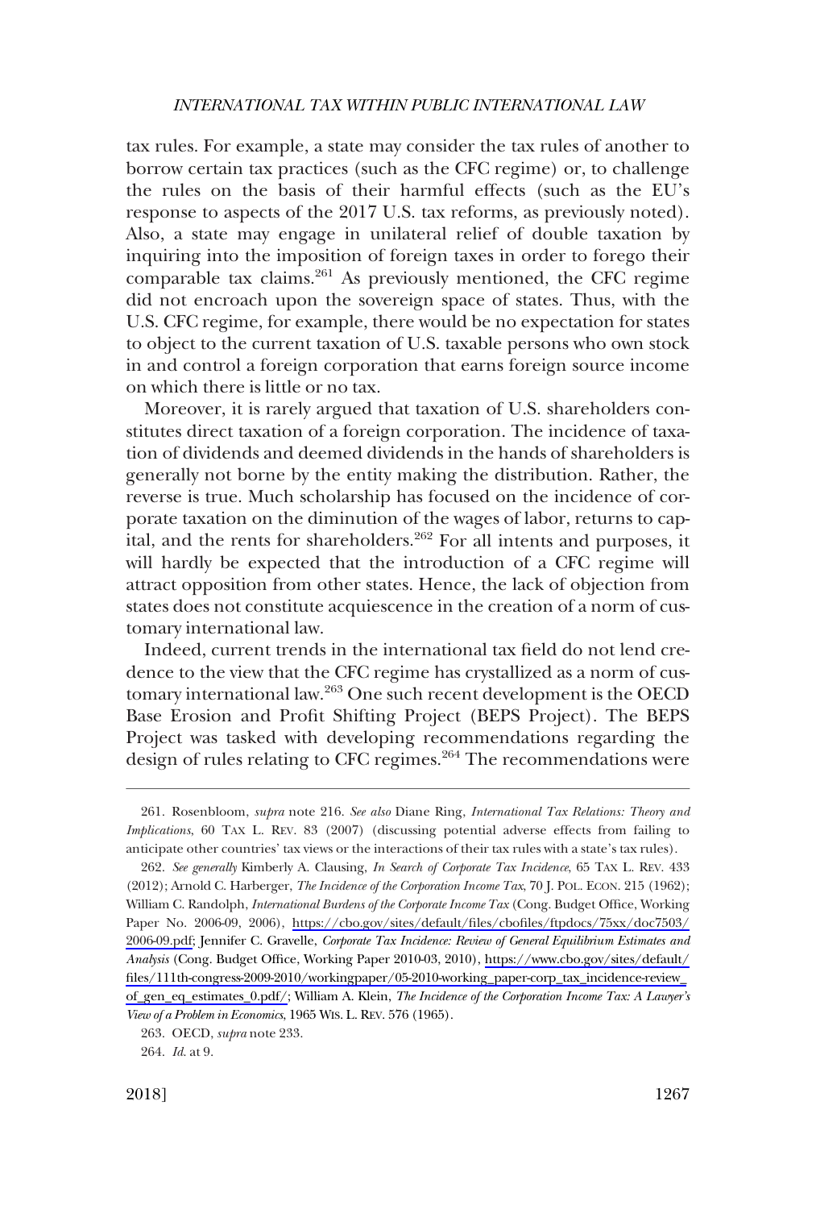tax rules. For example, a state may consider the tax rules of another to borrow certain tax practices (such as the CFC regime) or, to challenge the rules on the basis of their harmful effects (such as the EU's response to aspects of the 2017 U.S. tax reforms, as previously noted). Also, a state may engage in unilateral relief of double taxation by inquiring into the imposition of foreign taxes in order to forego their comparable tax claims.[261] As previously mentioned, the CFC regime did not encroach upon the sovereign space of states. Thus, with the U.S. CFC regime, for example, there would be no expectation for states to object to the current taxation of U.S. taxable persons who own stock in and control a foreign corporation that earns foreign source income on which there is little or no tax.

Moreover, it is rarely argued that taxation of U.S. shareholders constitutes direct taxation of a foreign corporation. The incidence of taxation of dividends and deemed dividends in the hands of shareholders is generally not borne by the entity making the distribution. Rather, the reverse is true. Much scholarship has focused on the incidence of corporate taxation on the diminution of the wages of labor, returns to capital, and the rents for shareholders.[262] For all intents and purposes, it will hardly be expected that the introduction of a CFC regime will attract opposition from other states. Hence, the lack of objection from states does not constitute acquiescence in the creation of a norm of customary international law.

Indeed, current trends in the international tax field do not lend credence to the view that the CFC regime has crystallized as a norm of customary international law.[263] One such recent development is the OECD Base Erosion and Profit Shifting Project (BEPS Project). The BEPS Project was tasked with developing recommendations regarding the design of rules relating to CFC regimes.[264] The recommendations were

---

261. Rosenbloom, *supra* note 216. *See also* Diane Ring, *International Tax Relations: Theory and Implications*, 60 TAX L. REV. 83 (2007) (discussing potential adverse effects from failing to anticipate other countries' tax views or the interactions of their tax rules with a state's tax rules).

262. *See generally* Kimberly A. Clausing, *In Search of Corporate Tax Incidence*, 65 TAX L. REV. 433 (2012); Arnold C. Harberger, *The Incidence of the Corporation Income Tax*, 70 J. POL. ECON. 215 (1962); William C. Randolph, *International Burdens of the Corporate Income Tax* (Cong. Budget Office, Working Paper No. 2006-09, 2006), https://cbo.gov/sites/default/files/cbofiles/ftpdocs/75xx/doc7503/2006-09.pdf; Jennifer C. Gravelle, *Corporate Tax Incidence: Review of General Equilibrium Estimates and Analysis* (Cong. Budget Office, Working Paper 2010-03, 2010), https://www.cbo.gov/sites/default/files/111th-congress-2009-2010/workingpaper/05-2010-working_paper-corp_tax_incidence-review_of_gen_eq_estimates_0.pdf/; William A. Klein, *The Incidence of the Corporation Income Tax: A Lawyer's View of a Problem in Economics*, 1965 WIS. L. REV. 576 (1965).

263. OECD, *supra* note 233.

264. *Id.* at 9.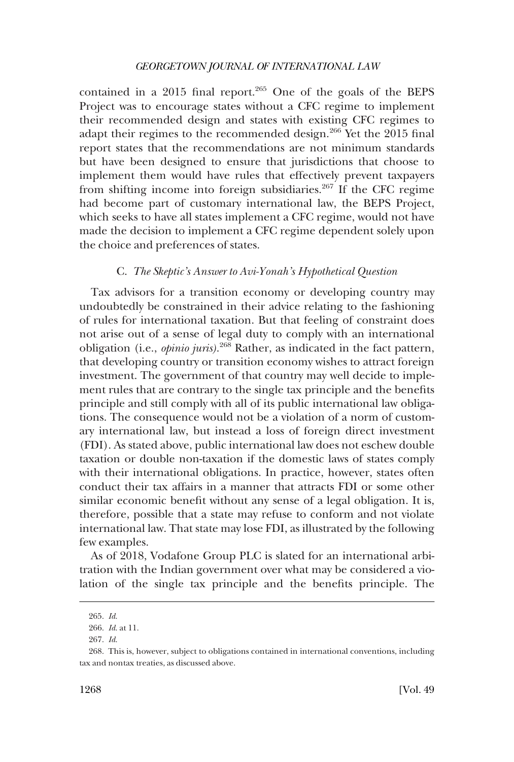contained in a 2015 final report.[265] One of the goals of the BEPS Project was to encourage states without a CFC regime to implement their recommended design and states with existing CFC regimes to adapt their regimes to the recommended design.[266] Yet the 2015 final report states that the recommendations are not minimum standards but have been designed to ensure that jurisdictions that choose to implement them would have rules that effectively prevent taxpayers from shifting income into foreign subsidiaries.[267] If the CFC regime had become part of customary international law, the BEPS Project, which seeks to have all states implement a CFC regime, would not have made the decision to implement a CFC regime dependent solely upon the choice and preferences of states.

### C. *The Skeptic's Answer to Avi-Yonah's Hypothetical Question*

Tax advisors for a transition economy or developing country may undoubtedly be constrained in their advice relating to the fashioning of rules for international taxation. But that feeling of constraint does not arise out of a sense of legal duty to comply with an international obligation (i.e., *opinio juris*).[268] Rather, as indicated in the fact pattern, that developing country or transition economy wishes to attract foreign investment. The government of that country may well decide to implement rules that are contrary to the single tax principle and the benefits principle and still comply with all of its public international law obligations. The consequence would not be a violation of a norm of customary international law, but instead a loss of foreign direct investment (FDI). As stated above, public international law does not eschew double taxation or double non-taxation if the domestic laws of states comply with their international obligations. In practice, however, states often conduct their tax affairs in a manner that attracts FDI or some other similar economic benefit without any sense of a legal obligation. It is, therefore, possible that a state may refuse to conform and not violate international law. That state may lose FDI, as illustrated by the following few examples.

As of 2018, Vodafone Group PLC is slated for an international arbitration with the Indian government over what may be considered a violation of the single tax principle and the benefits principle. The

---

265. *Id.*

266. *Id.* at 11.

267. *Id.*

268. This is, however, subject to obligations contained in international conventions, including tax and nontax treaties, as discussed above.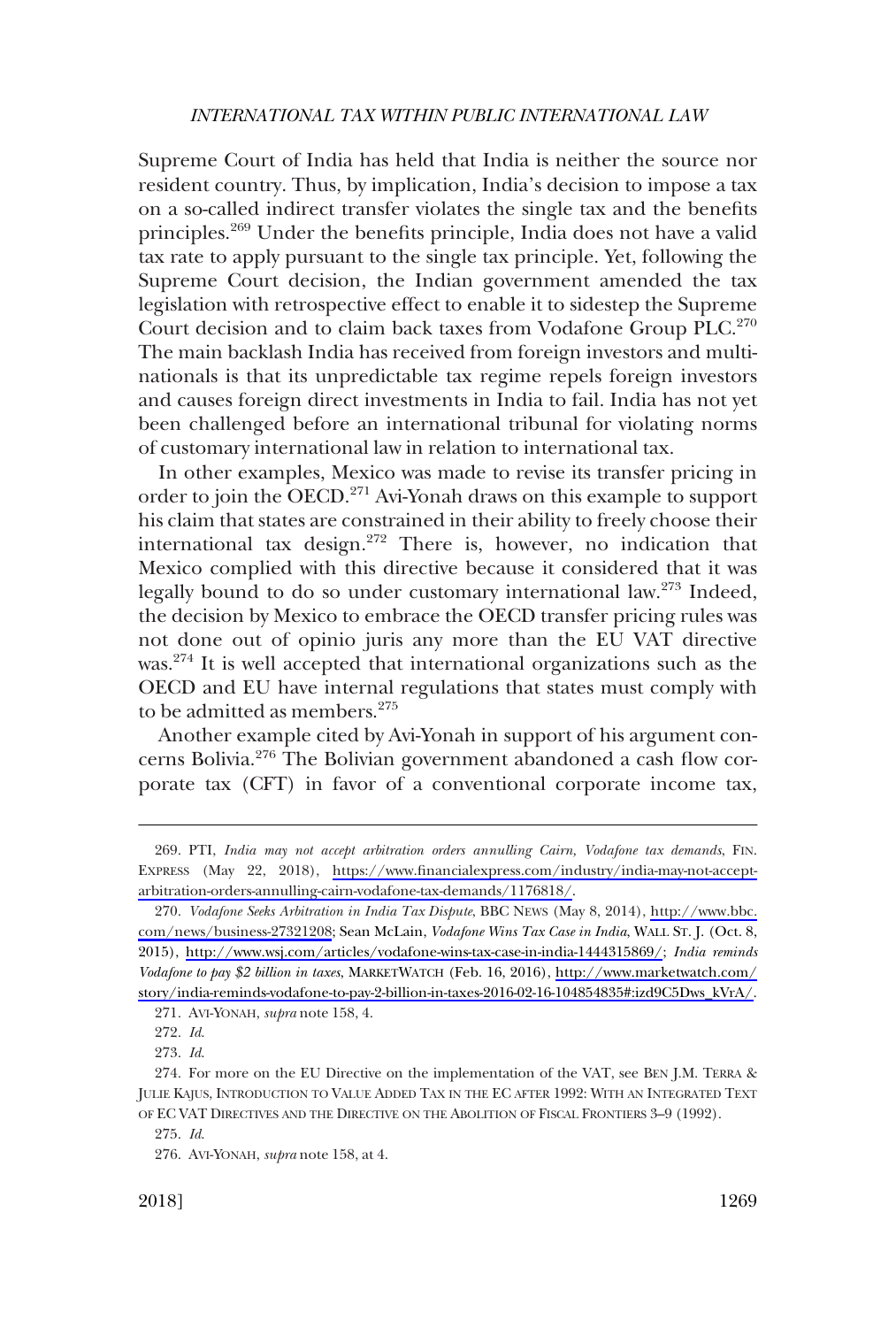Supreme Court of India has held that India is neither the source nor resident country. Thus, by implication, India's decision to impose a tax on a so-called indirect transfer violates the single tax and the benefits principles.[269] Under the benefits principle, India does not have a valid tax rate to apply pursuant to the single tax principle. Yet, following the Supreme Court decision, the Indian government amended the tax legislation with retrospective effect to enable it to sidestep the Supreme Court decision and to claim back taxes from Vodafone Group PLC.[270] The main backlash India has received from foreign investors and multinationals is that its unpredictable tax regime repels foreign investors and causes foreign direct investments in India to fail. India has not yet been challenged before an international tribunal for violating norms of customary international law in relation to international tax.

In other examples, Mexico was made to revise its transfer pricing in order to join the OECD.[271] Avi-Yonah draws on this example to support his claim that states are constrained in their ability to freely choose their international tax design.[272] There is, however, no indication that Mexico complied with this directive because it considered that it was legally bound to do so under customary international law.[273] Indeed, the decision by Mexico to embrace the OECD transfer pricing rules was not done out of opinio juris any more than the EU VAT directive was.[274] It is well accepted that international organizations such as the OECD and EU have internal regulations that states must comply with to be admitted as members.[275]

Another example cited by Avi-Yonah in support of his argument concerns Bolivia.[276] The Bolivian government abandoned a cash flow corporate tax (CFT) in favor of a conventional corporate income tax,

---

269. PTI, *India may not accept arbitration orders annulling Cairn, Vodafone tax demands*, FIN. EXPRESS (May 22, 2018), https://www.financialexpress.com/industry/india-may-not-accept-arbitration-orders-annulling-cairn-vodafone-tax-demands/1176818/.

270. *Vodafone Seeks Arbitration in India Tax Dispute*, BBC NEWS (May 8, 2014), http://www.bbc.com/news/business-27321208; Sean McLain, *Vodafone Wins Tax Case in India*, WALL ST. J. (Oct. 8, 2015), http://www.wsj.com/articles/vodafone-wins-tax-case-in-india-1444315869/; *India reminds Vodafone to pay $2 billion in taxes*, MARKETWATCH (Feb. 16, 2016), http://www.marketwatch.com/story/india-reminds-vodafone-to-pay-2-billion-in-taxes-2016-02-16-104854835#:izd9C5Dws_kVrA/.

271. AVI-YONAH, *supra* note 158, 4.

272. *Id.*

273. *Id.*

274. For more on the EU Directive on the implementation of the VAT, see BEN J.M. TERRA & JULIE KAJUS, INTRODUCTION TO VALUE ADDED TAX IN THE EC AFTER 1992: WITH AN INTEGRATED TEXT OF EC VAT DIRECTIVES AND THE DIRECTIVE ON THE ABOLITION OF FISCAL FRONTIERS 3–9 (1992).

275. *Id.*

276. AVI-YONAH, *supra* note 158, at 4.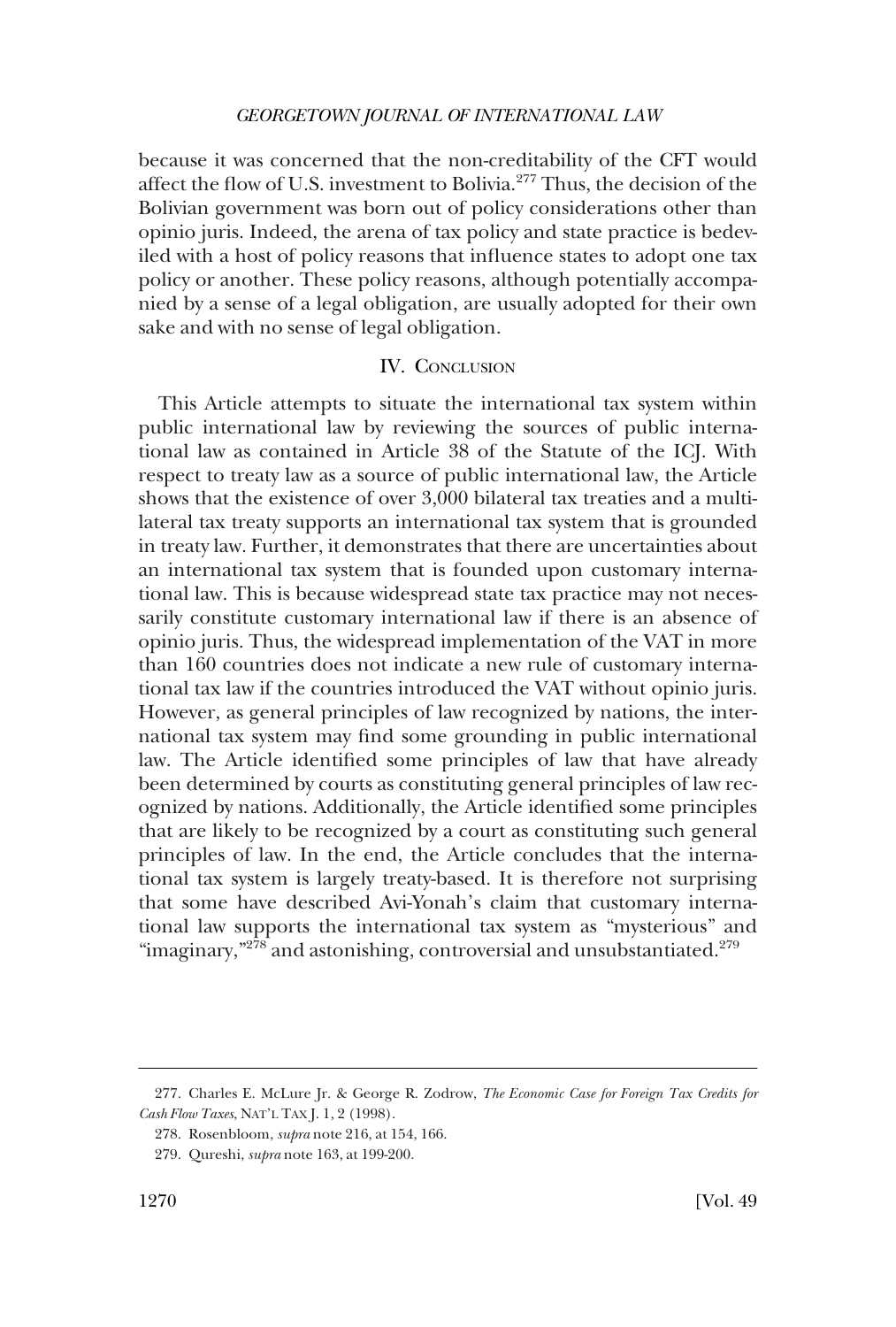because it was concerned that the non-creditability of the CFT would affect the flow of U.S. investment to Bolivia.[277] Thus, the decision of the Bolivian government was born out of policy considerations other than opinio juris. Indeed, the arena of tax policy and state practice is bedeviled with a host of policy reasons that influence states to adopt one tax policy or another. These policy reasons, although potentially accompanied by a sense of a legal obligation, are usually adopted for their own sake and with no sense of legal obligation.

## IV. Conclusion

This Article attempts to situate the international tax system within public international law by reviewing the sources of public international law as contained in Article 38 of the Statute of the ICJ. With respect to treaty law as a source of public international law, the Article shows that the existence of over 3,000 bilateral tax treaties and a multilateral tax treaty supports an international tax system that is grounded in treaty law. Further, it demonstrates that there are uncertainties about an international tax system that is founded upon customary international law. This is because widespread state tax practice may not necessarily constitute customary international law if there is an absence of opinio juris. Thus, the widespread implementation of the VAT in more than 160 countries does not indicate a new rule of customary international tax law if the countries introduced the VAT without opinio juris. However, as general principles of law recognized by nations, the international tax system may find some grounding in public international law. The Article identified some principles of law that have already been determined by courts as constituting general principles of law recognized by nations. Additionally, the Article identified some principles that are likely to be recognized by a court as constituting such general principles of law. In the end, the Article concludes that the international tax system is largely treaty-based. It is therefore not surprising that some have described Avi-Yonah's claim that customary international law supports the international tax system as "mysterious" and "imaginary,"[278] and astonishing, controversial and unsubstantiated.[279]

---

277. Charles E. McLure Jr. & George R. Zodrow, *The Economic Case for Foreign Tax Credits for Cash Flow Taxes*, NAT'L TAX J. 1, 2 (1998).

278. Rosenbloom, *supra* note 216, at 154, 166.

279. Qureshi, *supra* note 163, at 199-200.